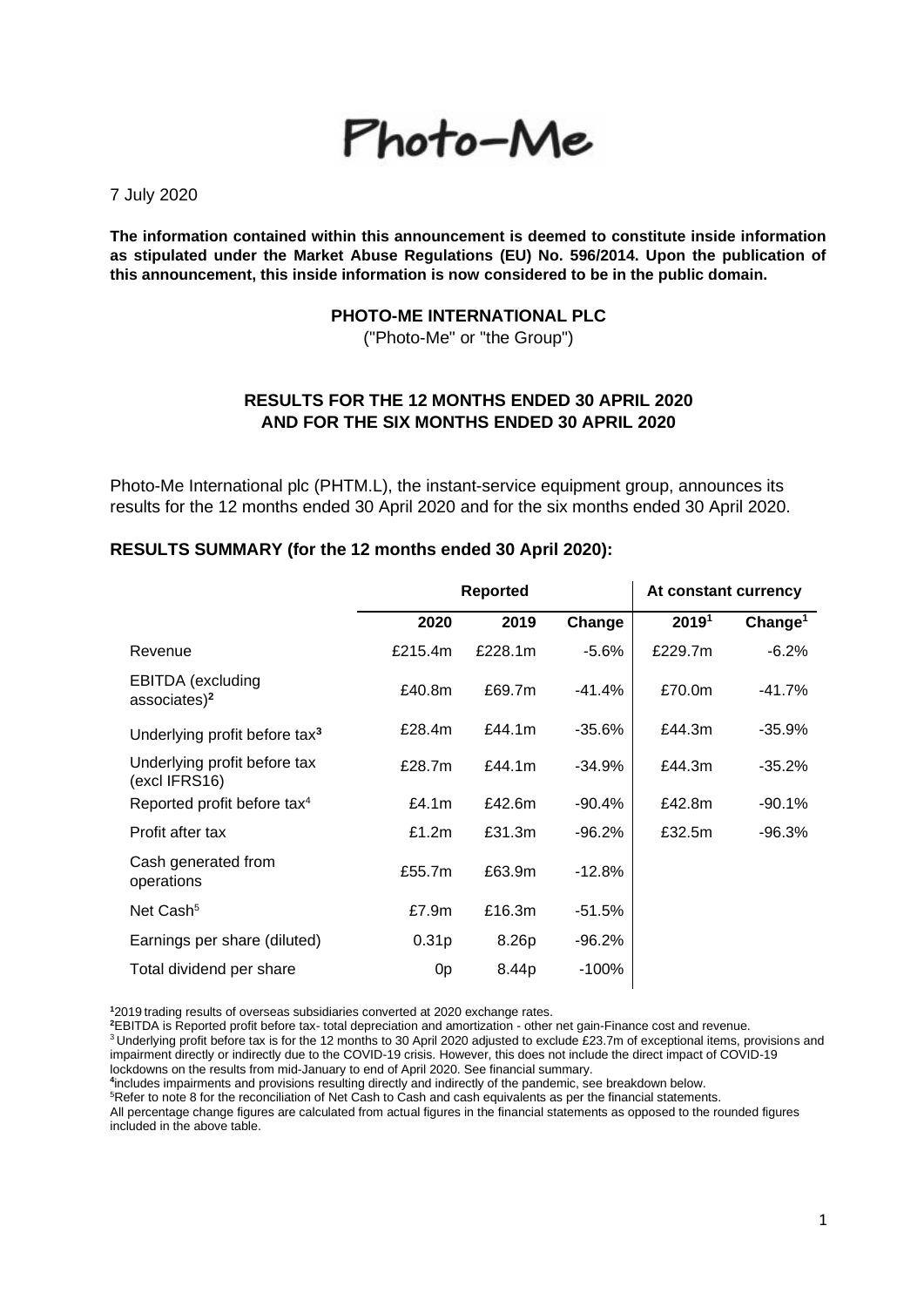Photo-Me

7 July 2020

**The information contained within this announcement is deemed to constitute inside information as stipulated under the Market Abuse Regulations (EU) No. 596/2014. Upon the publication of this announcement, this inside information is now considered to be in the public domain.**

**PHOTO-ME INTERNATIONAL PLC**

("Photo-Me" or "the Group")

**RESULTS FOR THE 12 MONTHS ENDED 30 APRIL 2020 AND FOR THE SIX MONTHS ENDED 30 APRIL 2020**

Photo-Me International plc (PHTM.L), the instant-service equipment group, announces its results for the 12 months ended 30 April 2020 and for the six months ended 30 April 2020.

**RESULTS SUMMARY (for the 12 months ended 30 April 2020):**

| | **Reported** | | | **At constant currency** | |
|---|---|---|---|---|---|
| | **2020** | **2019** | **Change** | **2019[1]** | **Change[1]** |
| Revenue | £215.4m | £228.1m | -5.6% | £229.7m | -6.2% |
| EBITDA (excluding associates)[2] | £40.8m | £69.7m | -41.4% | £70.0m | -41.7% |
| Underlying profit before tax[3] | £28.4m | £44.1m | -35.6% | £44.3m | -35.9% |
| Underlying profit before tax (excl IFRS16) | £28.7m | £44.1m | -34.9% | £44.3m | -35.2% |
| Reported profit before tax[4] | £4.1m | £42.6m | -90.4% | £42.8m | -90.1% |
| Profit after tax | £1.2m | £31.3m | -96.2% | £32.5m | -96.3% |
| Cash generated from operations | £55.7m | £63.9m | -12.8% | | |
| Net Cash[5] | £7.9m | £16.3m | -51.5% | | |
| Earnings per share (diluted) | 0.31p | 8.26p | -96.2% | | |
| Total dividend per share | 0p | 8.44p | -100% | | |

[1]2019 trading results of overseas subsidiaries converted at 2020 exchange rates.
[2]EBITDA is Reported profit before tax- total depreciation and amortization - other net gain-Finance cost and revenue.
[3] Underlying profit before tax is for the 12 months to 30 April 2020 adjusted to exclude £23.7m of exceptional items, provisions and impairment directly or indirectly due to the COVID-19 crisis. However, this does not include the direct impact of COVID-19 lockdowns on the results from mid-January to end of April 2020. See financial summary.
[4]includes impairments and provisions resulting directly and indirectly of the pandemic, see breakdown below.
[5]Refer to note 8 for the reconciliation of Net Cash to Cash and cash equivalents as per the financial statements.
All percentage change figures are calculated from actual figures in the financial statements as opposed to the rounded figures included in the above table.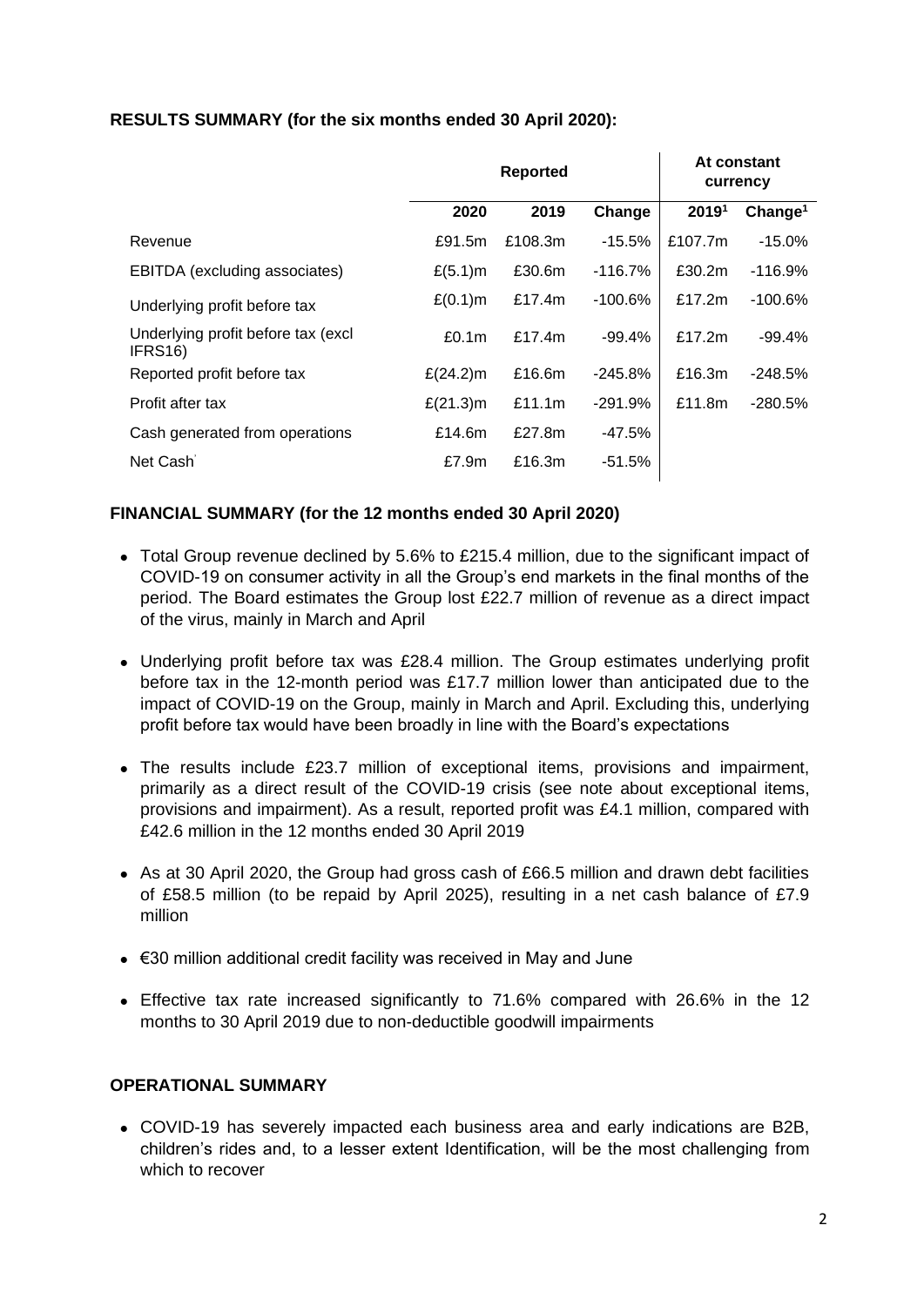**RESULTS SUMMARY (for the six months ended 30 April 2020):**

| | Reported | | | At constant currency | |
|---|---|---|---|---|---|
| | 2020 | 2019 | Change | 2019[1] | Change[1] |
| Revenue | £91.5m | £108.3m | -15.5% | £107.7m | -15.0% |
| EBITDA (excluding associates) | £(5.1)m | £30.6m | -116.7% | £30.2m | -116.9% |
| Underlying profit before tax | £(0.1)m | £17.4m | -100.6% | £17.2m | -100.6% |
| Underlying profit before tax (excl IFRS16) | £0.1m | £17.4m | -99.4% | £17.2m | -99.4% |
| Reported profit before tax | £(24.2)m | £16.6m | -245.8% | £16.3m | -248.5% |
| Profit after tax | £(21.3)m | £11.1m | -291.9% | £11.8m | -280.5% |
| Cash generated from operations | £14.6m | £27.8m | -47.5% | | |
| Net Cash | £7.9m | £16.3m | -51.5% | | |

**FINANCIAL SUMMARY (for the 12 months ended 30 April 2020)**

- Total Group revenue declined by 5.6% to £215.4 million, due to the significant impact of COVID-19 on consumer activity in all the Group's end markets in the final months of the period. The Board estimates the Group lost £22.7 million of revenue as a direct impact of the virus, mainly in March and April
- Underlying profit before tax was £28.4 million. The Group estimates underlying profit before tax in the 12-month period was £17.7 million lower than anticipated due to the impact of COVID-19 on the Group, mainly in March and April. Excluding this, underlying profit before tax would have been broadly in line with the Board's expectations
- The results include £23.7 million of exceptional items, provisions and impairment, primarily as a direct result of the COVID-19 crisis (see note about exceptional items, provisions and impairment). As a result, reported profit was £4.1 million, compared with £42.6 million in the 12 months ended 30 April 2019
- As at 30 April 2020, the Group had gross cash of £66.5 million and drawn debt facilities of £58.5 million (to be repaid by April 2025), resulting in a net cash balance of £7.9 million
- €30 million additional credit facility was received in May and June
- Effective tax rate increased significantly to 71.6% compared with 26.6% in the 12 months to 30 April 2019 due to non-deductible goodwill impairments

**OPERATIONAL SUMMARY**

- COVID-19 has severely impacted each business area and early indications are B2B, children's rides and, to a lesser extent Identification, will be the most challenging from which to recover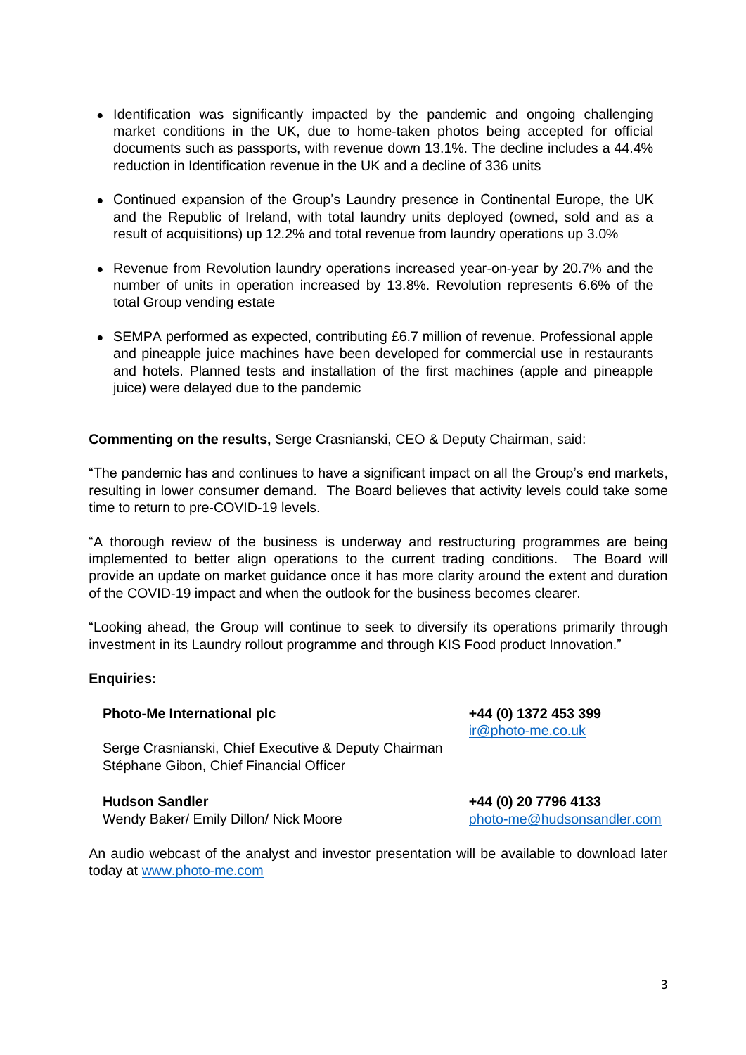- Identification was significantly impacted by the pandemic and ongoing challenging market conditions in the UK, due to home-taken photos being accepted for official documents such as passports, with revenue down 13.1%. The decline includes a 44.4% reduction in Identification revenue in the UK and a decline of 336 units

- Continued expansion of the Group's Laundry presence in Continental Europe, the UK and the Republic of Ireland, with total laundry units deployed (owned, sold and as a result of acquisitions) up 12.2% and total revenue from laundry operations up 3.0%

- Revenue from Revolution laundry operations increased year-on-year by 20.7% and the number of units in operation increased by 13.8%. Revolution represents 6.6% of the total Group vending estate

- SEMPA performed as expected, contributing £6.7 million of revenue. Professional apple and pineapple juice machines have been developed for commercial use in restaurants and hotels. Planned tests and installation of the first machines (apple and pineapple juice) were delayed due to the pandemic

**Commenting on the results,** Serge Crasnianski, CEO & Deputy Chairman, said:

"The pandemic has and continues to have a significant impact on all the Group's end markets, resulting in lower consumer demand. The Board believes that activity levels could take some time to return to pre-COVID-19 levels.

"A thorough review of the business is underway and restructuring programmes are being implemented to better align operations to the current trading conditions. The Board will provide an update on market guidance once it has more clarity around the extent and duration of the COVID-19 impact and when the outlook for the business becomes clearer.

"Looking ahead, the Group will continue to seek to diversify its operations primarily through investment in its Laundry rollout programme and through KIS Food product Innovation."

**Enquiries:**

**Photo-Me International plc** — **+44 (0) 1372 453 399** — ir@photo-me.co.uk

Serge Crasnianski, Chief Executive & Deputy Chairman
Stéphane Gibon, Chief Financial Officer

**Hudson Sandler** — **+44 (0) 20 7796 4133**
Wendy Baker/ Emily Dillon/ Nick Moore — photo-me@hudsonsandler.com

An audio webcast of the analyst and investor presentation will be available to download later today at www.photo-me.com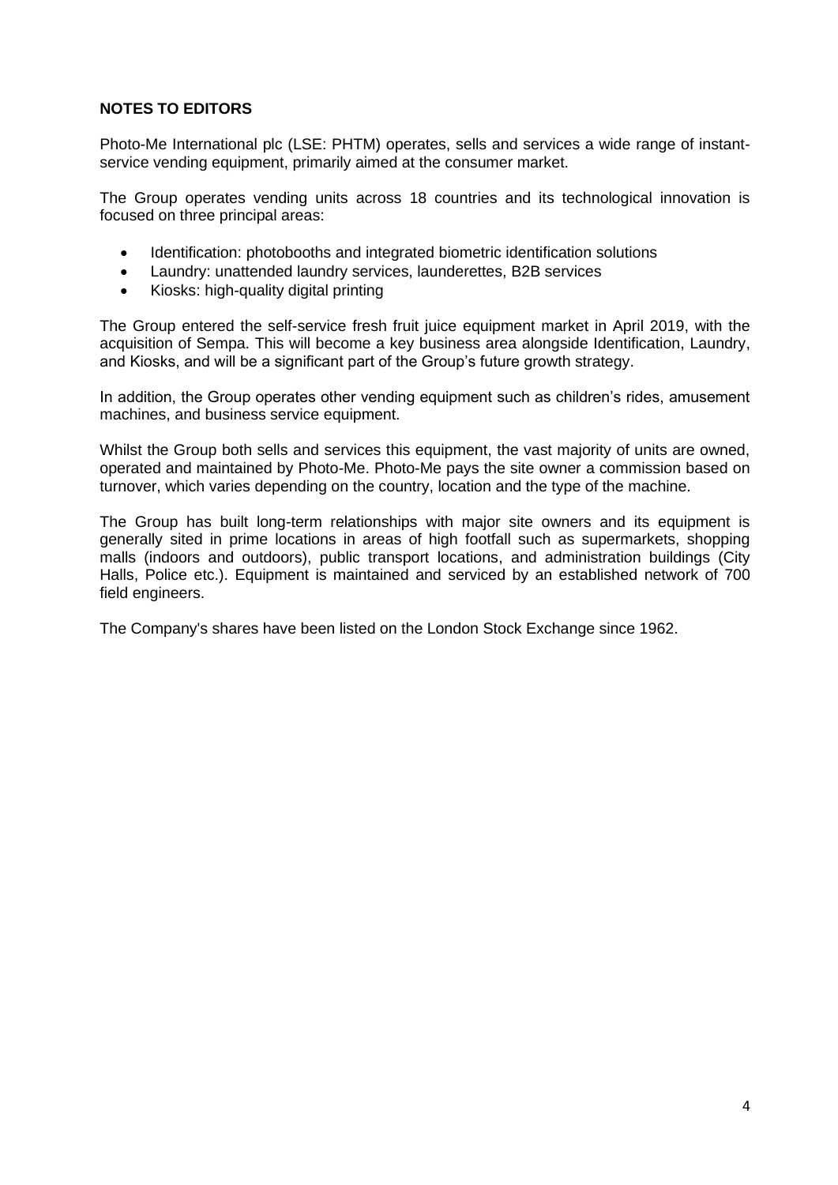**NOTES TO EDITORS**

Photo-Me International plc (LSE: PHTM) operates, sells and services a wide range of instant-service vending equipment, primarily aimed at the consumer market.

The Group operates vending units across 18 countries and its technological innovation is focused on three principal areas:

- Identification: photobooths and integrated biometric identification solutions
- Laundry: unattended laundry services, launderettes, B2B services
- Kiosks: high-quality digital printing

The Group entered the self-service fresh fruit juice equipment market in April 2019, with the acquisition of Sempa. This will become a key business area alongside Identification, Laundry, and Kiosks, and will be a significant part of the Group's future growth strategy.

In addition, the Group operates other vending equipment such as children's rides, amusement machines, and business service equipment.

Whilst the Group both sells and services this equipment, the vast majority of units are owned, operated and maintained by Photo-Me. Photo-Me pays the site owner a commission based on turnover, which varies depending on the country, location and the type of the machine.

The Group has built long-term relationships with major site owners and its equipment is generally sited in prime locations in areas of high footfall such as supermarkets, shopping malls (indoors and outdoors), public transport locations, and administration buildings (City Halls, Police etc.). Equipment is maintained and serviced by an established network of 700 field engineers.

The Company's shares have been listed on the London Stock Exchange since 1962.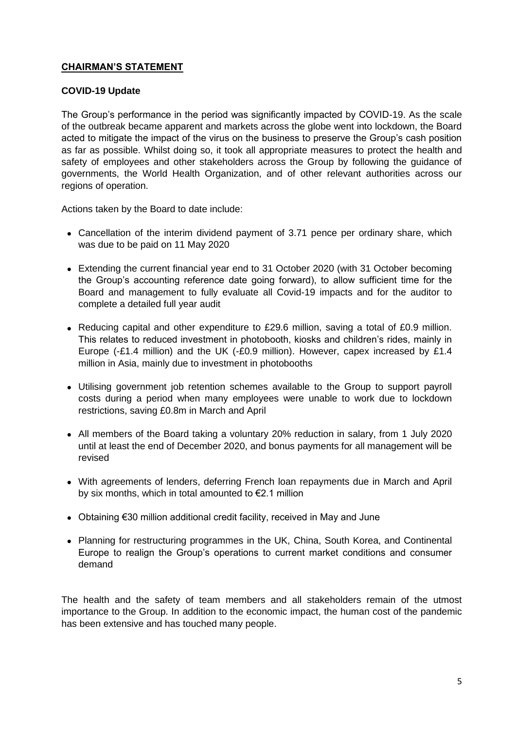## CHAIRMAN'S STATEMENT

### COVID-19 Update

The Group's performance in the period was significantly impacted by COVID-19. As the scale of the outbreak became apparent and markets across the globe went into lockdown, the Board acted to mitigate the impact of the virus on the business to preserve the Group's cash position as far as possible. Whilst doing so, it took all appropriate measures to protect the health and safety of employees and other stakeholders across the Group by following the guidance of governments, the World Health Organization, and of other relevant authorities across our regions of operation.

Actions taken by the Board to date include:

- Cancellation of the interim dividend payment of 3.71 pence per ordinary share, which was due to be paid on 11 May 2020
- Extending the current financial year end to 31 October 2020 (with 31 October becoming the Group's accounting reference date going forward), to allow sufficient time for the Board and management to fully evaluate all Covid-19 impacts and for the auditor to complete a detailed full year audit
- Reducing capital and other expenditure to £29.6 million, saving a total of £0.9 million. This relates to reduced investment in photobooth, kiosks and children's rides, mainly in Europe (-£1.4 million) and the UK (-£0.9 million). However, capex increased by £1.4 million in Asia, mainly due to investment in photobooths
- Utilising government job retention schemes available to the Group to support payroll costs during a period when many employees were unable to work due to lockdown restrictions, saving £0.8m in March and April
- All members of the Board taking a voluntary 20% reduction in salary, from 1 July 2020 until at least the end of December 2020, and bonus payments for all management will be revised
- With agreements of lenders, deferring French loan repayments due in March and April by six months, which in total amounted to €2.1 million
- Obtaining €30 million additional credit facility, received in May and June
- Planning for restructuring programmes in the UK, China, South Korea, and Continental Europe to realign the Group's operations to current market conditions and consumer demand

The health and the safety of team members and all stakeholders remain of the utmost importance to the Group. In addition to the economic impact, the human cost of the pandemic has been extensive and has touched many people.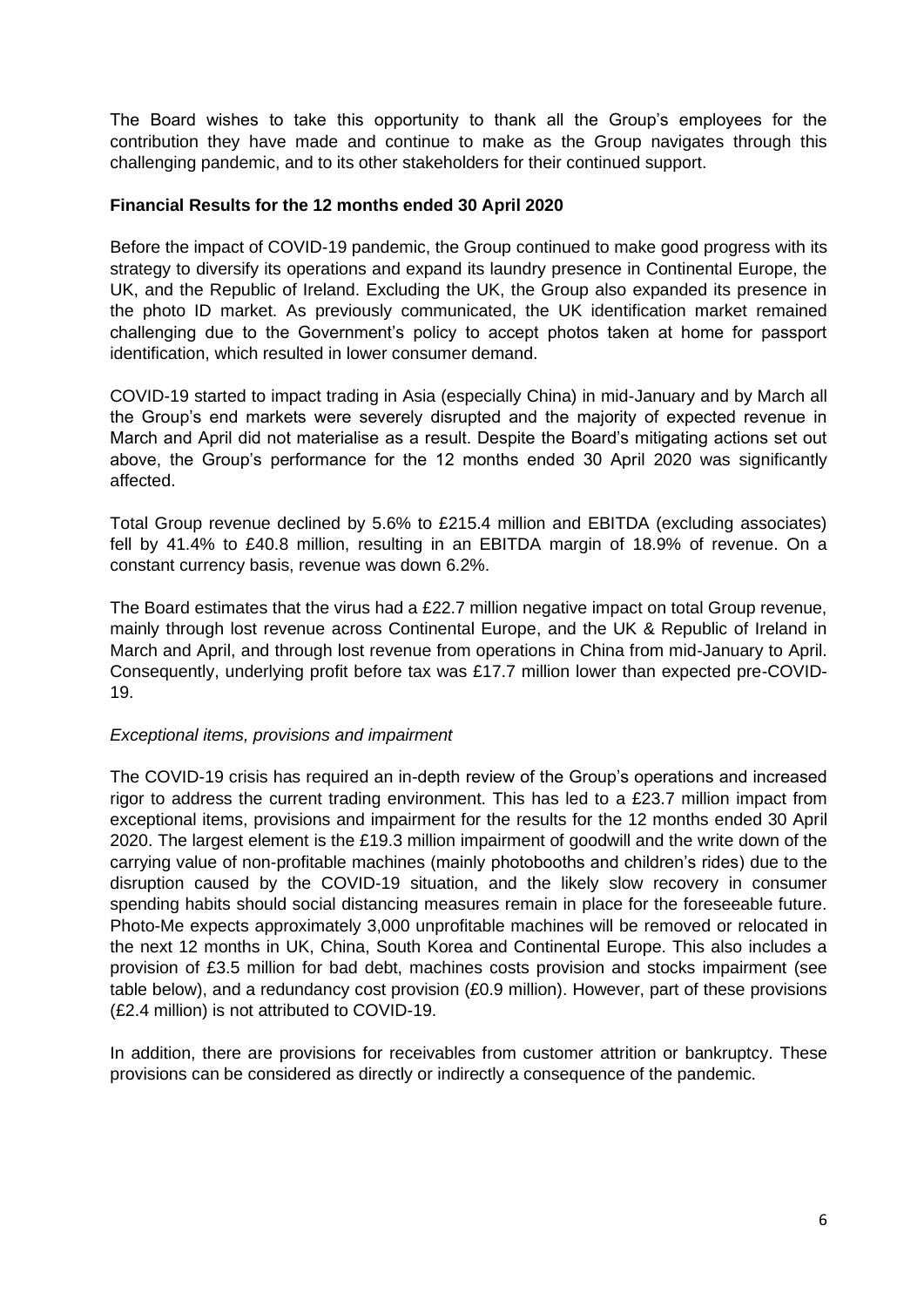The Board wishes to take this opportunity to thank all the Group's employees for the contribution they have made and continue to make as the Group navigates through this challenging pandemic, and to its other stakeholders for their continued support.

**Financial Results for the 12 months ended 30 April 2020**

Before the impact of COVID-19 pandemic, the Group continued to make good progress with its strategy to diversify its operations and expand its laundry presence in Continental Europe, the UK, and the Republic of Ireland. Excluding the UK, the Group also expanded its presence in the photo ID market. As previously communicated, the UK identification market remained challenging due to the Government's policy to accept photos taken at home for passport identification, which resulted in lower consumer demand.

COVID-19 started to impact trading in Asia (especially China) in mid-January and by March all the Group's end markets were severely disrupted and the majority of expected revenue in March and April did not materialise as a result. Despite the Board's mitigating actions set out above, the Group's performance for the 12 months ended 30 April 2020 was significantly affected.

Total Group revenue declined by 5.6% to £215.4 million and EBITDA (excluding associates) fell by 41.4% to £40.8 million, resulting in an EBITDA margin of 18.9% of revenue. On a constant currency basis, revenue was down 6.2%.

The Board estimates that the virus had a £22.7 million negative impact on total Group revenue, mainly through lost revenue across Continental Europe, and the UK & Republic of Ireland in March and April, and through lost revenue from operations in China from mid-January to April. Consequently, underlying profit before tax was £17.7 million lower than expected pre-COVID-19.

*Exceptional items, provisions and impairment*

The COVID-19 crisis has required an in-depth review of the Group's operations and increased rigor to address the current trading environment. This has led to a £23.7 million impact from exceptional items, provisions and impairment for the results for the 12 months ended 30 April 2020. The largest element is the £19.3 million impairment of goodwill and the write down of the carrying value of non-profitable machines (mainly photobooths and children's rides) due to the disruption caused by the COVID-19 situation, and the likely slow recovery in consumer spending habits should social distancing measures remain in place for the foreseeable future. Photo-Me expects approximately 3,000 unprofitable machines will be removed or relocated in the next 12 months in UK, China, South Korea and Continental Europe. This also includes a provision of £3.5 million for bad debt, machines costs provision and stocks impairment (see table below), and a redundancy cost provision (£0.9 million). However, part of these provisions (£2.4 million) is not attributed to COVID-19.

In addition, there are provisions for receivables from customer attrition or bankruptcy. These provisions can be considered as directly or indirectly a consequence of the pandemic.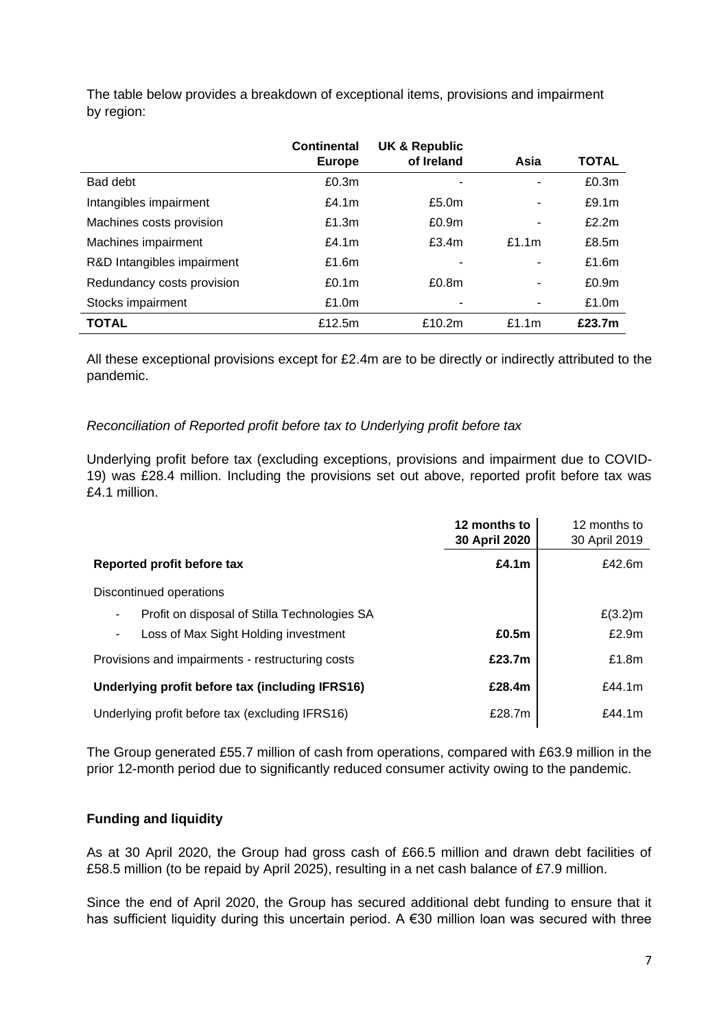The table below provides a breakdown of exceptional items, provisions and impairment by region:

| | Continental Europe | UK & Republic of Ireland | Asia | TOTAL |
|---|---|---|---|---|
| Bad debt | £0.3m | - | - | £0.3m |
| Intangibles impairment | £4.1m | £5.0m | - | £9.1m |
| Machines costs provision | £1.3m | £0.9m | - | £2.2m |
| Machines impairment | £4.1m | £3.4m | £1.1m | £8.5m |
| R&D Intangibles impairment | £1.6m | - | - | £1.6m |
| Redundancy costs provision | £0.1m | £0.8m | - | £0.9m |
| Stocks impairment | £1.0m | - | - | £1.0m |
| **TOTAL** | £12.5m | £10.2m | £1.1m | **£23.7m** |

All these exceptional provisions except for £2.4m are to be directly or indirectly attributed to the pandemic.

*Reconciliation of Reported profit before tax to Underlying profit before tax*

Underlying profit before tax (excluding exceptions, provisions and impairment due to COVID-19) was £28.4 million. Including the provisions set out above, reported profit before tax was £4.1 million.

| | **12 months to 30 April 2020** | 12 months to 30 April 2019 |
|---|---|---|
| **Reported profit before tax** | **£4.1m** | £42.6m |
| Discontinued operations | | |
| - Profit on disposal of Stilla Technologies SA | | £(3.2)m |
| - Loss of Max Sight Holding investment | **£0.5m** | £2.9m |
| Provisions and impairments - restructuring costs | **£23.7m** | £1.8m |
| **Underlying profit before tax (including IFRS16)** | **£28.4m** | £44.1m |
| Underlying profit before tax (excluding IFRS16) | £28.7m | £44.1m |

The Group generated £55.7 million of cash from operations, compared with £63.9 million in the prior 12-month period due to significantly reduced consumer activity owing to the pandemic.

**Funding and liquidity**

As at 30 April 2020, the Group had gross cash of £66.5 million and drawn debt facilities of £58.5 million (to be repaid by April 2025), resulting in a net cash balance of £7.9 million.

Since the end of April 2020, the Group has secured additional debt funding to ensure that it has sufficient liquidity during this uncertain period. A €30 million loan was secured with three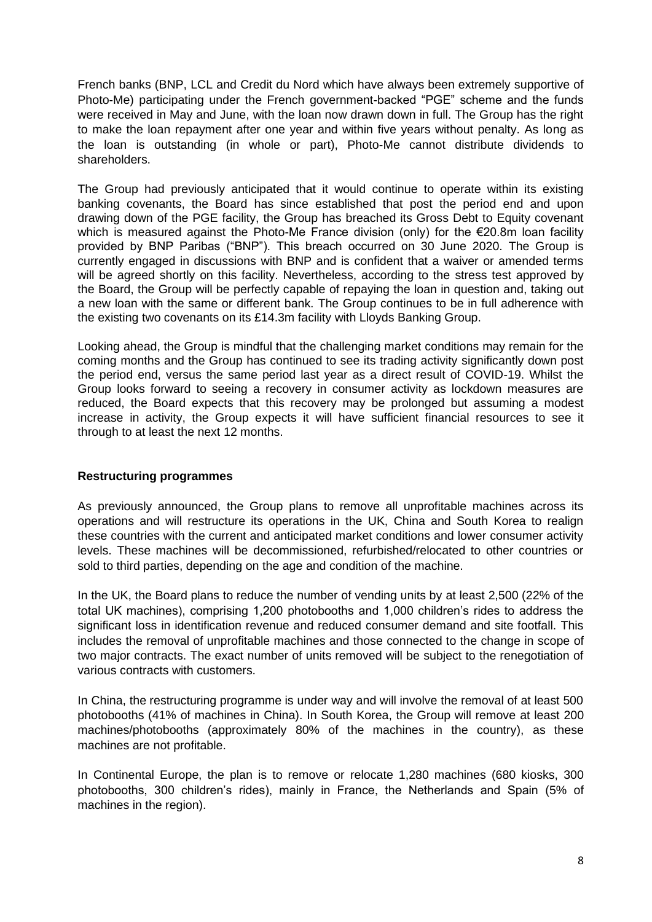French banks (BNP, LCL and Credit du Nord which have always been extremely supportive of Photo-Me) participating under the French government-backed "PGE" scheme and the funds were received in May and June, with the loan now drawn down in full. The Group has the right to make the loan repayment after one year and within five years without penalty. As long as the loan is outstanding (in whole or part), Photo-Me cannot distribute dividends to shareholders.

The Group had previously anticipated that it would continue to operate within its existing banking covenants, the Board has since established that post the period end and upon drawing down of the PGE facility, the Group has breached its Gross Debt to Equity covenant which is measured against the Photo-Me France division (only) for the €20.8m loan facility provided by BNP Paribas ("BNP"). This breach occurred on 30 June 2020. The Group is currently engaged in discussions with BNP and is confident that a waiver or amended terms will be agreed shortly on this facility. Nevertheless, according to the stress test approved by the Board, the Group will be perfectly capable of repaying the loan in question and, taking out a new loan with the same or different bank. The Group continues to be in full adherence with the existing two covenants on its £14.3m facility with Lloyds Banking Group.

Looking ahead, the Group is mindful that the challenging market conditions may remain for the coming months and the Group has continued to see its trading activity significantly down post the period end, versus the same period last year as a direct result of COVID-19. Whilst the Group looks forward to seeing a recovery in consumer activity as lockdown measures are reduced, the Board expects that this recovery may be prolonged but assuming a modest increase in activity, the Group expects it will have sufficient financial resources to see it through to at least the next 12 months.

**Restructuring programmes**

As previously announced, the Group plans to remove all unprofitable machines across its operations and will restructure its operations in the UK, China and South Korea to realign these countries with the current and anticipated market conditions and lower consumer activity levels. These machines will be decommissioned, refurbished/relocated to other countries or sold to third parties, depending on the age and condition of the machine.

In the UK, the Board plans to reduce the number of vending units by at least 2,500 (22% of the total UK machines), comprising 1,200 photobooths and 1,000 children's rides to address the significant loss in identification revenue and reduced consumer demand and site footfall. This includes the removal of unprofitable machines and those connected to the change in scope of two major contracts. The exact number of units removed will be subject to the renegotiation of various contracts with customers.

In China, the restructuring programme is under way and will involve the removal of at least 500 photobooths (41% of machines in China). In South Korea, the Group will remove at least 200 machines/photobooths (approximately 80% of the machines in the country), as these machines are not profitable.

In Continental Europe, the plan is to remove or relocate 1,280 machines (680 kiosks, 300 photobooths, 300 children's rides), mainly in France, the Netherlands and Spain (5% of machines in the region).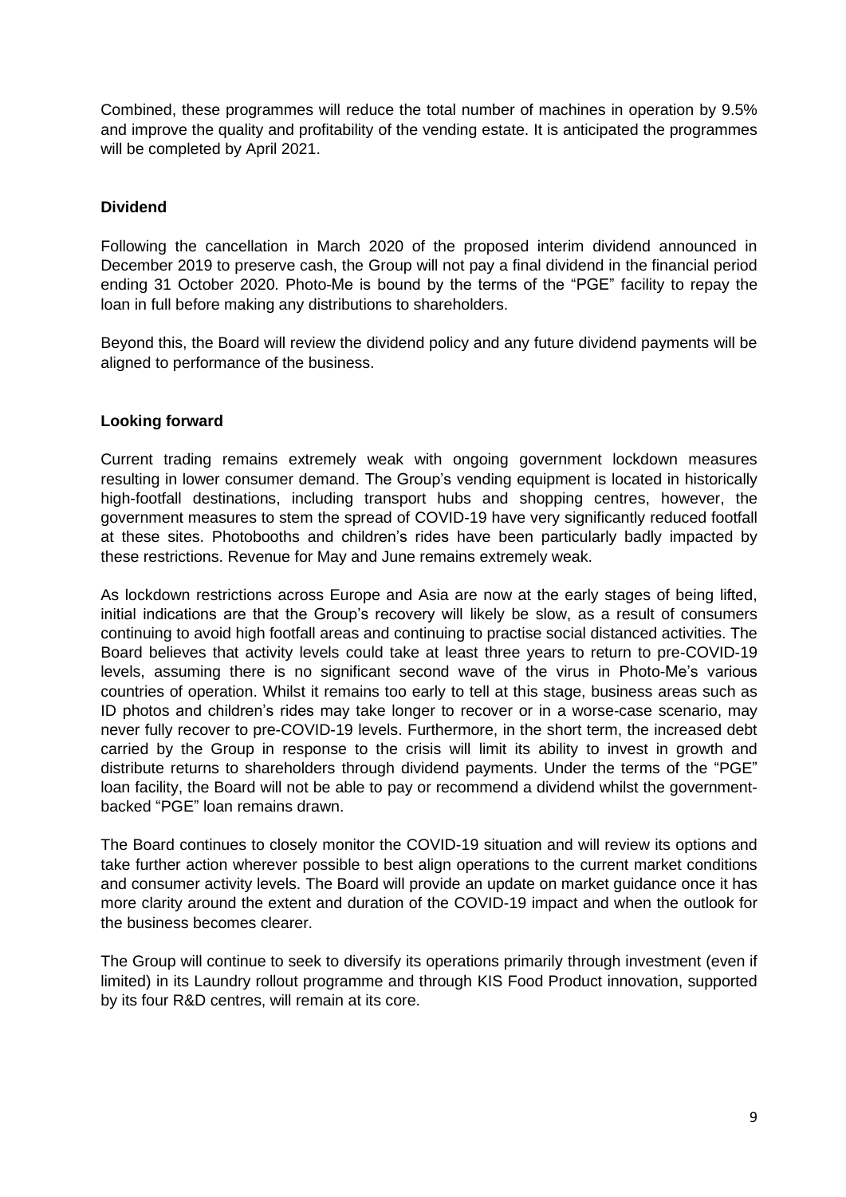Combined, these programmes will reduce the total number of machines in operation by 9.5% and improve the quality and profitability of the vending estate. It is anticipated the programmes will be completed by April 2021.

**Dividend**

Following the cancellation in March 2020 of the proposed interim dividend announced in December 2019 to preserve cash, the Group will not pay a final dividend in the financial period ending 31 October 2020. Photo-Me is bound by the terms of the "PGE" facility to repay the loan in full before making any distributions to shareholders.

Beyond this, the Board will review the dividend policy and any future dividend payments will be aligned to performance of the business.

**Looking forward**

Current trading remains extremely weak with ongoing government lockdown measures resulting in lower consumer demand. The Group's vending equipment is located in historically high-footfall destinations, including transport hubs and shopping centres, however, the government measures to stem the spread of COVID-19 have very significantly reduced footfall at these sites. Photobooths and children's rides have been particularly badly impacted by these restrictions. Revenue for May and June remains extremely weak.

As lockdown restrictions across Europe and Asia are now at the early stages of being lifted, initial indications are that the Group's recovery will likely be slow, as a result of consumers continuing to avoid high footfall areas and continuing to practise social distanced activities. The Board believes that activity levels could take at least three years to return to pre-COVID-19 levels, assuming there is no significant second wave of the virus in Photo-Me's various countries of operation. Whilst it remains too early to tell at this stage, business areas such as ID photos and children's rides may take longer to recover or in a worse-case scenario, may never fully recover to pre-COVID-19 levels. Furthermore, in the short term, the increased debt carried by the Group in response to the crisis will limit its ability to invest in growth and distribute returns to shareholders through dividend payments. Under the terms of the "PGE" loan facility, the Board will not be able to pay or recommend a dividend whilst the government-backed "PGE" loan remains drawn.

The Board continues to closely monitor the COVID-19 situation and will review its options and take further action wherever possible to best align operations to the current market conditions and consumer activity levels. The Board will provide an update on market guidance once it has more clarity around the extent and duration of the COVID-19 impact and when the outlook for the business becomes clearer.

The Group will continue to seek to diversify its operations primarily through investment (even if limited) in its Laundry rollout programme and through KIS Food Product innovation, supported by its four R&D centres, will remain at its core.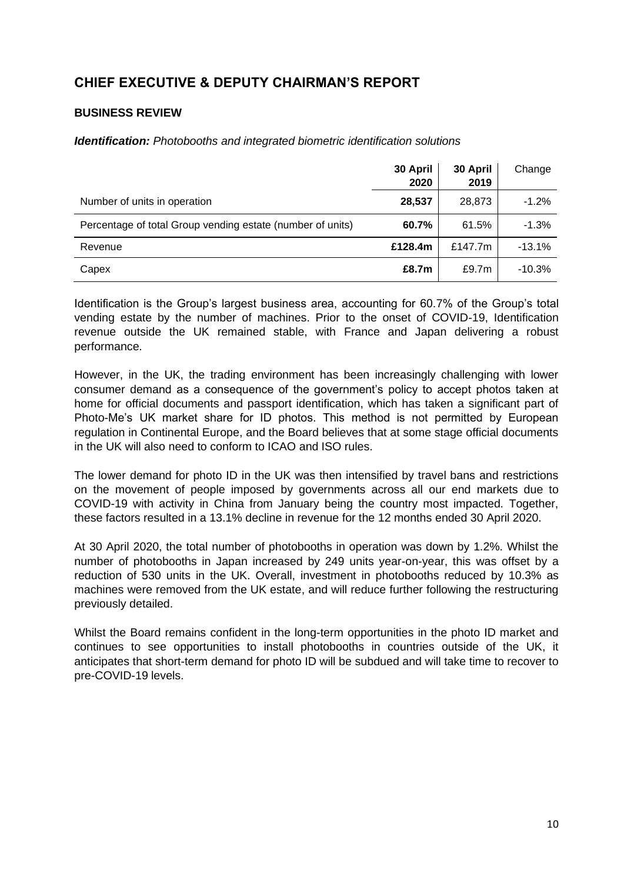## CHIEF EXECUTIVE & DEPUTY CHAIRMAN'S REPORT

### BUSINESS REVIEW

***Identification:*** *Photobooths and integrated biometric identification solutions*

| | **30 April 2020** | **30 April 2019** | Change |
|---|---|---|---|
| Number of units in operation | **28,537** | 28,873 | -1.2% |
| Percentage of total Group vending estate (number of units) | **60.7%** | 61.5% | -1.3% |
| Revenue | **£128.4m** | £147.7m | -13.1% |
| Capex | **£8.7m** | £9.7m | -10.3% |

Identification is the Group's largest business area, accounting for 60.7% of the Group's total vending estate by the number of machines. Prior to the onset of COVID-19, Identification revenue outside the UK remained stable, with France and Japan delivering a robust performance.

However, in the UK, the trading environment has been increasingly challenging with lower consumer demand as a consequence of the government's policy to accept photos taken at home for official documents and passport identification, which has taken a significant part of Photo-Me's UK market share for ID photos. This method is not permitted by European regulation in Continental Europe, and the Board believes that at some stage official documents in the UK will also need to conform to ICAO and ISO rules.

The lower demand for photo ID in the UK was then intensified by travel bans and restrictions on the movement of people imposed by governments across all our end markets due to COVID-19 with activity in China from January being the country most impacted. Together, these factors resulted in a 13.1% decline in revenue for the 12 months ended 30 April 2020.

At 30 April 2020, the total number of photobooths in operation was down by 1.2%. Whilst the number of photobooths in Japan increased by 249 units year-on-year, this was offset by a reduction of 530 units in the UK. Overall, investment in photobooths reduced by 10.3% as machines were removed from the UK estate, and will reduce further following the restructuring previously detailed.

Whilst the Board remains confident in the long-term opportunities in the photo ID market and continues to see opportunities to install photobooths in countries outside of the UK, it anticipates that short-term demand for photo ID will be subdued and will take time to recover to pre-COVID-19 levels.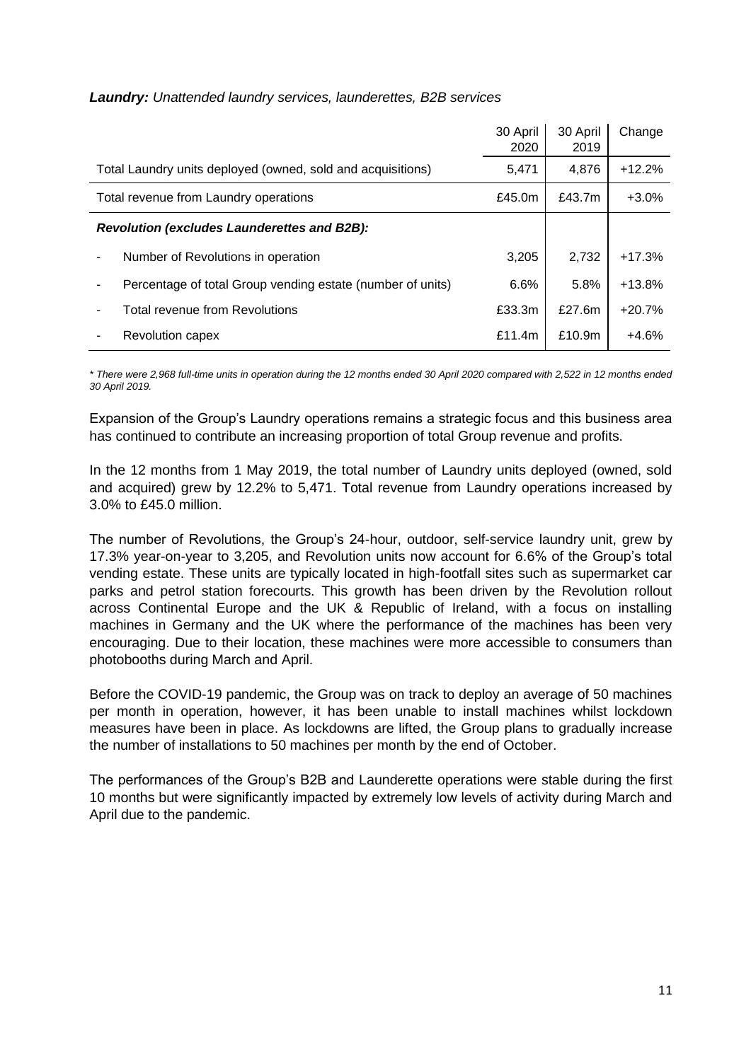***Laundry:** Unattended laundry services, launderettes, B2B services*

| | 30 April 2020 | 30 April 2019 | Change |
|---|---|---|---|
| Total Laundry units deployed (owned, sold and acquisitions) | 5,471 | 4,876 | +12.2% |
| Total revenue from Laundry operations | £45.0m | £43.7m | +3.0% |
| ***Revolution (excludes Launderettes and B2B):*** | | | |
| - Number of Revolutions in operation | 3,205 | 2,732 | +17.3% |
| - Percentage of total Group vending estate (number of units) | 6.6% | 5.8% | +13.8% |
| - Total revenue from Revolutions | £33.3m | £27.6m | +20.7% |
| - Revolution capex | £11.4m | £10.9m | +4.6% |

*\* There were 2,968 full-time units in operation during the 12 months ended 30 April 2020 compared with 2,522 in 12 months ended 30 April 2019.*

Expansion of the Group's Laundry operations remains a strategic focus and this business area has continued to contribute an increasing proportion of total Group revenue and profits.

In the 12 months from 1 May 2019, the total number of Laundry units deployed (owned, sold and acquired) grew by 12.2% to 5,471. Total revenue from Laundry operations increased by 3.0% to £45.0 million.

The number of Revolutions, the Group's 24-hour, outdoor, self-service laundry unit, grew by 17.3% year-on-year to 3,205, and Revolution units now account for 6.6% of the Group's total vending estate. These units are typically located in high-footfall sites such as supermarket car parks and petrol station forecourts. This growth has been driven by the Revolution rollout across Continental Europe and the UK & Republic of Ireland, with a focus on installing machines in Germany and the UK where the performance of the machines has been very encouraging. Due to their location, these machines were more accessible to consumers than photobooths during March and April.

Before the COVID-19 pandemic, the Group was on track to deploy an average of 50 machines per month in operation, however, it has been unable to install machines whilst lockdown measures have been in place. As lockdowns are lifted, the Group plans to gradually increase the number of installations to 50 machines per month by the end of October.

The performances of the Group's B2B and Launderette operations were stable during the first 10 months but were significantly impacted by extremely low levels of activity during March and April due to the pandemic.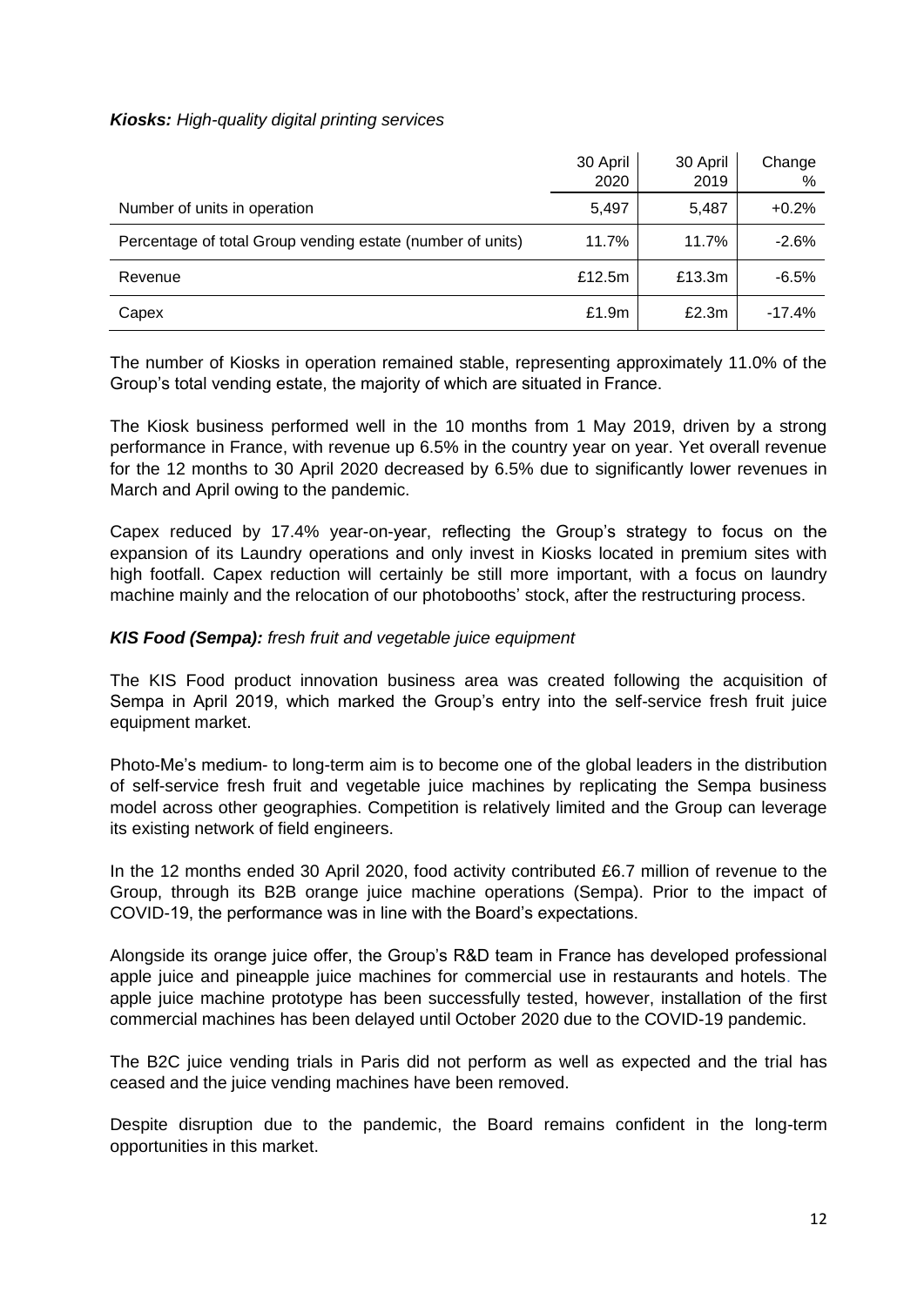***Kiosks:** High-quality digital printing services*

| | 30 April 2020 | 30 April 2019 | Change % |
|---|---|---|---|
| Number of units in operation | 5,497 | 5,487 | +0.2% |
| Percentage of total Group vending estate (number of units) | 11.7% | 11.7% | -2.6% |
| Revenue | £12.5m | £13.3m | -6.5% |
| Capex | £1.9m | £2.3m | -17.4% |

The number of Kiosks in operation remained stable, representing approximately 11.0% of the Group's total vending estate, the majority of which are situated in France.

The Kiosk business performed well in the 10 months from 1 May 2019, driven by a strong performance in France, with revenue up 6.5% in the country year on year. Yet overall revenue for the 12 months to 30 April 2020 decreased by 6.5% due to significantly lower revenues in March and April owing to the pandemic.

Capex reduced by 17.4% year-on-year, reflecting the Group's strategy to focus on the expansion of its Laundry operations and only invest in Kiosks located in premium sites with high footfall. Capex reduction will certainly be still more important, with a focus on laundry machine mainly and the relocation of our photobooths' stock, after the restructuring process.

***KIS Food (Sempa):** fresh fruit and vegetable juice equipment*

The KIS Food product innovation business area was created following the acquisition of Sempa in April 2019, which marked the Group's entry into the self-service fresh fruit juice equipment market.

Photo-Me's medium- to long-term aim is to become one of the global leaders in the distribution of self-service fresh fruit and vegetable juice machines by replicating the Sempa business model across other geographies. Competition is relatively limited and the Group can leverage its existing network of field engineers.

In the 12 months ended 30 April 2020, food activity contributed £6.7 million of revenue to the Group, through its B2B orange juice machine operations (Sempa). Prior to the impact of COVID-19, the performance was in line with the Board's expectations.

Alongside its orange juice offer, the Group's R&D team in France has developed professional apple juice and pineapple juice machines for commercial use in restaurants and hotels. The apple juice machine prototype has been successfully tested, however, installation of the first commercial machines has been delayed until October 2020 due to the COVID-19 pandemic.

The B2C juice vending trials in Paris did not perform as well as expected and the trial has ceased and the juice vending machines have been removed.

Despite disruption due to the pandemic, the Board remains confident in the long-term opportunities in this market.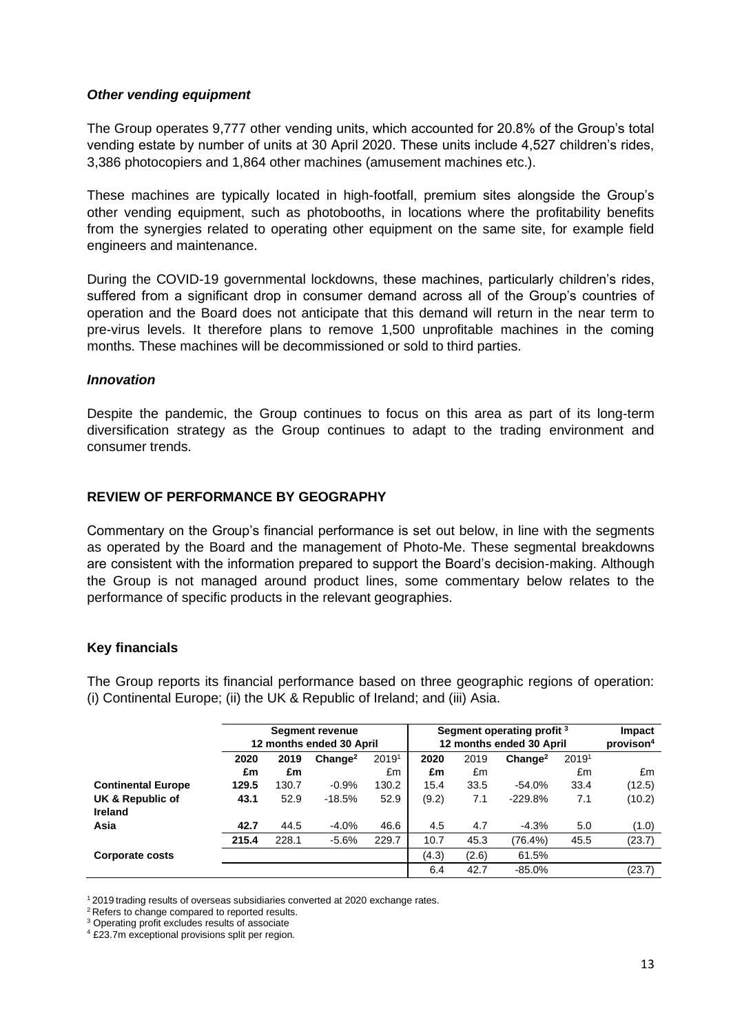### *Other vending equipment*

The Group operates 9,777 other vending units, which accounted for 20.8% of the Group's total vending estate by number of units at 30 April 2020. These units include 4,527 children's rides, 3,386 photocopiers and 1,864 other machines (amusement machines etc.).

These machines are typically located in high-footfall, premium sites alongside the Group's other vending equipment, such as photobooths, in locations where the profitability benefits from the synergies related to operating other equipment on the same site, for example field engineers and maintenance.

During the COVID-19 governmental lockdowns, these machines, particularly children's rides, suffered from a significant drop in consumer demand across all of the Group's countries of operation and the Board does not anticipate that this demand will return in the near term to pre-virus levels. It therefore plans to remove 1,500 unprofitable machines in the coming months. These machines will be decommissioned or sold to third parties.

### *Innovation*

Despite the pandemic, the Group continues to focus on this area as part of its long-term diversification strategy as the Group continues to adapt to the trading environment and consumer trends.

## REVIEW OF PERFORMANCE BY GEOGRAPHY

Commentary on the Group's financial performance is set out below, in line with the segments as operated by the Board and the management of Photo-Me. These segmental breakdowns are consistent with the information prepared to support the Board's decision-making. Although the Group is not managed around product lines, some commentary below relates to the performance of specific products in the relevant geographies.

### Key financials

The Group reports its financial performance based on three geographic regions of operation: (i) Continental Europe; (ii) the UK & Republic of Ireland; and (iii) Asia.

| | Segment revenue 12 months ended 30 April | | | | Segment operating profit [3] 12 months ended 30 April | | | | Impact provison[4] |
|---|---|---|---|---|---|---|---|---|---|
| | **2020** | **2019** | **Change[2]** | 2019[1] | **2020** | 2019 | **Change[2]** | 2019[1] | |
| | **£m** | **£m** | | £m | **£m** | £m | | £m | £m |
| **Continental Europe** | **129.5** | 130.7 | -0.9% | 130.2 | 15.4 | 33.5 | -54.0% | 33.4 | (12.5) |
| **UK & Republic of Ireland** | **43.1** | 52.9 | -18.5% | 52.9 | (9.2) | 7.1 | -229.8% | 7.1 | (10.2) |
| **Asia** | **42.7** | 44.5 | -4.0% | 46.6 | 4.5 | 4.7 | -4.3% | 5.0 | (1.0) |
| | **215.4** | 228.1 | -5.6% | 229.7 | 10.7 | 45.3 | (76.4%) | 45.5 | (23.7) |
| **Corporate costs** | | | | | (4.3) | (2.6) | 61.5% | | |
| | | | | | 6.4 | 42.7 | -85.0% | | (23.7) |

[1] 2019 trading results of overseas subsidiaries converted at 2020 exchange rates.
[2] Refers to change compared to reported results.
[3] Operating profit excludes results of associate
[4] £23.7m exceptional provisions split per region.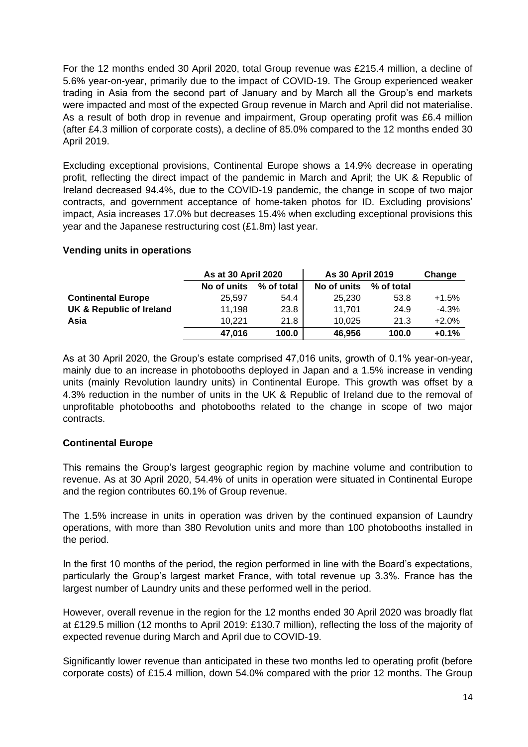For the 12 months ended 30 April 2020, total Group revenue was £215.4 million, a decline of 5.6% year-on-year, primarily due to the impact of COVID-19. The Group experienced weaker trading in Asia from the second part of January and by March all the Group's end markets were impacted and most of the expected Group revenue in March and April did not materialise. As a result of both drop in revenue and impairment, Group operating profit was £6.4 million (after £4.3 million of corporate costs), a decline of 85.0% compared to the 12 months ended 30 April 2019.

Excluding exceptional provisions, Continental Europe shows a 14.9% decrease in operating profit, reflecting the direct impact of the pandemic in March and April; the UK & Republic of Ireland decreased 94.4%, due to the COVID-19 pandemic, the change in scope of two major contracts, and government acceptance of home-taken photos for ID. Excluding provisions' impact, Asia increases 17.0% but decreases 15.4% when excluding exceptional provisions this year and the Japanese restructuring cost (£1.8m) last year.

**Vending units in operations**

| | As at 30 April 2020 | | As 30 April 2019 | | Change |
|---|---|---|---|---|---|
| | No of units | % of total | No of units | % of total | |
| **Continental Europe** | 25,597 | 54.4 | 25,230 | 53.8 | +1.5% |
| **UK & Republic of Ireland** | 11,198 | 23.8 | 11,701 | 24.9 | -4.3% |
| **Asia** | 10,221 | 21.8 | 10,025 | 21.3 | +2.0% |
| | **47,016** | **100.0** | **46,956** | **100.0** | **+0.1%** |

As at 30 April 2020, the Group's estate comprised 47,016 units, growth of 0.1% year-on-year, mainly due to an increase in photobooths deployed in Japan and a 1.5% increase in vending units (mainly Revolution laundry units) in Continental Europe. This growth was offset by a 4.3% reduction in the number of units in the UK & Republic of Ireland due to the removal of unprofitable photobooths and photobooths related to the change in scope of two major contracts.

**Continental Europe**

This remains the Group's largest geographic region by machine volume and contribution to revenue. As at 30 April 2020, 54.4% of units in operation were situated in Continental Europe and the region contributes 60.1% of Group revenue.

The 1.5% increase in units in operation was driven by the continued expansion of Laundry operations, with more than 380 Revolution units and more than 100 photobooths installed in the period.

In the first 10 months of the period, the region performed in line with the Board's expectations, particularly the Group's largest market France, with total revenue up 3.3%. France has the largest number of Laundry units and these performed well in the period.

However, overall revenue in the region for the 12 months ended 30 April 2020 was broadly flat at £129.5 million (12 months to April 2019: £130.7 million), reflecting the loss of the majority of expected revenue during March and April due to COVID-19.

Significantly lower revenue than anticipated in these two months led to operating profit (before corporate costs) of £15.4 million, down 54.0% compared with the prior 12 months. The Group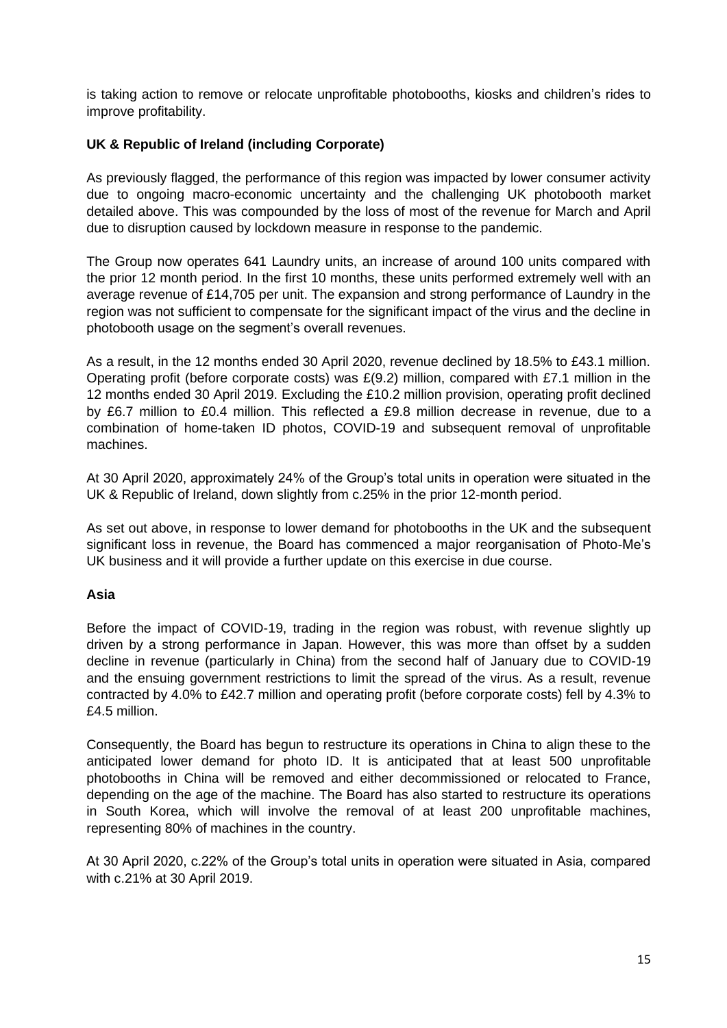is taking action to remove or relocate unprofitable photobooths, kiosks and children's rides to improve profitability.

**UK & Republic of Ireland (including Corporate)**

As previously flagged, the performance of this region was impacted by lower consumer activity due to ongoing macro-economic uncertainty and the challenging UK photobooth market detailed above. This was compounded by the loss of most of the revenue for March and April due to disruption caused by lockdown measure in response to the pandemic.

The Group now operates 641 Laundry units, an increase of around 100 units compared with the prior 12 month period. In the first 10 months, these units performed extremely well with an average revenue of £14,705 per unit. The expansion and strong performance of Laundry in the region was not sufficient to compensate for the significant impact of the virus and the decline in photobooth usage on the segment's overall revenues.

As a result, in the 12 months ended 30 April 2020, revenue declined by 18.5% to £43.1 million. Operating profit (before corporate costs) was £(9.2) million, compared with £7.1 million in the 12 months ended 30 April 2019. Excluding the £10.2 million provision, operating profit declined by £6.7 million to £0.4 million. This reflected a £9.8 million decrease in revenue, due to a combination of home-taken ID photos, COVID-19 and subsequent removal of unprofitable machines.

At 30 April 2020, approximately 24% of the Group's total units in operation were situated in the UK & Republic of Ireland, down slightly from c.25% in the prior 12-month period.

As set out above, in response to lower demand for photobooths in the UK and the subsequent significant loss in revenue, the Board has commenced a major reorganisation of Photo-Me's UK business and it will provide a further update on this exercise in due course.

**Asia**

Before the impact of COVID-19, trading in the region was robust, with revenue slightly up driven by a strong performance in Japan. However, this was more than offset by a sudden decline in revenue (particularly in China) from the second half of January due to COVID-19 and the ensuing government restrictions to limit the spread of the virus. As a result, revenue contracted by 4.0% to £42.7 million and operating profit (before corporate costs) fell by 4.3% to £4.5 million.

Consequently, the Board has begun to restructure its operations in China to align these to the anticipated lower demand for photo ID. It is anticipated that at least 500 unprofitable photobooths in China will be removed and either decommissioned or relocated to France, depending on the age of the machine. The Board has also started to restructure its operations in South Korea, which will involve the removal of at least 200 unprofitable machines, representing 80% of machines in the country.

At 30 April 2020, c.22% of the Group's total units in operation were situated in Asia, compared with c.21% at 30 April 2019.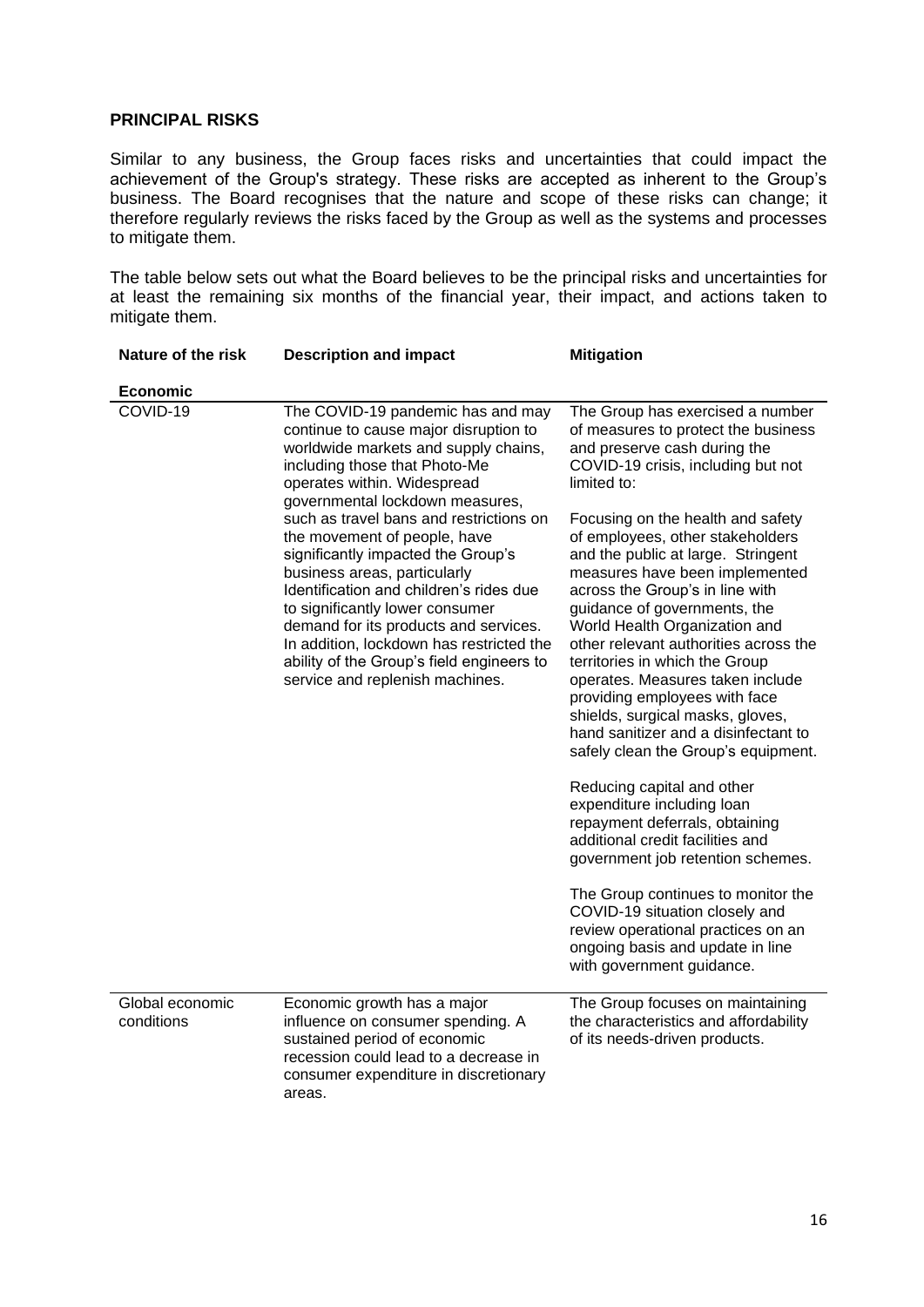## PRINCIPAL RISKS

Similar to any business, the Group faces risks and uncertainties that could impact the achievement of the Group's strategy. These risks are accepted as inherent to the Group's business. The Board recognises that the nature and scope of these risks can change; it therefore regularly reviews the risks faced by the Group as well as the systems and processes to mitigate them.

The table below sets out what the Board believes to be the principal risks and uncertainties for at least the remaining six months of the financial year, their impact, and actions taken to mitigate them.

| Nature of the risk | Description and impact | Mitigation |
|---|---|---|
| **Economic** | | |
| COVID-19 | The COVID-19 pandemic has and may continue to cause major disruption to worldwide markets and supply chains, including those that Photo-Me operates within. Widespread governmental lockdown measures, such as travel bans and restrictions on the movement of people, have significantly impacted the Group's business areas, particularly Identification and children's rides due to significantly lower consumer demand for its products and services. In addition, lockdown has restricted the ability of the Group's field engineers to service and replenish machines. | The Group has exercised a number of measures to protect the business and preserve cash during the COVID-19 crisis, including but not limited to:<br><br>Focusing on the health and safety of employees, other stakeholders and the public at large. Stringent measures have been implemented across the Group's in line with guidance of governments, the World Health Organization and other relevant authorities across the territories in which the Group operates. Measures taken include providing employees with face shields, surgical masks, gloves, hand sanitizer and a disinfectant to safely clean the Group's equipment.<br><br>Reducing capital and other expenditure including loan repayment deferrals, obtaining additional credit facilities and government job retention schemes.<br><br>The Group continues to monitor the COVID-19 situation closely and review operational practices on an ongoing basis and update in line with government guidance. |
| Global economic conditions | Economic growth has a major influence on consumer spending. A sustained period of economic recession could lead to a decrease in consumer expenditure in discretionary areas. | The Group focuses on maintaining the characteristics and affordability of its needs-driven products. |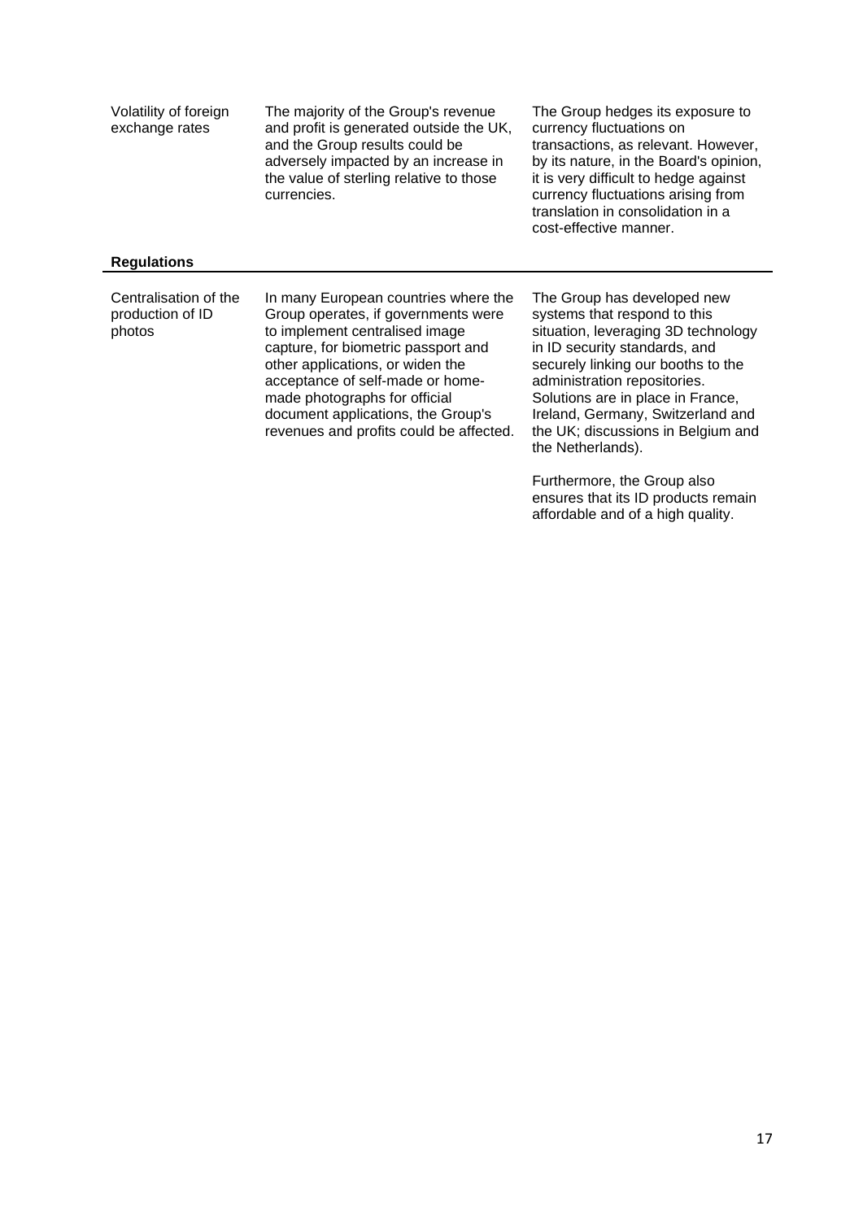| | | |
|---|---|---|
| Volatility of foreign exchange rates | The majority of the Group's revenue and profit is generated outside the UK, and the Group results could be adversely impacted by an increase in the value of sterling relative to those currencies. | The Group hedges its exposure to currency fluctuations on transactions, as relevant. However, by its nature, in the Board's opinion, it is very difficult to hedge against currency fluctuations arising from translation in consolidation in a cost-effective manner. |
| **Regulations** | | |
| Centralisation of the production of ID photos | In many European countries where the Group operates, if governments were to implement centralised image capture, for biometric passport and other applications, or widen the acceptance of self-made or home-made photographs for official document applications, the Group's revenues and profits could be affected. | The Group has developed new systems that respond to this situation, leveraging 3D technology in ID security standards, and securely linking our booths to the administration repositories. Solutions are in place in France, Ireland, Germany, Switzerland and the UK; discussions in Belgium and the Netherlands).<br><br>Furthermore, the Group also ensures that its ID products remain affordable and of a high quality. |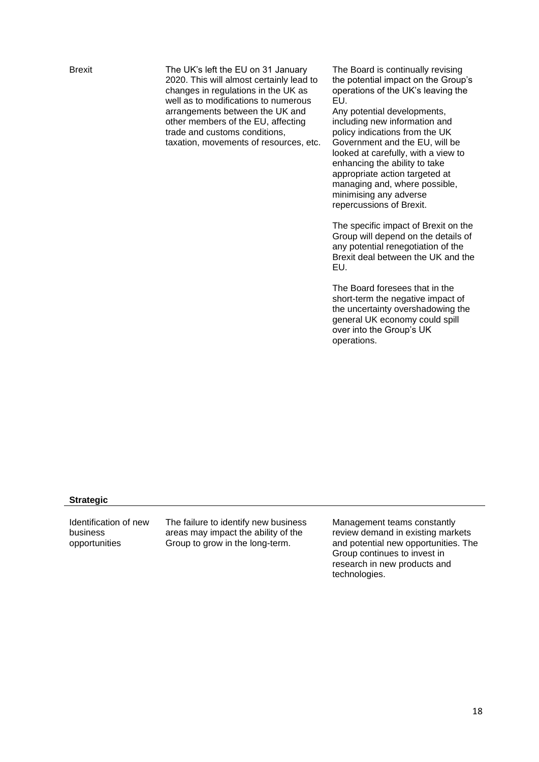| | | |
|---|---|---|
| Brexit | The UK's left the EU on 31 January 2020. This will almost certainly lead to changes in regulations in the UK as well as to modifications to numerous arrangements between the UK and other members of the EU, affecting trade and customs conditions, taxation, movements of resources, etc. | The Board is continually revising the potential impact on the Group's operations of the UK's leaving the EU.<br>Any potential developments, including new information and policy indications from the UK Government and the EU, will be looked at carefully, with a view to enhancing the ability to take appropriate action targeted at managing and, where possible, minimising any adverse repercussions of Brexit.<br><br>The specific impact of Brexit on the Group will depend on the details of any potential renegotiation of the Brexit deal between the UK and the EU.<br><br>The Board foresees that in the short-term the negative impact of the uncertainty overshadowing the general UK economy could spill over into the Group's UK operations. |

**Strategic**

| | | |
|---|---|---|
| Identification of new business opportunities | The failure to identify new business areas may impact the ability of the Group to grow in the long-term. | Management teams constantly review demand in existing markets and potential new opportunities. The Group continues to invest in research in new products and technologies. |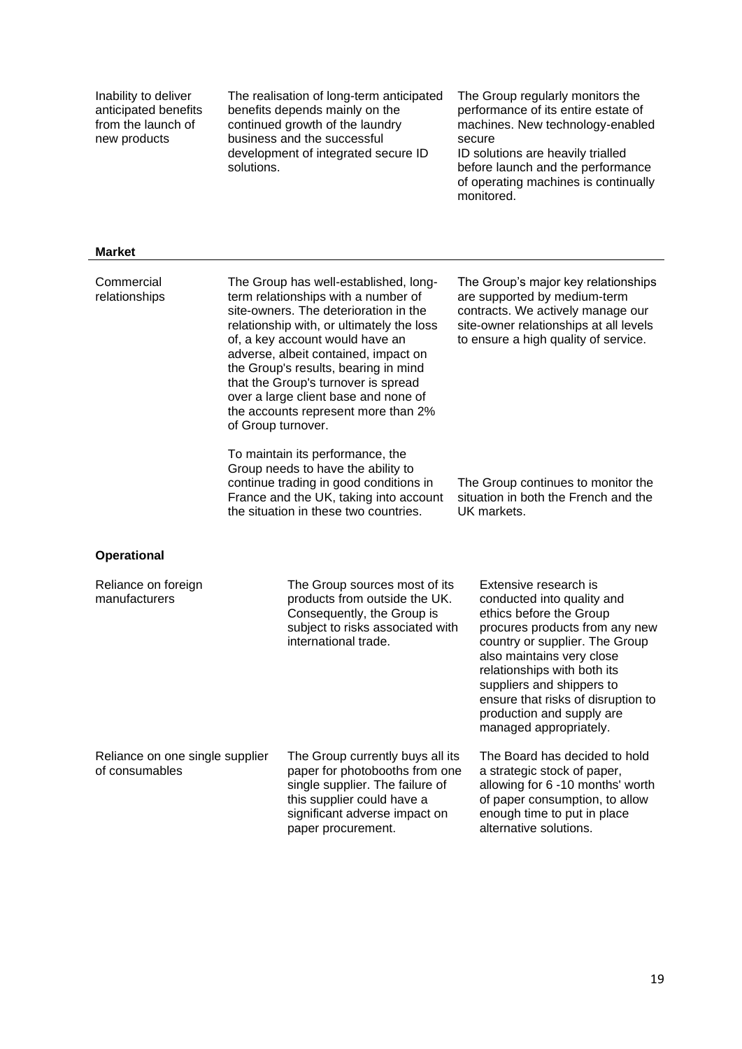| | | |
|---|---|---|
| Inability to deliver anticipated benefits from the launch of new products | The realisation of long-term anticipated benefits depends mainly on the continued growth of the laundry business and the successful development of integrated secure ID solutions. | The Group regularly monitors the performance of its entire estate of machines. New technology-enabled secure ID solutions are heavily trialled before launch and the performance of operating machines is continually monitored. |

**Market**

| | | |
|---|---|---|
| Commercial relationships | The Group has well-established, long-term relationships with a number of site-owners. The deterioration in the relationship with, or ultimately the loss of, a key account would have an adverse, albeit contained, impact on the Group's results, bearing in mind that the Group's turnover is spread over a large client base and none of the accounts represent more than 2% of Group turnover. | The Group's major key relationships are supported by medium-term contracts. We actively manage our site-owner relationships at all levels to ensure a high quality of service. |
| | To maintain its performance, the Group needs to have the ability to continue trading in good conditions in France and the UK, taking into account the situation in these two countries. | The Group continues to monitor the situation in both the French and the UK markets. |

**Operational**

| | | |
|---|---|---|
| Reliance on foreign manufacturers | The Group sources most of its products from outside the UK. Consequently, the Group is subject to risks associated with international trade. | Extensive research is conducted into quality and ethics before the Group procures products from any new country or supplier. The Group also maintains very close relationships with both its suppliers and shippers to ensure that risks of disruption to production and supply are managed appropriately. |
| Reliance on one single supplier of consumables | The Group currently buys all its paper for photobooths from one single supplier. The failure of this supplier could have a significant adverse impact on paper procurement. | The Board has decided to hold a strategic stock of paper, allowing for 6 -10 months' worth of paper consumption, to allow enough time to put in place alternative solutions. |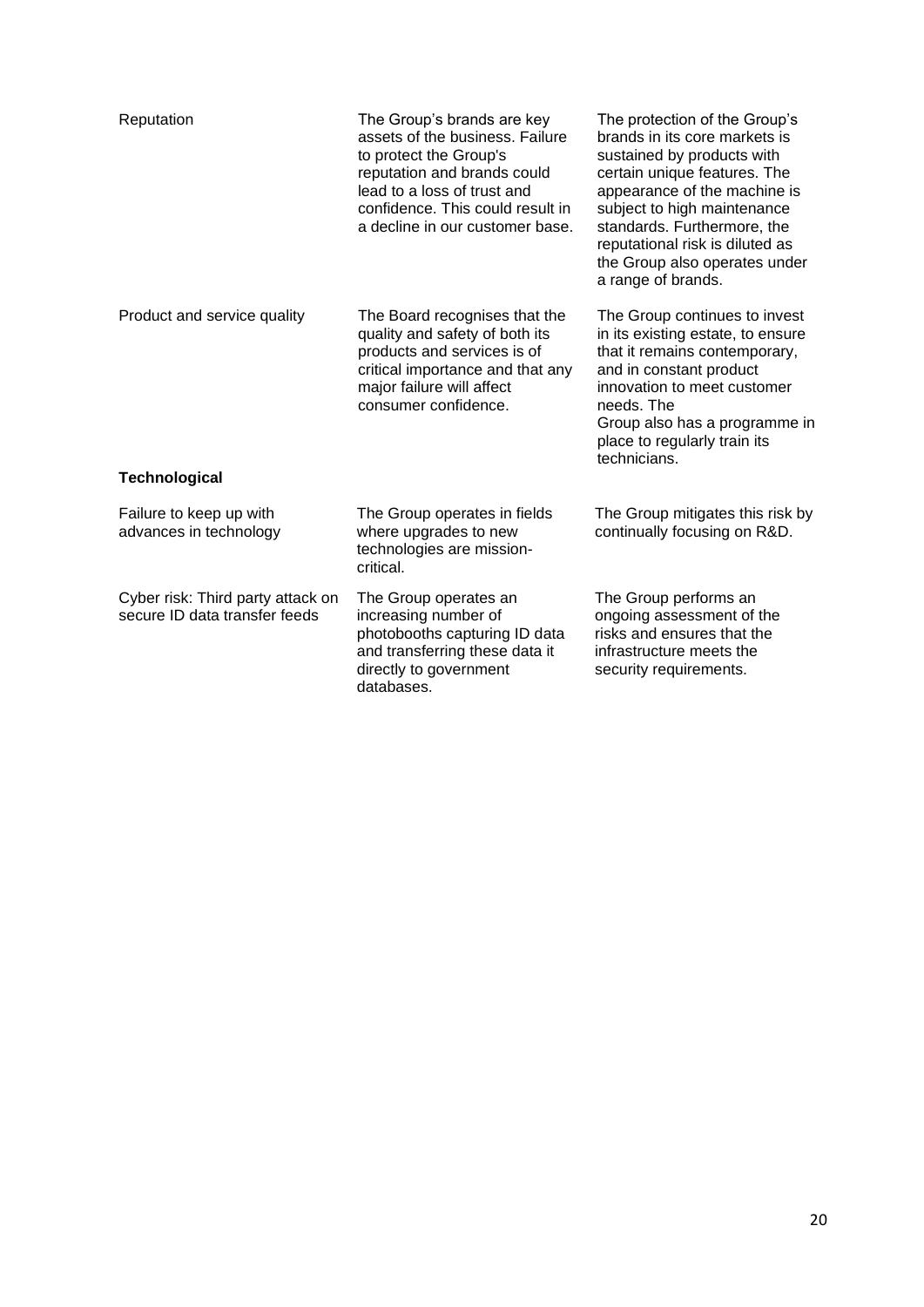| | | |
|---|---|---|
| Reputation | The Group's brands are key assets of the business. Failure to protect the Group's reputation and brands could lead to a loss of trust and confidence. This could result in a decline in our customer base. | The protection of the Group's brands in its core markets is sustained by products with certain unique features. The appearance of the machine is subject to high maintenance standards. Furthermore, the reputational risk is diluted as the Group also operates under a range of brands. |
| Product and service quality | The Board recognises that the quality and safety of both its products and services is of critical importance and that any major failure will affect consumer confidence. | The Group continues to invest in its existing estate, to ensure that it remains contemporary, and in constant product innovation to meet customer needs. The Group also has a programme in place to regularly train its technicians. |
| **Technological** | | |
| Failure to keep up with advances in technology | The Group operates in fields where upgrades to new technologies are mission-critical. | The Group mitigates this risk by continually focusing on R&D. |
| Cyber risk: Third party attack on secure ID data transfer feeds | The Group operates an increasing number of photobooths capturing ID data and transferring these data it directly to government databases. | The Group performs an ongoing assessment of the risks and ensures that the infrastructure meets the security requirements. |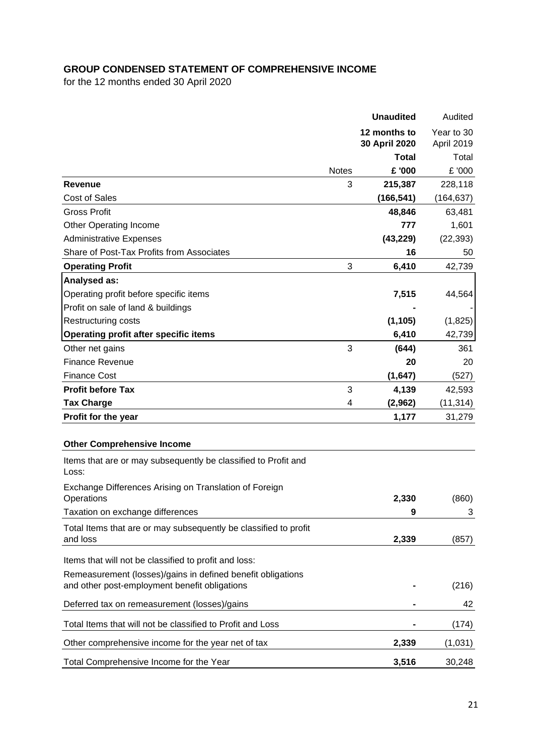**GROUP CONDENSED STATEMENT OF COMPREHENSIVE INCOME**
for the 12 months ended 30 April 2020

| | Notes | **Unaudited** | Audited |
|---|---|---|---|
| | | **12 months to 30 April 2020** | Year to 30 April 2019 |
| | | **Total** | Total |
| | | **£ '000** | £ '000 |
| **Revenue** | 3 | **215,387** | 228,118 |
| Cost of Sales | | **(166,541)** | (164,637) |
| Gross Profit | | **48,846** | 63,481 |
| Other Operating Income | | **777** | 1,601 |
| Administrative Expenses | | **(43,229)** | (22,393) |
| Share of Post-Tax Profits from Associates | | **16** | 50 |
| **Operating Profit** | 3 | **6,410** | 42,739 |
| **Analysed as:** | | | |
| Operating profit before specific items | | **7,515** | 44,564 |
| Profit on sale of land & buildings | | **-** | - |
| Restructuring costs | | **(1,105)** | (1,825) |
| **Operating profit after specific items** | | **6,410** | 42,739 |
| Other net gains | 3 | **(644)** | 361 |
| Finance Revenue | | **20** | 20 |
| Finance Cost | | **(1,647)** | (527) |
| **Profit before Tax** | 3 | **4,139** | 42,593 |
| **Tax Charge** | 4 | **(2,962)** | (11,314) |
| **Profit for the year** | | **1,177** | 31,279 |
| | | | |
| **Other Comprehensive Income** | | | |
| Items that are or may subsequently be classified to Profit and Loss: | | | |
| Exchange Differences Arising on Translation of Foreign Operations | | **2,330** | (860) |
| Taxation on exchange differences | | **9** | 3 |
| Total Items that are or may subsequently be classified to profit and loss | | **2,339** | (857) |
| Items that will not be classified to profit and loss: | | | |
| Remeasurement (losses)/gains in defined benefit obligations and other post-employment benefit obligations | | **-** | (216) |
| Deferred tax on remeasurement (losses)/gains | | **-** | 42 |
| Total Items that will not be classified to Profit and Loss | | **-** | (174) |
| Other comprehensive income for the year net of tax | | **2,339** | (1,031) |
| Total Comprehensive Income for the Year | | **3,516** | 30,248 |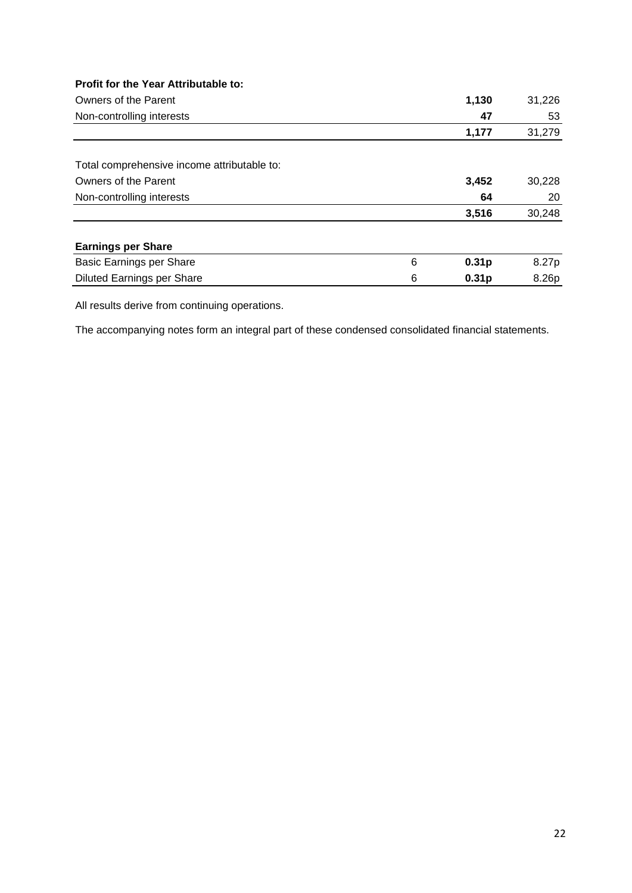| **Profit for the Year Attributable to:** | | | |
| --- | --- | --- | --- |
| Owners of the Parent | | **1,130** | 31,226 |
| Non-controlling interests | | **47** | 53 |
| | | **1,177** | 31,279 |
| | | | |
| Total comprehensive income attributable to: | | | |
| Owners of the Parent | | **3,452** | 30,228 |
| Non-controlling interests | | **64** | 20 |
| | | **3,516** | 30,248 |
| | | | |
| **Earnings per Share** | | | |
| Basic Earnings per Share | 6 | **0.31p** | 8.27p |
| Diluted Earnings per Share | 6 | **0.31p** | 8.26p |

All results derive from continuing operations.

The accompanying notes form an integral part of these condensed consolidated financial statements.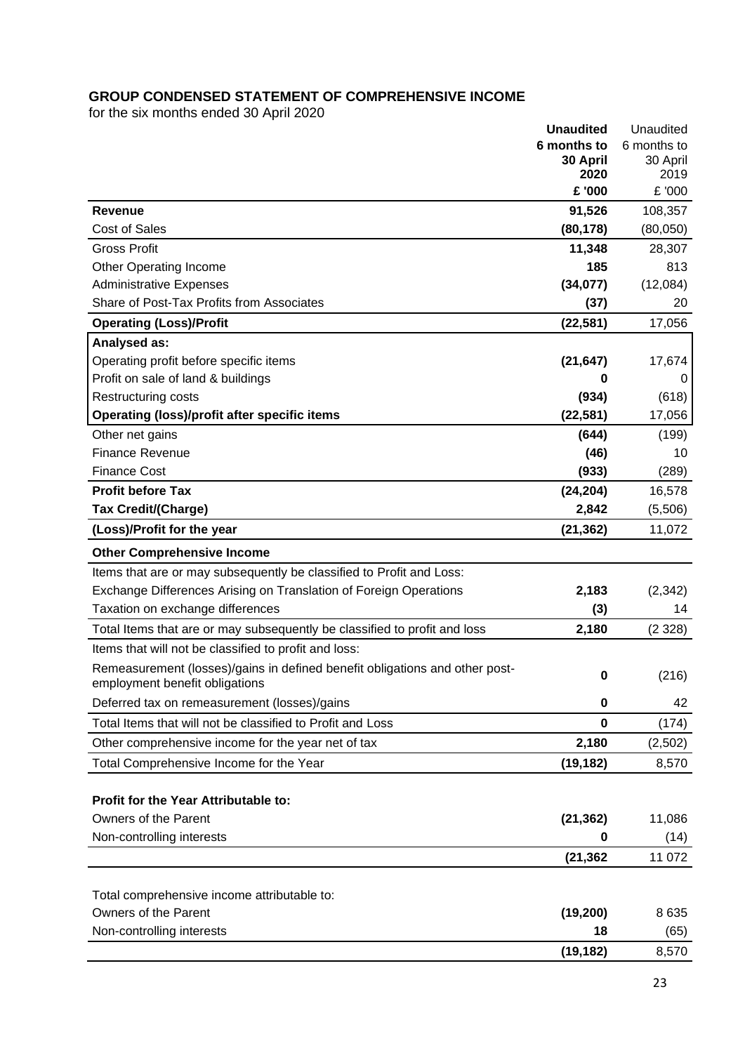## GROUP CONDENSED STATEMENT OF COMPREHENSIVE INCOME

for the six months ended 30 April 2020

| | **Unaudited 6 months to 30 April 2020** | Unaudited 6 months to 30 April 2019 |
|---|---|---|
| | **£ '000** | £ '000 |
| **Revenue** | **91,526** | 108,357 |
| Cost of Sales | **(80,178)** | (80,050) |
| Gross Profit | **11,348** | 28,307 |
| Other Operating Income | **185** | 813 |
| Administrative Expenses | **(34,077)** | (12,084) |
| Share of Post-Tax Profits from Associates | **(37)** | 20 |
| **Operating (Loss)/Profit** | **(22,581)** | 17,056 |
| **Analysed as:** | | |
| Operating profit before specific items | **(21,647)** | 17,674 |
| Profit on sale of land & buildings | **0** | 0 |
| Restructuring costs | **(934)** | (618) |
| **Operating (loss)/profit after specific items** | **(22,581)** | 17,056 |
| Other net gains | **(644)** | (199) |
| Finance Revenue | **(46)** | 10 |
| Finance Cost | **(933)** | (289) |
| **Profit before Tax** | **(24,204)** | 16,578 |
| **Tax Credit/(Charge)** | **2,842** | (5,506) |
| **(Loss)/Profit for the year** | **(21,362)** | 11,072 |
| **Other Comprehensive Income** | | |
| Items that are or may subsequently be classified to Profit and Loss: | | |
| Exchange Differences Arising on Translation of Foreign Operations | **2,183** | (2,342) |
| Taxation on exchange differences | **(3)** | 14 |
| Total Items that are or may subsequently be classified to profit and loss | **2,180** | (2 328) |
| Items that will not be classified to profit and loss: | | |
| Remeasurement (losses)/gains in defined benefit obligations and other post-employment benefit obligations | **0** | (216) |
| Deferred tax on remeasurement (losses)/gains | **0** | 42 |
| Total Items that will not be classified to Profit and Loss | **0** | (174) |
| Other comprehensive income for the year net of tax | **2,180** | (2,502) |
| Total Comprehensive Income for the Year | **(19,182)** | 8,570 |
| | | |
| **Profit for the Year Attributable to:** | | |
| Owners of the Parent | **(21,362)** | 11,086 |
| Non-controlling interests | **0** | (14) |
| | **(21,362** | 11 072 |
| | | |
| Total comprehensive income attributable to: | | |
| Owners of the Parent | **(19,200)** | 8 635 |
| Non-controlling interests | **18** | (65) |
| | **(19,182)** | 8,570 |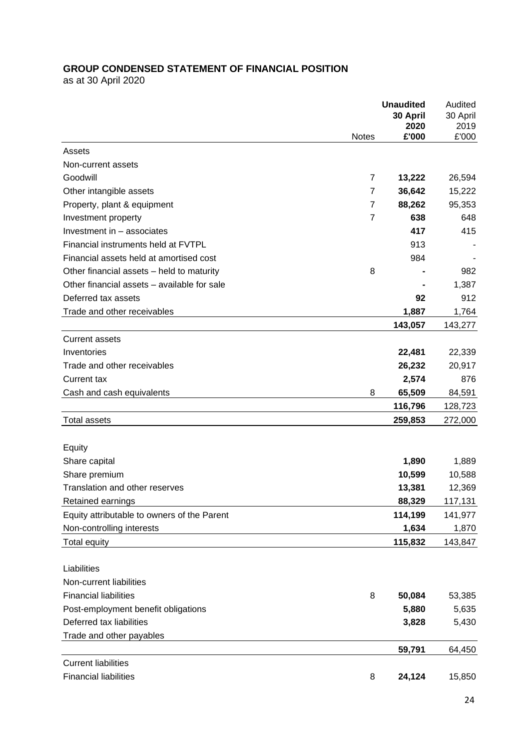## GROUP CONDENSED STATEMENT OF FINANCIAL POSITION

as at 30 April 2020

| | Notes | **Unaudited 30 April 2020 £'000** | Audited 30 April 2019 £'000 |
|---|---|---|---|
| Assets | | | |
| Non-current assets | | | |
| Goodwill | 7 | **13,222** | 26,594 |
| Other intangible assets | 7 | **36,642** | 15,222 |
| Property, plant & equipment | 7 | **88,262** | 95,353 |
| Investment property | 7 | **638** | 648 |
| Investment in – associates | | **417** | 415 |
| Financial instruments held at FVTPL | | 913 | - |
| Financial assets held at amortised cost | | 984 | - |
| Other financial assets – held to maturity | 8 | **-** | 982 |
| Other financial assets – available for sale | | **-** | 1,387 |
| Deferred tax assets | | **92** | 912 |
| Trade and other receivables | | **1,887** | 1,764 |
| | | **143,057** | 143,277 |
| Current assets | | | |
| Inventories | | **22,481** | 22,339 |
| Trade and other receivables | | **26,232** | 20,917 |
| Current tax | | **2,574** | 876 |
| Cash and cash equivalents | 8 | **65,509** | 84,591 |
| | | **116,796** | 128,723 |
| Total assets | | **259,853** | 272,000 |
| | | | |
| Equity | | | |
| Share capital | | **1,890** | 1,889 |
| Share premium | | **10,599** | 10,588 |
| Translation and other reserves | | **13,381** | 12,369 |
| Retained earnings | | **88,329** | 117,131 |
| Equity attributable to owners of the Parent | | **114,199** | 141,977 |
| Non-controlling interests | | **1,634** | 1,870 |
| Total equity | | **115,832** | 143,847 |
| | | | |
| Liabilities | | | |
| Non-current liabilities | | | |
| Financial liabilities | 8 | **50,084** | 53,385 |
| Post-employment benefit obligations | | **5,880** | 5,635 |
| Deferred tax liabilities | | **3,828** | 5,430 |
| Trade and other payables | | | |
| | | **59,791** | 64,450 |
| Current liabilities | | | |
| Financial liabilities | 8 | **24,124** | 15,850 |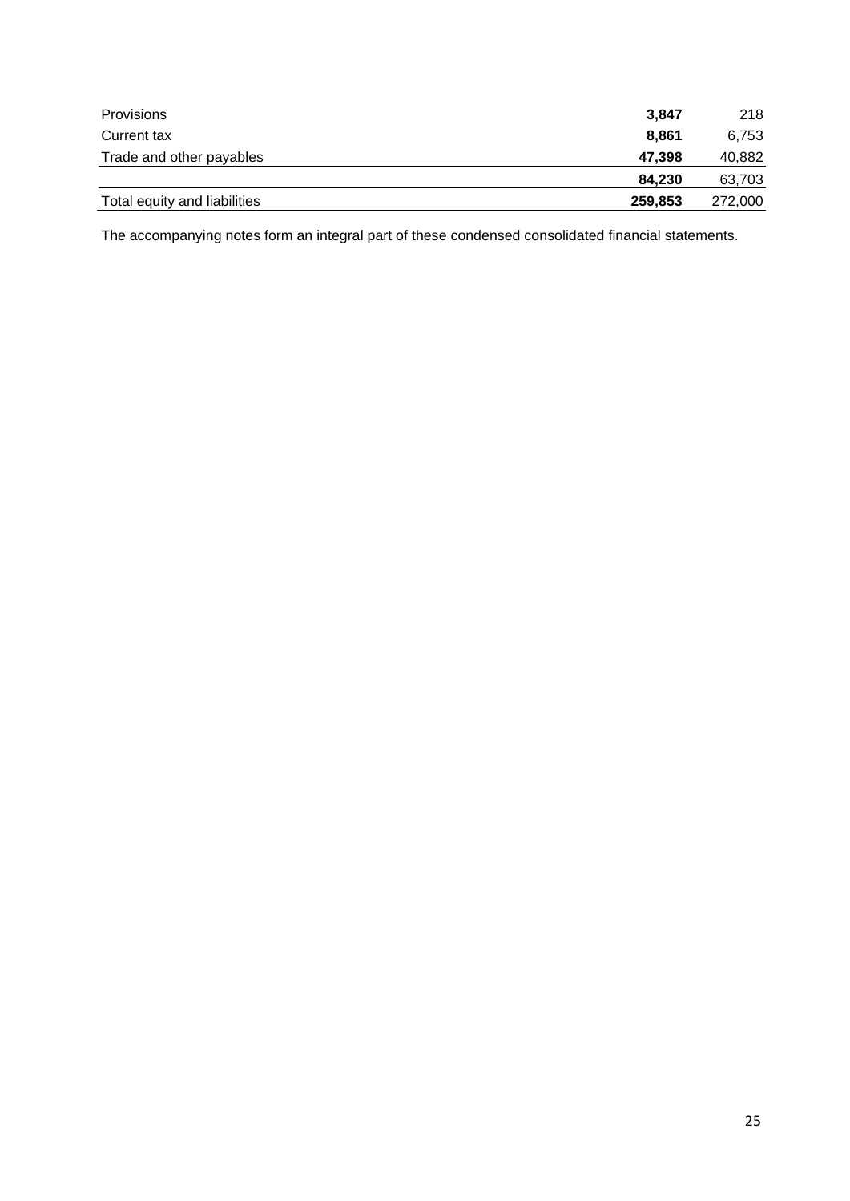| | | |
|---|---|---|
| Provisions | **3,847** | 218 |
| Current tax | **8,861** | 6,753 |
| Trade and other payables | **47,398** | 40,882 |
| | **84,230** | 63,703 |
| Total equity and liabilities | **259,853** | 272,000 |

The accompanying notes form an integral part of these condensed consolidated financial statements.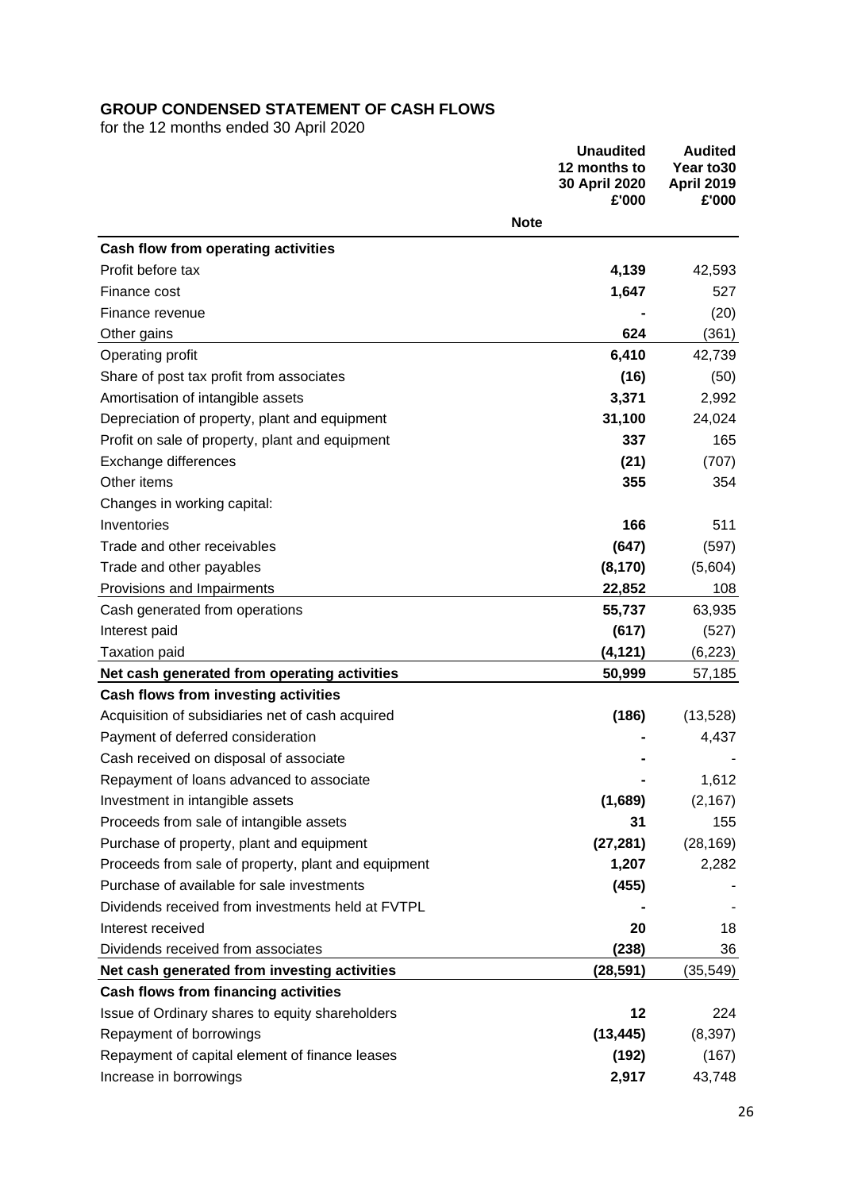**GROUP CONDENSED STATEMENT OF CASH FLOWS**

for the 12 months ended 30 April 2020

| | Note | Unaudited 12 months to 30 April 2020 £'000 | Audited Year to30 April 2019 £'000 |
|---|---|---|---|
| **Cash flow from operating activities** | | | |
| Profit before tax | | **4,139** | 42,593 |
| Finance cost | | **1,647** | 527 |
| Finance revenue | | **-** | (20) |
| Other gains | | **624** | (361) |
| Operating profit | | **6,410** | 42,739 |
| Share of post tax profit from associates | | **(16)** | (50) |
| Amortisation of intangible assets | | **3,371** | 2,992 |
| Depreciation of property, plant and equipment | | **31,100** | 24,024 |
| Profit on sale of property, plant and equipment | | **337** | 165 |
| Exchange differences | | **(21)** | (707) |
| Other items | | **355** | 354 |
| Changes in working capital: | | | |
| Inventories | | **166** | 511 |
| Trade and other receivables | | **(647)** | (597) |
| Trade and other payables | | **(8,170)** | (5,604) |
| Provisions and Impairments | | **22,852** | 108 |
| Cash generated from operations | | **55,737** | 63,935 |
| Interest paid | | **(617)** | (527) |
| Taxation paid | | **(4,121)** | (6,223) |
| **Net cash generated from operating activities** | | **50,999** | 57,185 |
| **Cash flows from investing activities** | | | |
| Acquisition of subsidiaries net of cash acquired | | **(186)** | (13,528) |
| Payment of deferred consideration | | **-** | 4,437 |
| Cash received on disposal of associate | | **-** | - |
| Repayment of loans advanced to associate | | **-** | 1,612 |
| Investment in intangible assets | | **(1,689)** | (2,167) |
| Proceeds from sale of intangible assets | | **31** | 155 |
| Purchase of property, plant and equipment | | **(27,281)** | (28,169) |
| Proceeds from sale of property, plant and equipment | | **1,207** | 2,282 |
| Purchase of available for sale investments | | **(455)** | - |
| Dividends received from investments held at FVTPL | | **-** | - |
| Interest received | | **20** | 18 |
| Dividends received from associates | | **(238)** | 36 |
| **Net cash generated from investing activities** | | **(28,591)** | (35,549) |
| **Cash flows from financing activities** | | | |
| Issue of Ordinary shares to equity shareholders | | **12** | 224 |
| Repayment of borrowings | | **(13,445)** | (8,397) |
| Repayment of capital element of finance leases | | **(192)** | (167) |
| Increase in borrowings | | **2,917** | 43,748 |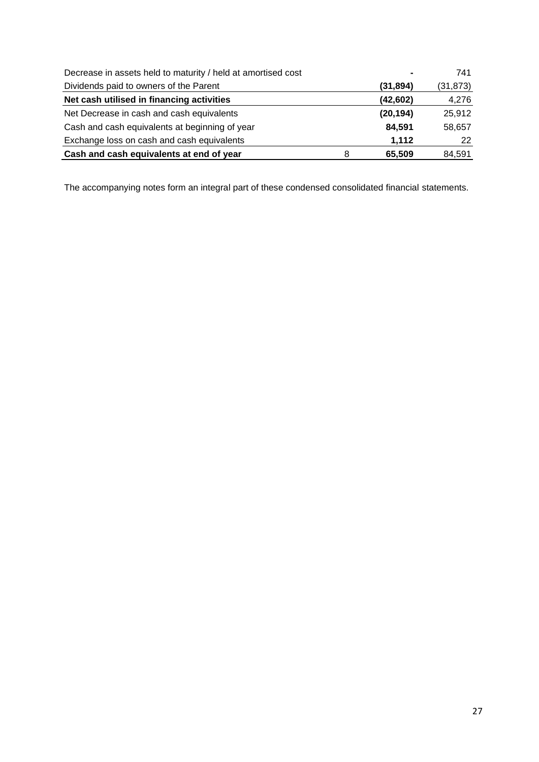| | | | |
|---|---|---|---|
| Decrease in assets held to maturity / held at amortised cost | | **-** | 741 |
| Dividends paid to owners of the Parent | | **(31,894)** | (31,873) |
| **Net cash utilised in financing activities** | | **(42,602)** | 4,276 |
| Net Decrease in cash and cash equivalents | | **(20,194)** | 25,912 |
| Cash and cash equivalents at beginning of year | | **84,591** | 58,657 |
| Exchange loss on cash and cash equivalents | | **1,112** | 22 |
| **Cash and cash equivalents at end of year** | 8 | **65,509** | 84,591 |

The accompanying notes form an integral part of these condensed consolidated financial statements.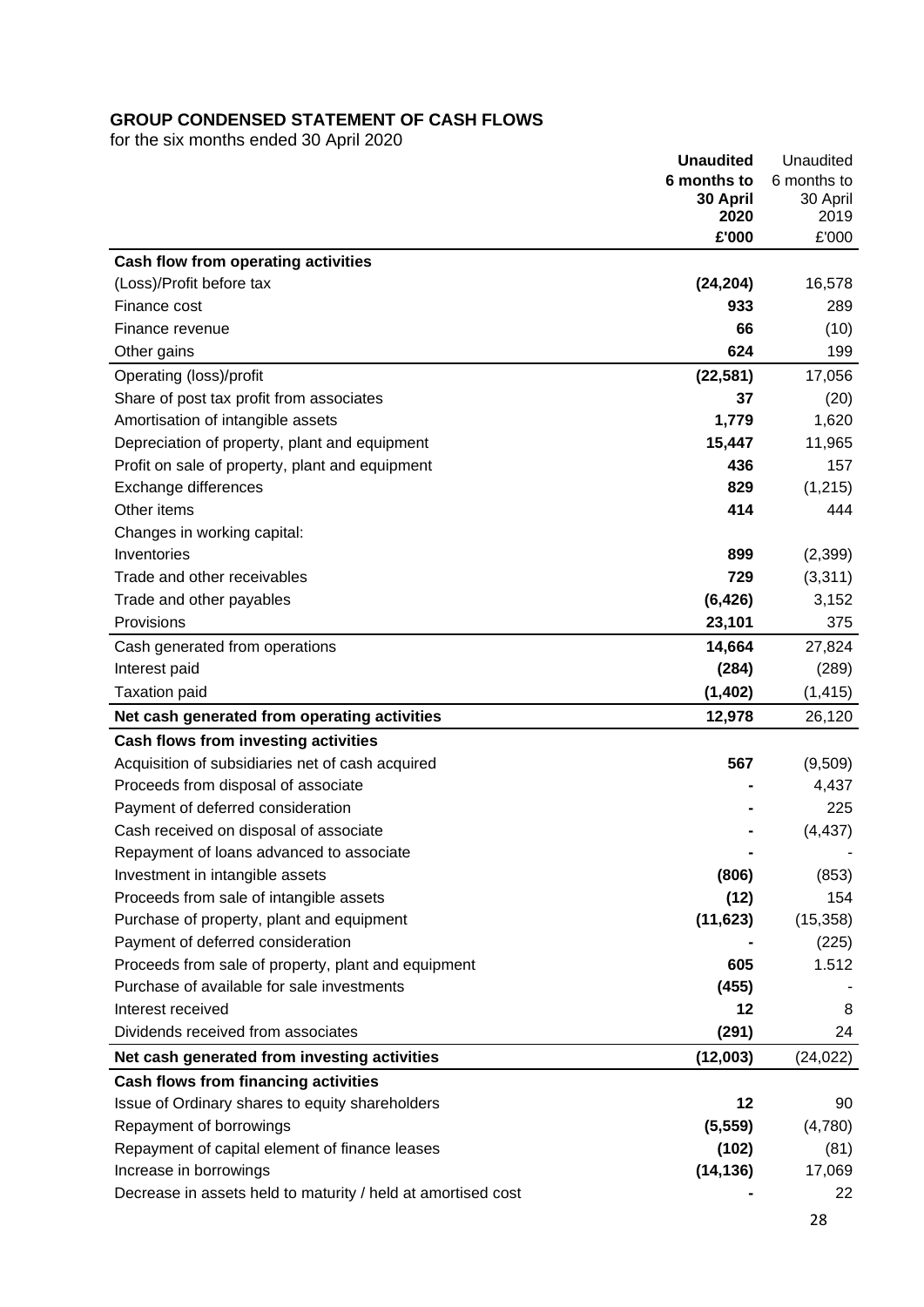## GROUP CONDENSED STATEMENT OF CASH FLOWS

for the six months ended 30 April 2020

| | **Unaudited 6 months to 30 April 2020 £'000** | Unaudited 6 months to 30 April 2019 £'000 |
|---|---|---|
| **Cash flow from operating activities** | | |
| (Loss)/Profit before tax | **(24,204)** | 16,578 |
| Finance cost | **933** | 289 |
| Finance revenue | **66** | (10) |
| Other gains | **624** | 199 |
| Operating (loss)/profit | **(22,581)** | 17,056 |
| Share of post tax profit from associates | **37** | (20) |
| Amortisation of intangible assets | **1,779** | 1,620 |
| Depreciation of property, plant and equipment | **15,447** | 11,965 |
| Profit on sale of property, plant and equipment | **436** | 157 |
| Exchange differences | **829** | (1,215) |
| Other items | **414** | 444 |
| Changes in working capital: | | |
| Inventories | **899** | (2,399) |
| Trade and other receivables | **729** | (3,311) |
| Trade and other payables | **(6,426)** | 3,152 |
| Provisions | **23,101** | 375 |
| Cash generated from operations | **14,664** | 27,824 |
| Interest paid | **(284)** | (289) |
| Taxation paid | **(1,402)** | (1,415) |
| **Net cash generated from operating activities** | **12,978** | 26,120 |
| **Cash flows from investing activities** | | |
| Acquisition of subsidiaries net of cash acquired | **567** | (9,509) |
| Proceeds from disposal of associate | **-** | 4,437 |
| Payment of deferred consideration | **-** | 225 |
| Cash received on disposal of associate | **-** | (4,437) |
| Repayment of loans advanced to associate | **-** | - |
| Investment in intangible assets | **(806)** | (853) |
| Proceeds from sale of intangible assets | **(12)** | 154 |
| Purchase of property, plant and equipment | **(11,623)** | (15,358) |
| Payment of deferred consideration | **-** | (225) |
| Proceeds from sale of property, plant and equipment | **605** | 1.512 |
| Purchase of available for sale investments | **(455)** | - |
| Interest received | **12** | 8 |
| Dividends received from associates | **(291)** | 24 |
| **Net cash generated from investing activities** | **(12,003)** | (24,022) |
| **Cash flows from financing activities** | | |
| Issue of Ordinary shares to equity shareholders | **12** | 90 |
| Repayment of borrowings | **(5,559)** | (4,780) |
| Repayment of capital element of finance leases | **(102)** | (81) |
| Increase in borrowings | **(14,136)** | 17,069 |
| Decrease in assets held to maturity / held at amortised cost | **-** | 22 |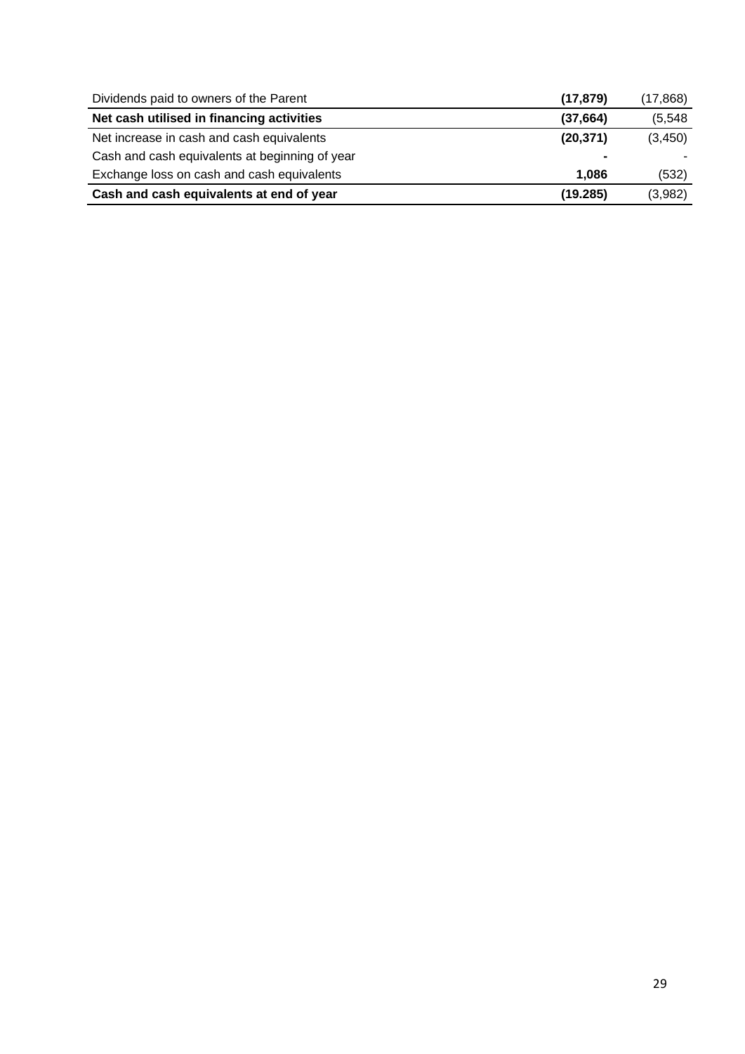| | | |
|---|---|---|
| Dividends paid to owners of the Parent | **(17,879)** | (17,868) |
| **Net cash utilised in financing activities** | **(37,664)** | (5,548 |
| Net increase in cash and cash equivalents | **(20,371)** | (3,450) |
| Cash and cash equivalents at beginning of year | **-** | - |
| Exchange loss on cash and cash equivalents | **1,086** | (532) |
| **Cash and cash equivalents at end of year** | **(19.285)** | (3,982) |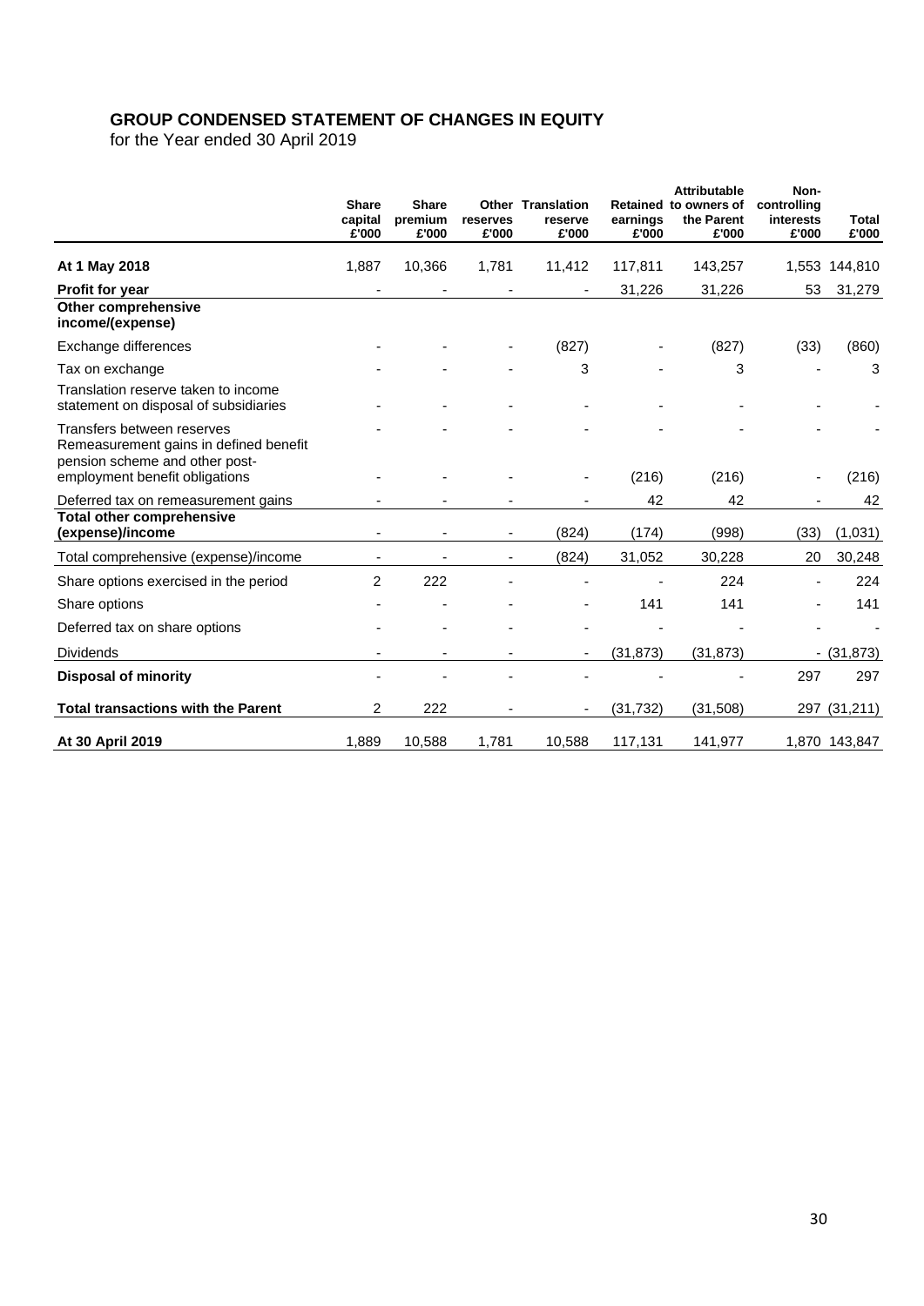# GROUP CONDENSED STATEMENT OF CHANGES IN EQUITY

for the Year ended 30 April 2019

| | Share capital £'000 | Share premium £'000 | Other reserves £'000 | Translation reserve £'000 | Retained earnings £'000 | Attributable to owners of the Parent £'000 | Non-controlling interests £'000 | Total £'000 |
|---|---|---|---|---|---|---|---|---|
| **At 1 May 2018** | 1,887 | 10,366 | 1,781 | 11,412 | 117,811 | 143,257 | 1,553 | 144,810 |
| **Profit for year** | - | - | - | - | 31,226 | 31,226 | 53 | 31,279 |
| **Other comprehensive income/(expense)** | | | | | | | | |
| Exchange differences | - | - | - | (827) | - | (827) | (33) | (860) |
| Tax on exchange | - | - | - | 3 | - | 3 | - | 3 |
| Translation reserve taken to income statement on disposal of subsidiaries | - | - | - | - | - | - | - | - |
| Transfers between reserves | - | - | - | - | - | - | - | - |
| Remeasurement gains in defined benefit pension scheme and other post-employment benefit obligations | - | - | - | - | (216) | (216) | - | (216) |
| Deferred tax on remeasurement gains | - | - | - | - | 42 | 42 | - | 42 |
| **Total other comprehensive (expense)/income** | - | - | - | (824) | (174) | (998) | (33) | (1,031) |
| Total comprehensive (expense)/income | - | - | - | (824) | 31,052 | 30,228 | 20 | 30,248 |
| Share options exercised in the period | 2 | 222 | - | - | - | 224 | - | 224 |
| Share options | - | - | - | - | 141 | 141 | - | 141 |
| Deferred tax on share options | - | - | - | - | - | - | - | - |
| Dividends | - | - | - | - | (31,873) | (31,873) | - | (31,873) |
| **Disposal of minority** | - | - | - | - | - | - | 297 | 297 |
| **Total transactions with the Parent** | 2 | 222 | - | - | (31,732) | (31,508) | 297 | (31,211) |
| **At 30 April 2019** | 1,889 | 10,588 | 1,781 | 10,588 | 117,131 | 141,977 | 1,870 | 143,847 |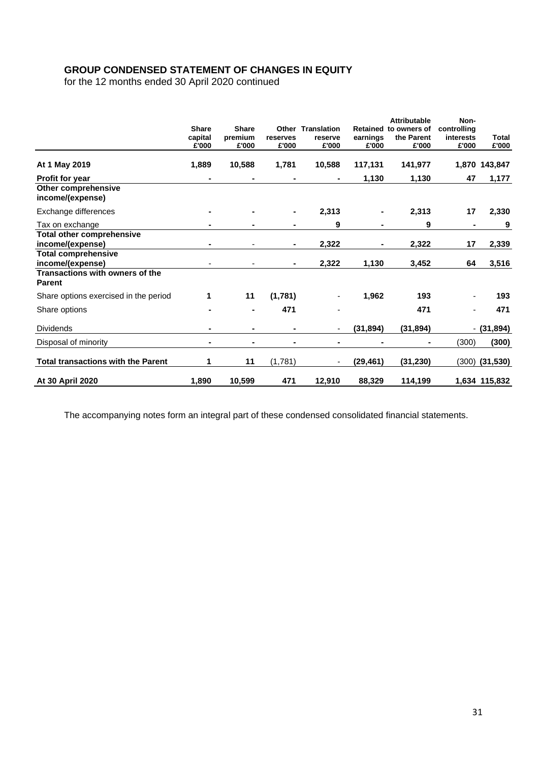## GROUP CONDENSED STATEMENT OF CHANGES IN EQUITY

for the 12 months ended 30 April 2020 continued

| | Share capital £'000 | Share premium £'000 | Other reserves £'000 | Translation reserve £'000 | Retained earnings £'000 | Attributable to owners of the Parent £'000 | Non-controlling interests £'000 | Total £'000 |
|---|---|---|---|---|---|---|---|---|
| **At 1 May 2019** | **1,889** | **10,588** | **1,781** | **10,588** | **117,131** | **141,977** | **1,870** | **143,847** |
| **Profit for year** | **-** | **-** | **-** | **-** | **1,130** | **1,130** | **47** | **1,177** |
| **Other comprehensive income/(expense)** | | | | | | | | |
| Exchange differences | **-** | **-** | **-** | **2,313** | **-** | **2,313** | **17** | **2,330** |
| Tax on exchange | **-** | **-** | **-** | **9** | **-** | **9** | **-** | **9** |
| **Total other comprehensive income/(expense)** | **-** | - | **-** | **2,322** | **-** | **2,322** | **17** | **2,339** |
| **Total comprehensive income/(expense)** | - | - | **-** | **2,322** | **1,130** | **3,452** | **64** | **3,516** |
| **Transactions with owners of the Parent** | | | | | | | | |
| Share options exercised in the period | **1** | **11** | **(1,781)** | - | **1,962** | **193** | - | **193** |
| Share options | **-** | **-** | **471** | - | | **471** | - | **471** |
| Dividends | **-** | **-** | **-** | - | **(31,894)** | **(31,894)** | - | **(31,894)** |
| Disposal of minority | **-** | **-** | **-** | **-** | **-** | **-** | (300) | **(300)** |
| **Total transactions with the Parent** | **1** | **11** | (1,781) | - | **(29,461)** | **(31,230)** | (300) | **(31,530)** |
| **At 30 April 2020** | **1,890** | **10,599** | **471** | **12,910** | **88,329** | **114,199** | **1,634** | **115,832** |

The accompanying notes form an integral part of these condensed consolidated financial statements.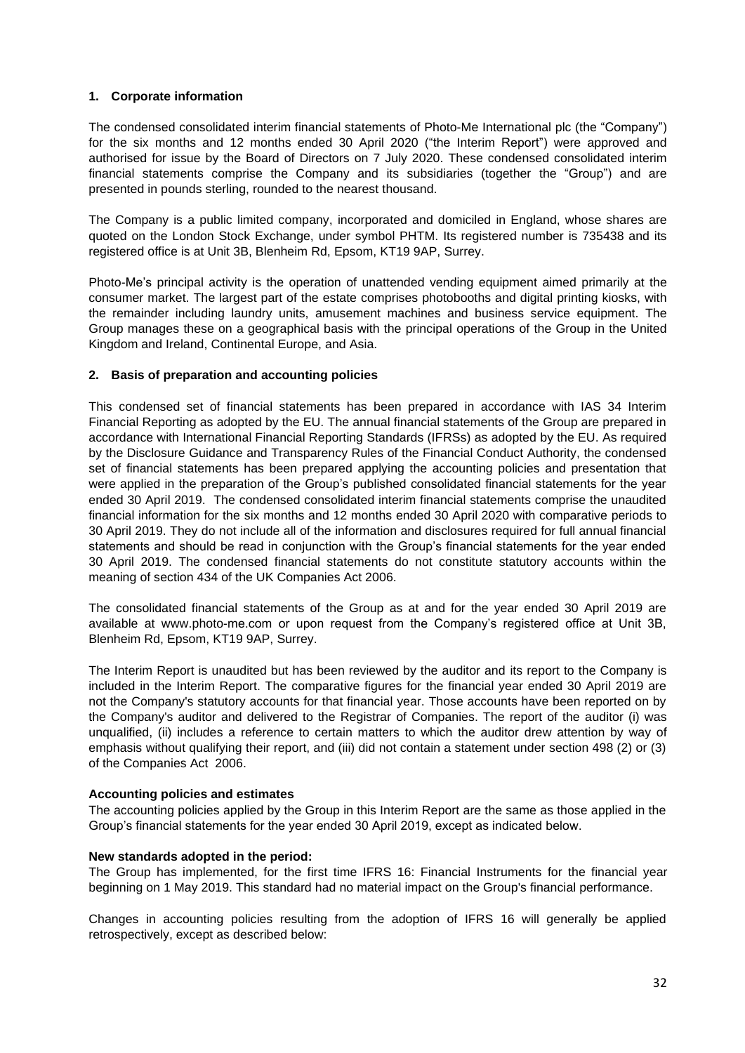## 1. Corporate information

The condensed consolidated interim financial statements of Photo-Me International plc (the "Company") for the six months and 12 months ended 30 April 2020 ("the Interim Report") were approved and authorised for issue by the Board of Directors on 7 July 2020. These condensed consolidated interim financial statements comprise the Company and its subsidiaries (together the "Group") and are presented in pounds sterling, rounded to the nearest thousand.

The Company is a public limited company, incorporated and domiciled in England, whose shares are quoted on the London Stock Exchange, under symbol PHTM. Its registered number is 735438 and its registered office is at Unit 3B, Blenheim Rd, Epsom, KT19 9AP, Surrey.

Photo-Me's principal activity is the operation of unattended vending equipment aimed primarily at the consumer market. The largest part of the estate comprises photobooths and digital printing kiosks, with the remainder including laundry units, amusement machines and business service equipment. The Group manages these on a geographical basis with the principal operations of the Group in the United Kingdom and Ireland, Continental Europe, and Asia.

## 2. Basis of preparation and accounting policies

This condensed set of financial statements has been prepared in accordance with IAS 34 Interim Financial Reporting as adopted by the EU. The annual financial statements of the Group are prepared in accordance with International Financial Reporting Standards (IFRSs) as adopted by the EU. As required by the Disclosure Guidance and Transparency Rules of the Financial Conduct Authority, the condensed set of financial statements has been prepared applying the accounting policies and presentation that were applied in the preparation of the Group's published consolidated financial statements for the year ended 30 April 2019. The condensed consolidated interim financial statements comprise the unaudited financial information for the six months and 12 months ended 30 April 2020 with comparative periods to 30 April 2019. They do not include all of the information and disclosures required for full annual financial statements and should be read in conjunction with the Group's financial statements for the year ended 30 April 2019. The condensed financial statements do not constitute statutory accounts within the meaning of section 434 of the UK Companies Act 2006.

The consolidated financial statements of the Group as at and for the year ended 30 April 2019 are available at www.photo-me.com or upon request from the Company's registered office at Unit 3B, Blenheim Rd, Epsom, KT19 9AP, Surrey.

The Interim Report is unaudited but has been reviewed by the auditor and its report to the Company is included in the Interim Report. The comparative figures for the financial year ended 30 April 2019 are not the Company's statutory accounts for that financial year. Those accounts have been reported on by the Company's auditor and delivered to the Registrar of Companies. The report of the auditor (i) was unqualified, (ii) includes a reference to certain matters to which the auditor drew attention by way of emphasis without qualifying their report, and (iii) did not contain a statement under section 498 (2) or (3) of the Companies Act 2006.

### Accounting policies and estimates

The accounting policies applied by the Group in this Interim Report are the same as those applied in the Group's financial statements for the year ended 30 April 2019, except as indicated below.

### New standards adopted in the period:

The Group has implemented, for the first time IFRS 16: Financial Instruments for the financial year beginning on 1 May 2019. This standard had no material impact on the Group's financial performance.

Changes in accounting policies resulting from the adoption of IFRS 16 will generally be applied retrospectively, except as described below: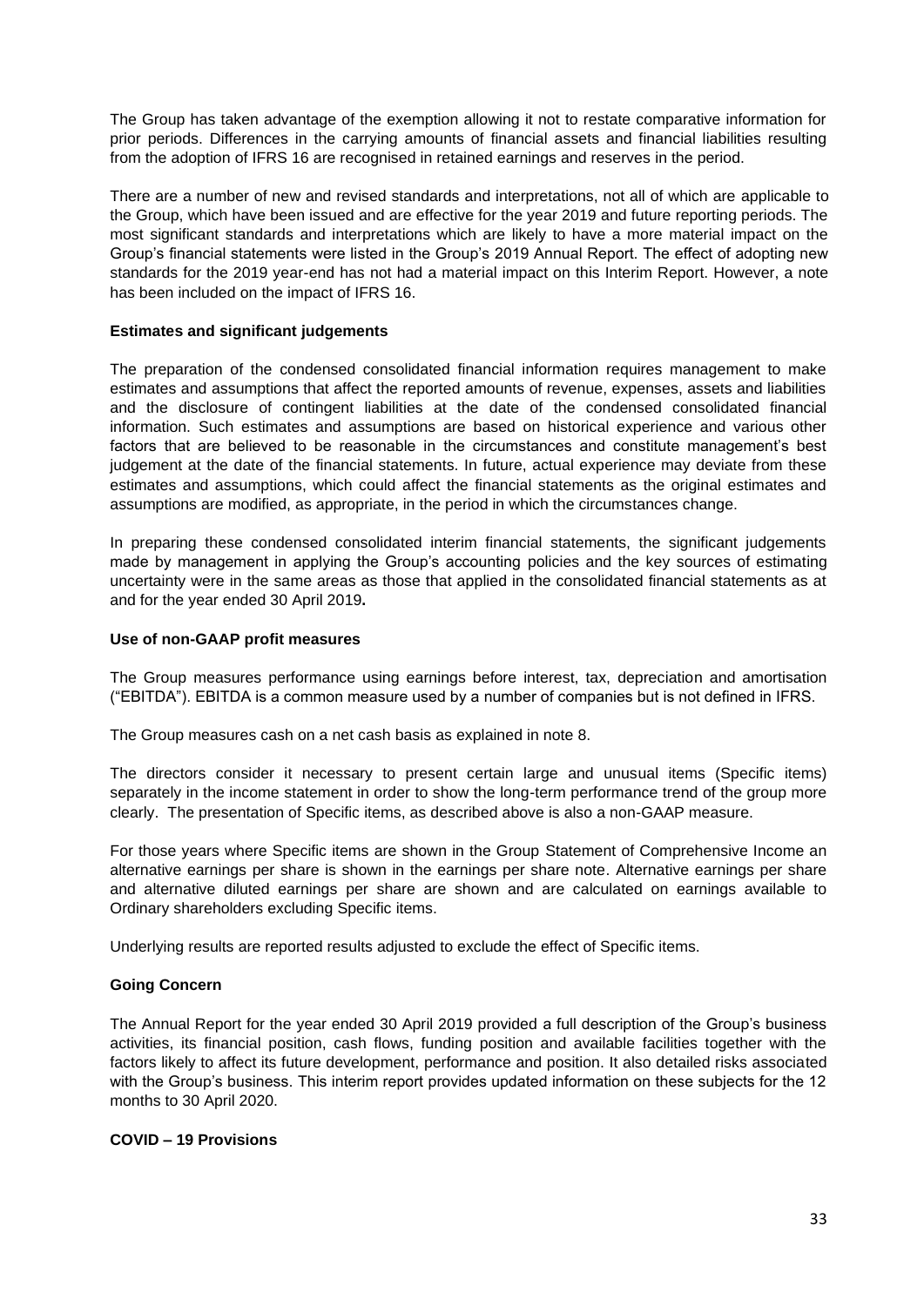The Group has taken advantage of the exemption allowing it not to restate comparative information for prior periods. Differences in the carrying amounts of financial assets and financial liabilities resulting from the adoption of IFRS 16 are recognised in retained earnings and reserves in the period.

There are a number of new and revised standards and interpretations, not all of which are applicable to the Group, which have been issued and are effective for the year 2019 and future reporting periods. The most significant standards and interpretations which are likely to have a more material impact on the Group's financial statements were listed in the Group's 2019 Annual Report. The effect of adopting new standards for the 2019 year-end has not had a material impact on this Interim Report. However, a note has been included on the impact of IFRS 16.

**Estimates and significant judgements**

The preparation of the condensed consolidated financial information requires management to make estimates and assumptions that affect the reported amounts of revenue, expenses, assets and liabilities and the disclosure of contingent liabilities at the date of the condensed consolidated financial information. Such estimates and assumptions are based on historical experience and various other factors that are believed to be reasonable in the circumstances and constitute management's best judgement at the date of the financial statements. In future, actual experience may deviate from these estimates and assumptions, which could affect the financial statements as the original estimates and assumptions are modified, as appropriate, in the period in which the circumstances change.

In preparing these condensed consolidated interim financial statements, the significant judgements made by management in applying the Group's accounting policies and the key sources of estimating uncertainty were in the same areas as those that applied in the consolidated financial statements as at and for the year ended 30 April 2019**.**

**Use of non-GAAP profit measures**

The Group measures performance using earnings before interest, tax, depreciation and amortisation ("EBITDA"). EBITDA is a common measure used by a number of companies but is not defined in IFRS.

The Group measures cash on a net cash basis as explained in note 8.

The directors consider it necessary to present certain large and unusual items (Specific items) separately in the income statement in order to show the long-term performance trend of the group more clearly. The presentation of Specific items, as described above is also a non-GAAP measure.

For those years where Specific items are shown in the Group Statement of Comprehensive Income an alternative earnings per share is shown in the earnings per share note. Alternative earnings per share and alternative diluted earnings per share are shown and are calculated on earnings available to Ordinary shareholders excluding Specific items.

Underlying results are reported results adjusted to exclude the effect of Specific items.

**Going Concern**

The Annual Report for the year ended 30 April 2019 provided a full description of the Group's business activities, its financial position, cash flows, funding position and available facilities together with the factors likely to affect its future development, performance and position. It also detailed risks associated with the Group's business. This interim report provides updated information on these subjects for the 12 months to 30 April 2020.

**COVID – 19 Provisions**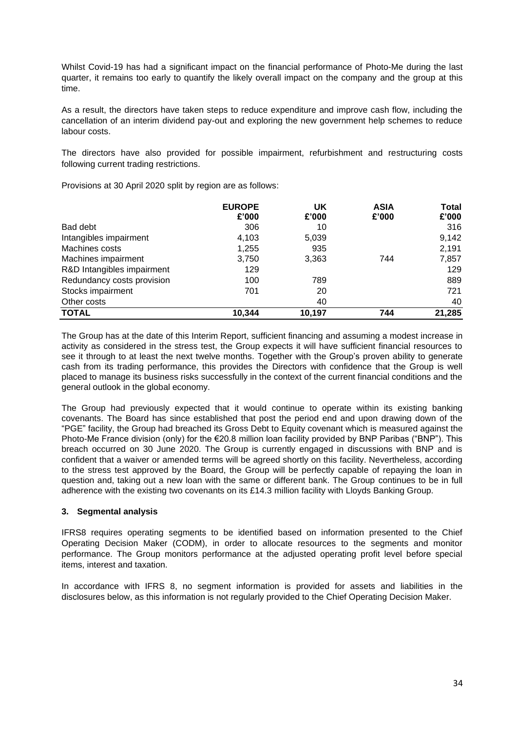Whilst Covid-19 has had a significant impact on the financial performance of Photo-Me during the last quarter, it remains too early to quantify the likely overall impact on the company and the group at this time.

As a result, the directors have taken steps to reduce expenditure and improve cash flow, including the cancellation of an interim dividend pay-out and exploring the new government help schemes to reduce labour costs.

The directors have also provided for possible impairment, refurbishment and restructuring costs following current trading restrictions.

Provisions at 30 April 2020 split by region are as follows:

| | **EUROPE** | **UK** | **ASIA** | **Total** |
|---|---|---|---|---|
| | **£'000** | **£'000** | **£'000** | **£'000** |
| Bad debt | 306 | 10 | | 316 |
| Intangibles impairment | 4,103 | 5,039 | | 9,142 |
| Machines costs | 1,255 | 935 | | 2,191 |
| Machines impairment | 3,750 | 3,363 | 744 | 7,857 |
| R&D Intangibles impairment | 129 | | | 129 |
| Redundancy costs provision | 100 | 789 | | 889 |
| Stocks impairment | 701 | 20 | | 721 |
| Other costs | | 40 | | 40 |
| **TOTAL** | **10,344** | **10,197** | **744** | **21,285** |

The Group has at the date of this Interim Report, sufficient financing and assuming a modest increase in activity as considered in the stress test, the Group expects it will have sufficient financial resources to see it through to at least the next twelve months. Together with the Group's proven ability to generate cash from its trading performance, this provides the Directors with confidence that the Group is well placed to manage its business risks successfully in the context of the current financial conditions and the general outlook in the global economy.

The Group had previously expected that it would continue to operate within its existing banking covenants. The Board has since established that post the period end and upon drawing down of the "PGE" facility, the Group had breached its Gross Debt to Equity covenant which is measured against the Photo-Me France division (only) for the €20.8 million loan facility provided by BNP Paribas ("BNP"). This breach occurred on 30 June 2020. The Group is currently engaged in discussions with BNP and is confident that a waiver or amended terms will be agreed shortly on this facility. Nevertheless, according to the stress test approved by the Board, the Group will be perfectly capable of repaying the loan in question and, taking out a new loan with the same or different bank. The Group continues to be in full adherence with the existing two covenants on its £14.3 million facility with Lloyds Banking Group.

## 3. Segmental analysis

IFRS8 requires operating segments to be identified based on information presented to the Chief Operating Decision Maker (CODM), in order to allocate resources to the segments and monitor performance. The Group monitors performance at the adjusted operating profit level before special items, interest and taxation.

In accordance with IFRS 8, no segment information is provided for assets and liabilities in the disclosures below, as this information is not regularly provided to the Chief Operating Decision Maker.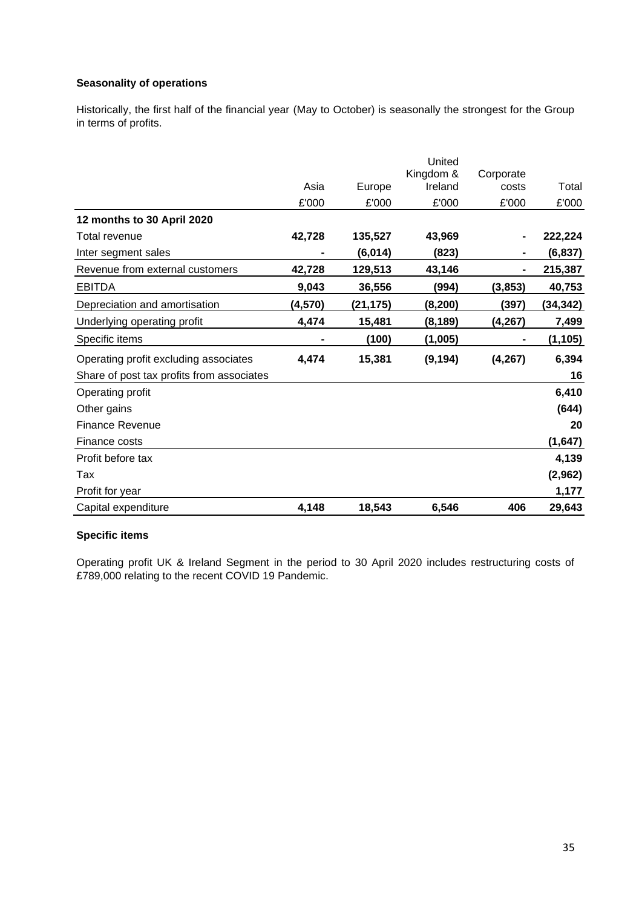**Seasonality of operations**

Historically, the first half of the financial year (May to October) is seasonally the strongest for the Group in terms of profits.

| | Asia | Europe | United Kingdom & Ireland | Corporate costs | Total |
|---|---|---|---|---|---|
| | £'000 | £'000 | £'000 | £'000 | £'000 |
| **12 months to 30 April 2020** | | | | | |
| Total revenue | **42,728** | **135,527** | **43,969** | **-** | **222,224** |
| Inter segment sales | **-** | **(6,014)** | **(823)** | **-** | **(6,837)** |
| Revenue from external customers | **42,728** | **129,513** | **43,146** | **-** | **215,387** |
| EBITDA | **9,043** | **36,556** | **(994)** | **(3,853)** | **40,753** |
| Depreciation and amortisation | **(4,570)** | **(21,175)** | **(8,200)** | **(397)** | **(34,342)** |
| Underlying operating profit | **4,474** | **15,481** | **(8,189)** | **(4,267)** | **7,499** |
| Specific items | **-** | **(100)** | **(1,005)** | **-** | **(1,105)** |
| Operating profit excluding associates | **4,474** | **15,381** | **(9,194)** | **(4,267)** | **6,394** |
| Share of post tax profits from associates | | | | | **16** |
| Operating profit | | | | | **6,410** |
| Other gains | | | | | **(644)** |
| Finance Revenue | | | | | **20** |
| Finance costs | | | | | **(1,647)** |
| Profit before tax | | | | | **4,139** |
| Tax | | | | | **(2,962)** |
| Profit for year | | | | | **1,177** |
| Capital expenditure | **4,148** | **18,543** | **6,546** | **406** | **29,643** |

**Specific items**

Operating profit UK & Ireland Segment in the period to 30 April 2020 includes restructuring costs of £789,000 relating to the recent COVID 19 Pandemic.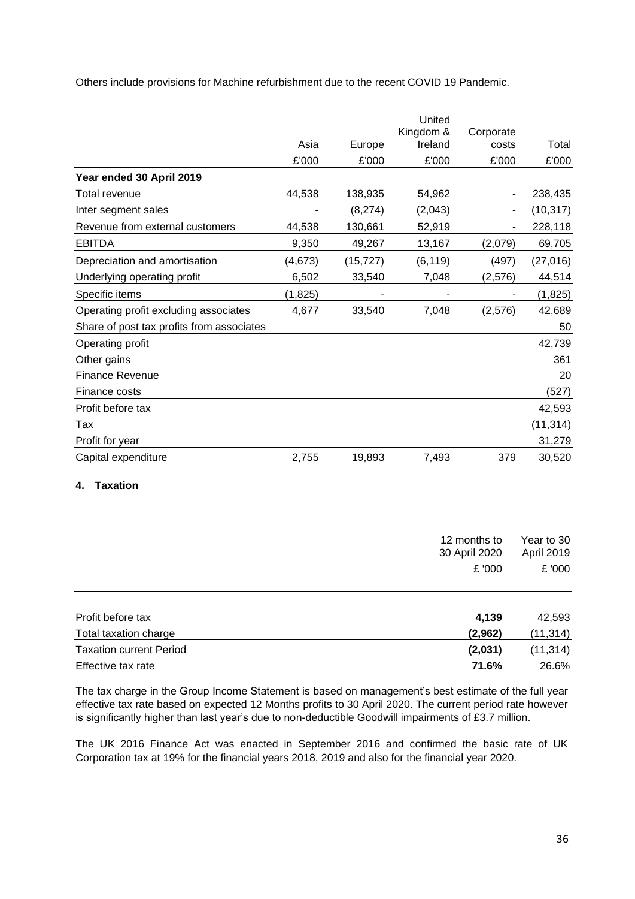Others include provisions for Machine refurbishment due to the recent COVID 19 Pandemic.

| | Asia | Europe | United Kingdom & Ireland | Corporate costs | Total |
|---|---|---|---|---|---|
| | £'000 | £'000 | £'000 | £'000 | £'000 |
| **Year ended 30 April 2019** | | | | | |
| Total revenue | 44,538 | 138,935 | 54,962 | - | 238,435 |
| Inter segment sales | - | (8,274) | (2,043) | - | (10,317) |
| Revenue from external customers | 44,538 | 130,661 | 52,919 | - | 228,118 |
| EBITDA | 9,350 | 49,267 | 13,167 | (2,079) | 69,705 |
| Depreciation and amortisation | (4,673) | (15,727) | (6,119) | (497) | (27,016) |
| Underlying operating profit | 6,502 | 33,540 | 7,048 | (2,576) | 44,514 |
| Specific items | (1,825) | - | - | - | (1,825) |
| Operating profit excluding associates | 4,677 | 33,540 | 7,048 | (2,576) | 42,689 |
| Share of post tax profits from associates | | | | | 50 |
| Operating profit | | | | | 42,739 |
| Other gains | | | | | 361 |
| Finance Revenue | | | | | 20 |
| Finance costs | | | | | (527) |
| Profit before tax | | | | | 42,593 |
| Tax | | | | | (11,314) |
| Profit for year | | | | | 31,279 |
| Capital expenditure | 2,755 | 19,893 | 7,493 | 379 | 30,520 |

#### 4. Taxation

| | 12 months to 30 April 2020 | Year to 30 April 2019 |
|---|---|---|
| | £ '000 | £ '000 |
| Profit before tax | **4,139** | 42,593 |
| Total taxation charge | **(2,962)** | (11,314) |
| Taxation current Period | **(2,031)** | (11,314) |
| Effective tax rate | **71.6%** | 26.6% |

The tax charge in the Group Income Statement is based on management's best estimate of the full year effective tax rate based on expected 12 Months profits to 30 April 2020. The current period rate however is significantly higher than last year's due to non-deductible Goodwill impairments of £3.7 million.

The UK 2016 Finance Act was enacted in September 2016 and confirmed the basic rate of UK Corporation tax at 19% for the financial years 2018, 2019 and also for the financial year 2020.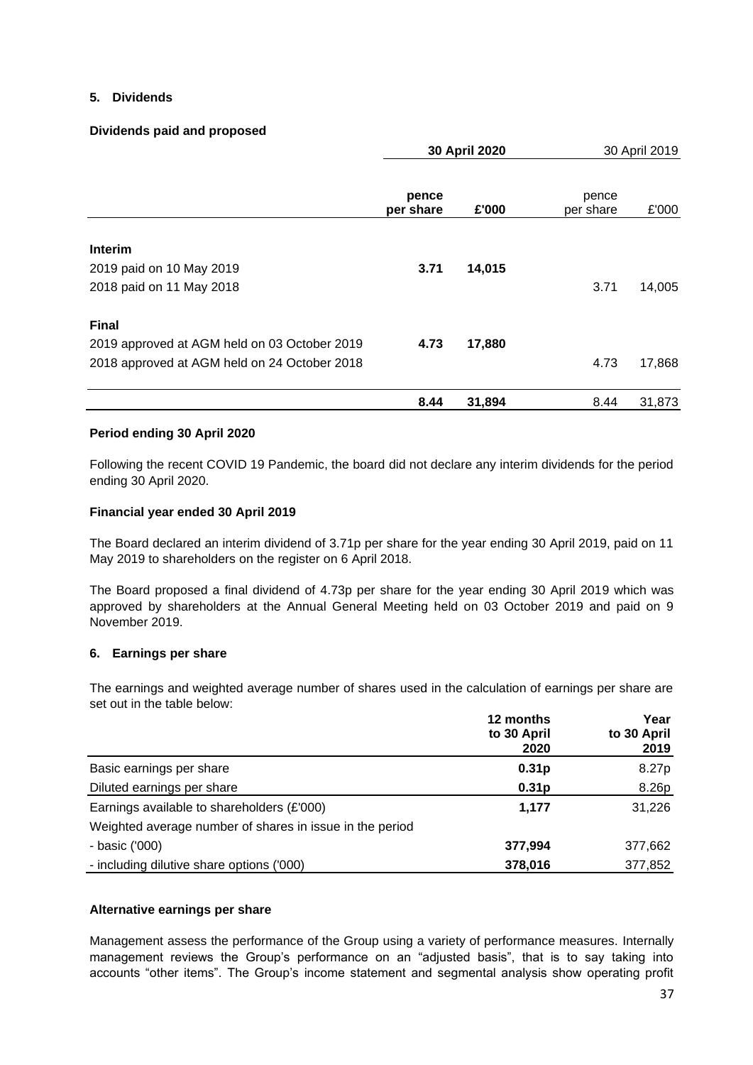### 5. Dividends

**Dividends paid and proposed**

| | **30 April 2020** | | 30 April 2019 | |
|---|---|---|---|---|
| | **pence per share** | **£'000** | pence per share | £'000 |
| **Interim** | | | | |
| 2019 paid on 10 May 2019 | **3.71** | **14,015** | | |
| 2018 paid on 11 May 2018 | | | 3.71 | 14,005 |
| **Final** | | | | |
| 2019 approved at AGM held on 03 October 2019 | **4.73** | **17,880** | | |
| 2018 approved at AGM held on 24 October 2018 | | | 4.73 | 17,868 |
| | **8.44** | **31,894** | 8.44 | 31,873 |

**Period ending 30 April 2020**

Following the recent COVID 19 Pandemic, the board did not declare any interim dividends for the period ending 30 April 2020.

**Financial year ended 30 April 2019**

The Board declared an interim dividend of 3.71p per share for the year ending 30 April 2019, paid on 11 May 2019 to shareholders on the register on 6 April 2018.

The Board proposed a final dividend of 4.73p per share for the year ending 30 April 2019 which was approved by shareholders at the Annual General Meeting held on 03 October 2019 and paid on 9 November 2019.

### 6. Earnings per share

The earnings and weighted average number of shares used in the calculation of earnings per share are set out in the table below:

| | **12 months to 30 April 2020** | **Year to 30 April 2019** |
|---|---|---|
| Basic earnings per share | **0.31p** | 8.27p |
| Diluted earnings per share | **0.31p** | 8.26p |
| Earnings available to shareholders (£'000) | **1,177** | 31,226 |
| Weighted average number of shares in issue in the period | | |
| - basic ('000) | **377,994** | 377,662 |
| - including dilutive share options ('000) | **378,016** | 377,852 |

**Alternative earnings per share**

Management assess the performance of the Group using a variety of performance measures. Internally management reviews the Group's performance on an "adjusted basis", that is to say taking into accounts "other items". The Group's income statement and segmental analysis show operating profit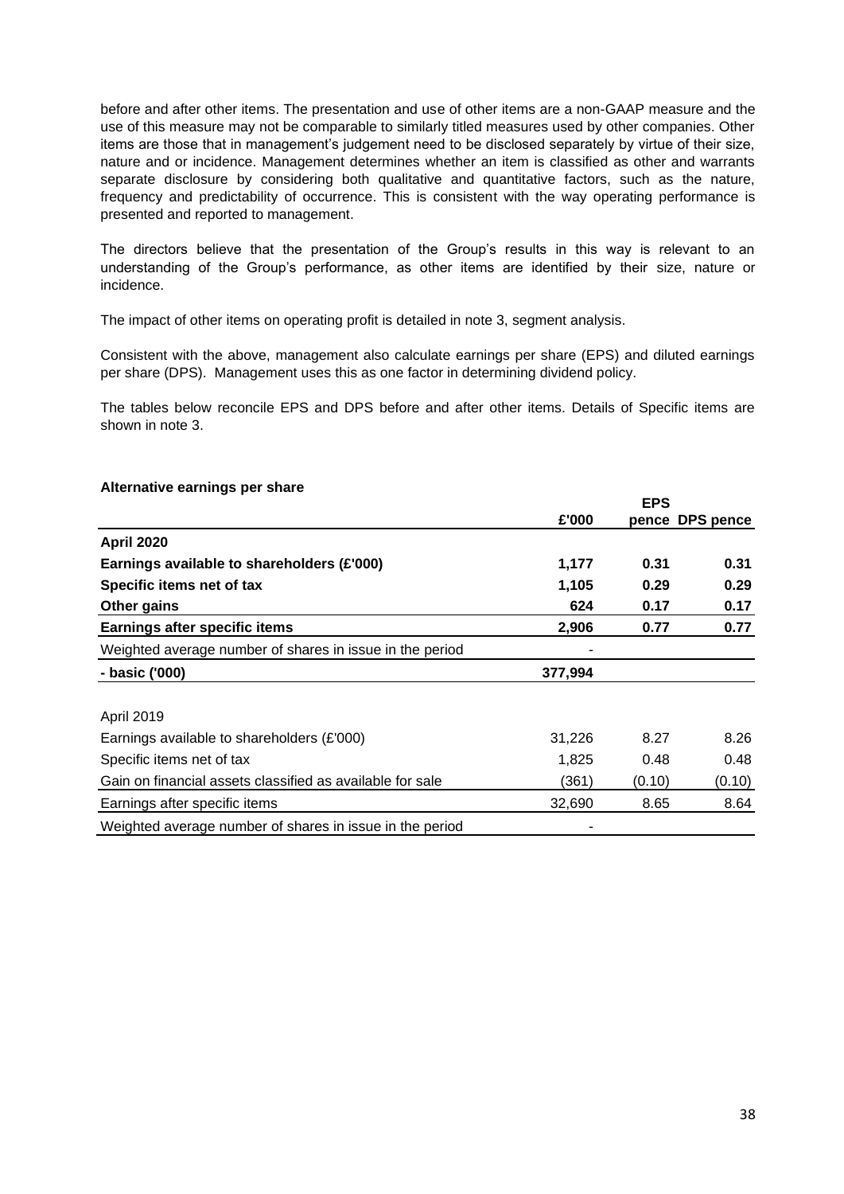before and after other items. The presentation and use of other items are a non-GAAP measure and the use of this measure may not be comparable to similarly titled measures used by other companies. Other items are those that in management's judgement need to be disclosed separately by virtue of their size, nature and or incidence. Management determines whether an item is classified as other and warrants separate disclosure by considering both qualitative and quantitative factors, such as the nature, frequency and predictability of occurrence. This is consistent with the way operating performance is presented and reported to management.

The directors believe that the presentation of the Group's results in this way is relevant to an understanding of the Group's performance, as other items are identified by their size, nature or incidence.

The impact of other items on operating profit is detailed in note 3, segment analysis.

Consistent with the above, management also calculate earnings per share (EPS) and diluted earnings per share (DPS). Management uses this as one factor in determining dividend policy.

The tables below reconcile EPS and DPS before and after other items. Details of Specific items are shown in note 3.

**Alternative earnings per share**

| | £'000 | EPS pence | DPS pence |
|---|---|---|---|
| **April 2020** | | | |
| **Earnings available to shareholders (£'000)** | **1,177** | **0.31** | **0.31** |
| **Specific items net of tax** | **1,105** | **0.29** | **0.29** |
| **Other gains** | **624** | **0.17** | **0.17** |
| **Earnings after specific items** | **2,906** | **0.77** | **0.77** |
| Weighted average number of shares in issue in the period | - | | |
| **- basic ('000)** | **377,994** | | |
| | | | |
| April 2019 | | | |
| Earnings available to shareholders (£'000) | 31,226 | 8.27 | 8.26 |
| Specific items net of tax | 1,825 | 0.48 | 0.48 |
| Gain on financial assets classified as available for sale | (361) | (0.10) | (0.10) |
| Earnings after specific items | 32,690 | 8.65 | 8.64 |
| Weighted average number of shares in issue in the period | - | | |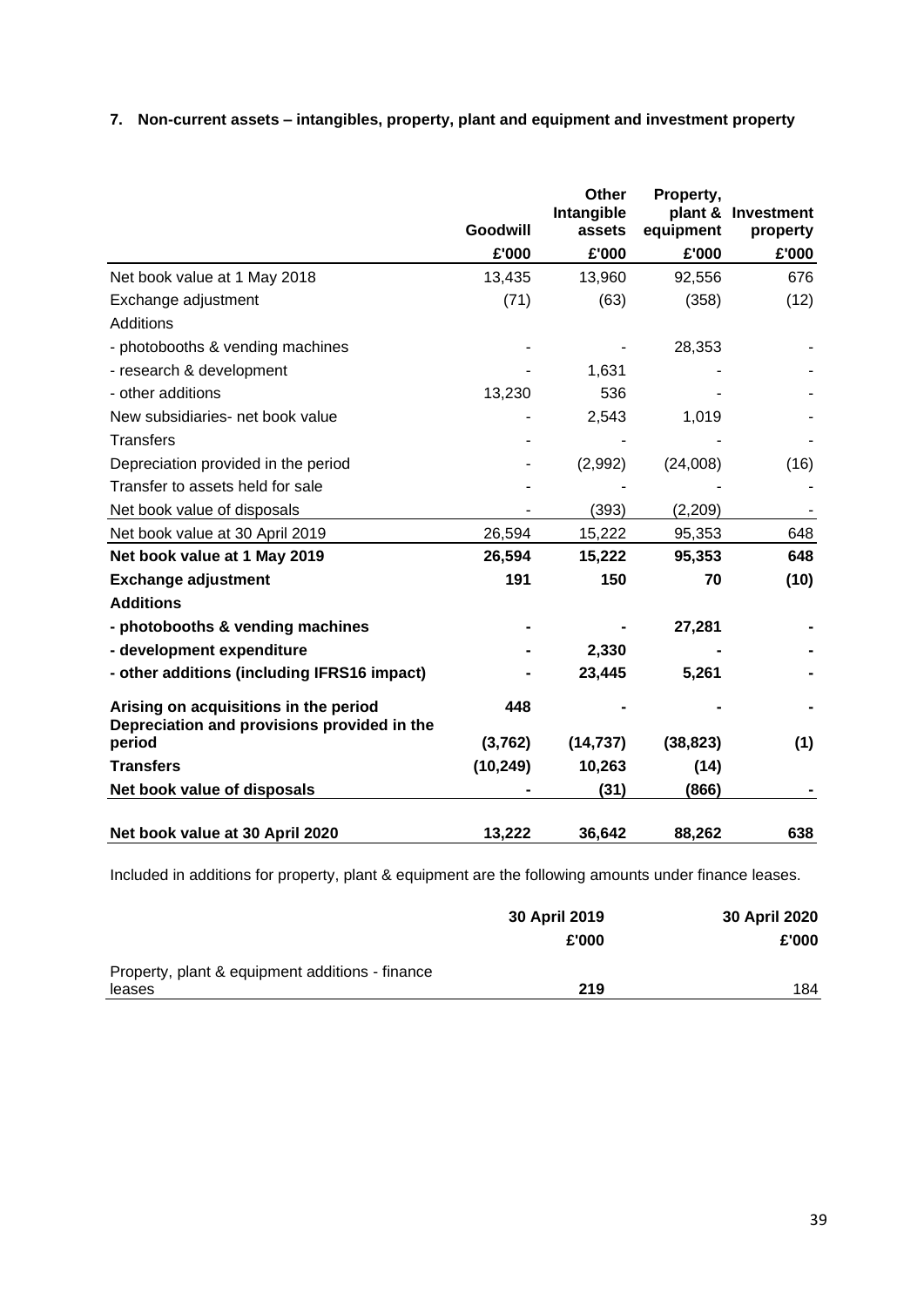### 7. Non-current assets – intangibles, property, plant and equipment and investment property

| | Goodwill | Other Intangible assets | Property, plant & equipment | Investment property |
|---|---|---|---|---|
| | £'000 | £'000 | £'000 | £'000 |
| Net book value at 1 May 2018 | 13,435 | 13,960 | 92,556 | 676 |
| Exchange adjustment | (71) | (63) | (358) | (12) |
| Additions | | | | |
| - photobooths & vending machines | - | - | 28,353 | - |
| - research & development | - | 1,631 | - | - |
| - other additions | 13,230 | 536 | - | - |
| New subsidiaries- net book value | - | 2,543 | 1,019 | - |
| Transfers | - | - | - | - |
| Depreciation provided in the period | - | (2,992) | (24,008) | (16) |
| Transfer to assets held for sale | - | - | - | - |
| Net book value of disposals | - | (393) | (2,209) | - |
| Net book value at 30 April 2019 | 26,594 | 15,222 | 95,353 | 648 |
| **Net book value at 1 May 2019** | **26,594** | **15,222** | **95,353** | **648** |
| **Exchange adjustment** | **191** | **150** | **70** | **(10)** |
| **Additions** | | | | |
| **- photobooths & vending machines** | **-** | **-** | **27,281** | **-** |
| **- development expenditure** | **-** | **2,330** | **-** | **-** |
| **- other additions (including IFRS16 impact)** | **-** | **23,445** | **5,261** | **-** |
| **Arising on acquisitions in the period** | **448** | **-** | **-** | **-** |
| **Depreciation and provisions provided in the period** | **(3,762)** | **(14,737)** | **(38,823)** | **(1)** |
| **Transfers** | **(10,249)** | **10,263** | **(14)** | |
| **Net book value of disposals** | **-** | **(31)** | **(866)** | **-** |
| **Net book value at 30 April 2020** | **13,222** | **36,642** | **88,262** | **638** |

Included in additions for property, plant & equipment are the following amounts under finance leases.

| | 30 April 2019 | 30 April 2020 |
|---|---|---|
| | £'000 | £'000 |
| Property, plant & equipment additions - finance leases | **219** | 184 |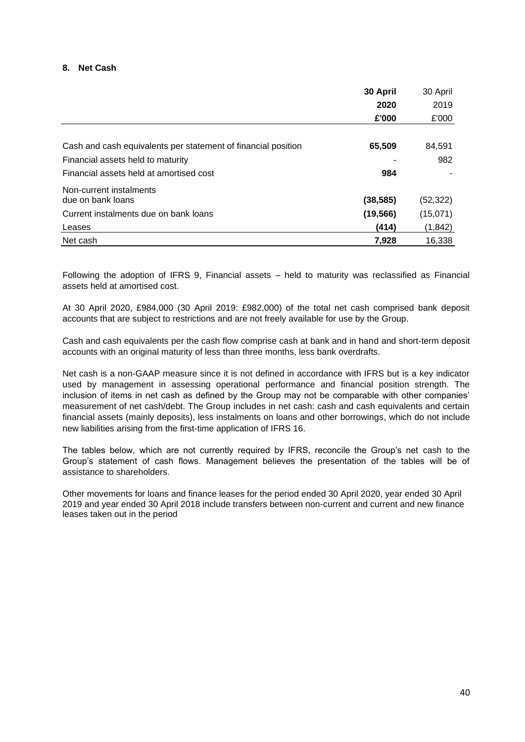### 8. Net Cash

| | 30 April 2020 £'000 | 30 April 2019 £'000 |
|---|---|---|
| Cash and cash equivalents per statement of financial position | **65,509** | 84,591 |
| Financial assets held to maturity | **-** | 982 |
| Financial assets held at amortised cost | **984** | - |
| Non-current instalments due on bank loans | **(38,585)** | (52,322) |
| Current instalments due on bank loans | **(19,566)** | (15,071) |
| Leases | **(414)** | (1,842) |
| Net cash | **7,928** | 16,338 |

Following the adoption of IFRS 9, Financial assets – held to maturity was reclassified as Financial assets held at amortised cost.

At 30 April 2020, £984,000 (30 April 2019: £982,000) of the total net cash comprised bank deposit accounts that are subject to restrictions and are not freely available for use by the Group.

Cash and cash equivalents per the cash flow comprise cash at bank and in hand and short-term deposit accounts with an original maturity of less than three months, less bank overdrafts.

Net cash is a non-GAAP measure since it is not defined in accordance with IFRS but is a key indicator used by management in assessing operational performance and financial position strength. The inclusion of items in net cash as defined by the Group may not be comparable with other companies' measurement of net cash/debt. The Group includes in net cash: cash and cash equivalents and certain financial assets (mainly deposits), less instalments on loans and other borrowings, which do not include new liabilities arising from the first-time application of IFRS 16.

The tables below, which are not currently required by IFRS, reconcile the Group's net cash to the Group's statement of cash flows. Management believes the presentation of the tables will be of assistance to shareholders.

Other movements for loans and finance leases for the period ended 30 April 2020, year ended 30 April 2019 and year ended 30 April 2018 include transfers between non-current and current and new finance leases taken out in the period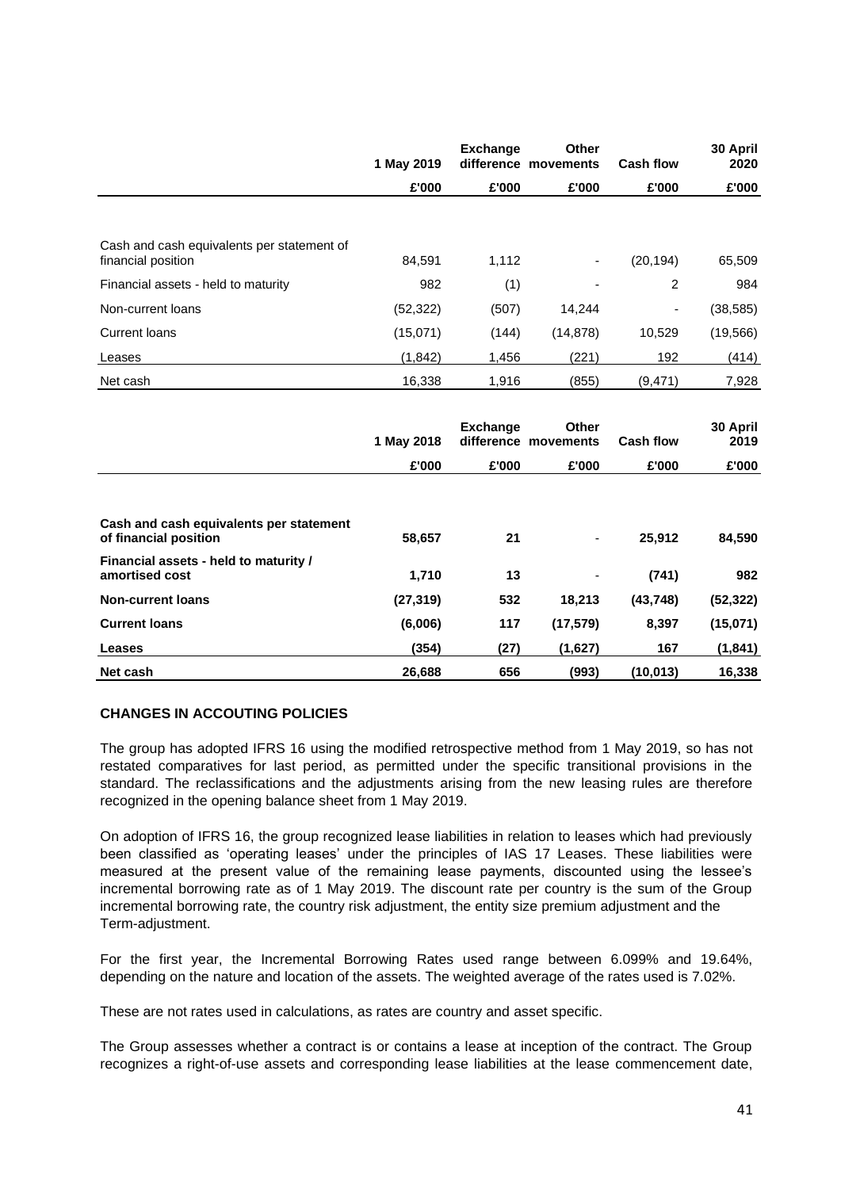| | 1 May 2019 | Exchange difference | Other movements | Cash flow | 30 April 2020 |
|---|---|---|---|---|---|
| | £'000 | £'000 | £'000 | £'000 | £'000 |
| Cash and cash equivalents per statement of financial position | 84,591 | 1,112 | - | (20,194) | 65,509 |
| Financial assets - held to maturity | 982 | (1) | - | 2 | 984 |
| Non-current loans | (52,322) | (507) | 14,244 | - | (38,585) |
| Current loans | (15,071) | (144) | (14,878) | 10,529 | (19,566) |
| Leases | (1,842) | 1,456 | (221) | 192 | (414) |
| Net cash | 16,338 | 1,916 | (855) | (9,471) | 7,928 |

| | 1 May 2018 | Exchange difference | Other movements | Cash flow | 30 April 2019 |
|---|---|---|---|---|---|
| | £'000 | £'000 | £'000 | £'000 | £'000 |
| **Cash and cash equivalents per statement of financial position** | **58,657** | **21** | - | **25,912** | **84,590** |
| **Financial assets - held to maturity / amortised cost** | **1,710** | **13** | - | **(741)** | **982** |
| **Non-current loans** | **(27,319)** | **532** | **18,213** | **(43,748)** | **(52,322)** |
| **Current loans** | **(6,006)** | **117** | **(17,579)** | **8,397** | **(15,071)** |
| **Leases** | **(354)** | **(27)** | **(1,627)** | **167** | **(1,841)** |
| **Net cash** | **26,688** | **656** | **(993)** | **(10,013)** | **16,338** |

**CHANGES IN ACCOUTING POLICIES**

The group has adopted IFRS 16 using the modified retrospective method from 1 May 2019, so has not restated comparatives for last period, as permitted under the specific transitional provisions in the standard. The reclassifications and the adjustments arising from the new leasing rules are therefore recognized in the opening balance sheet from 1 May 2019.

On adoption of IFRS 16, the group recognized lease liabilities in relation to leases which had previously been classified as 'operating leases' under the principles of IAS 17 Leases. These liabilities were measured at the present value of the remaining lease payments, discounted using the lessee's incremental borrowing rate as of 1 May 2019. The discount rate per country is the sum of the Group incremental borrowing rate, the country risk adjustment, the entity size premium adjustment and the Term-adjustment.

For the first year, the Incremental Borrowing Rates used range between 6.099% and 19.64%, depending on the nature and location of the assets. The weighted average of the rates used is 7.02%.

These are not rates used in calculations, as rates are country and asset specific.

The Group assesses whether a contract is or contains a lease at inception of the contract. The Group recognizes a right-of-use assets and corresponding lease liabilities at the lease commencement date,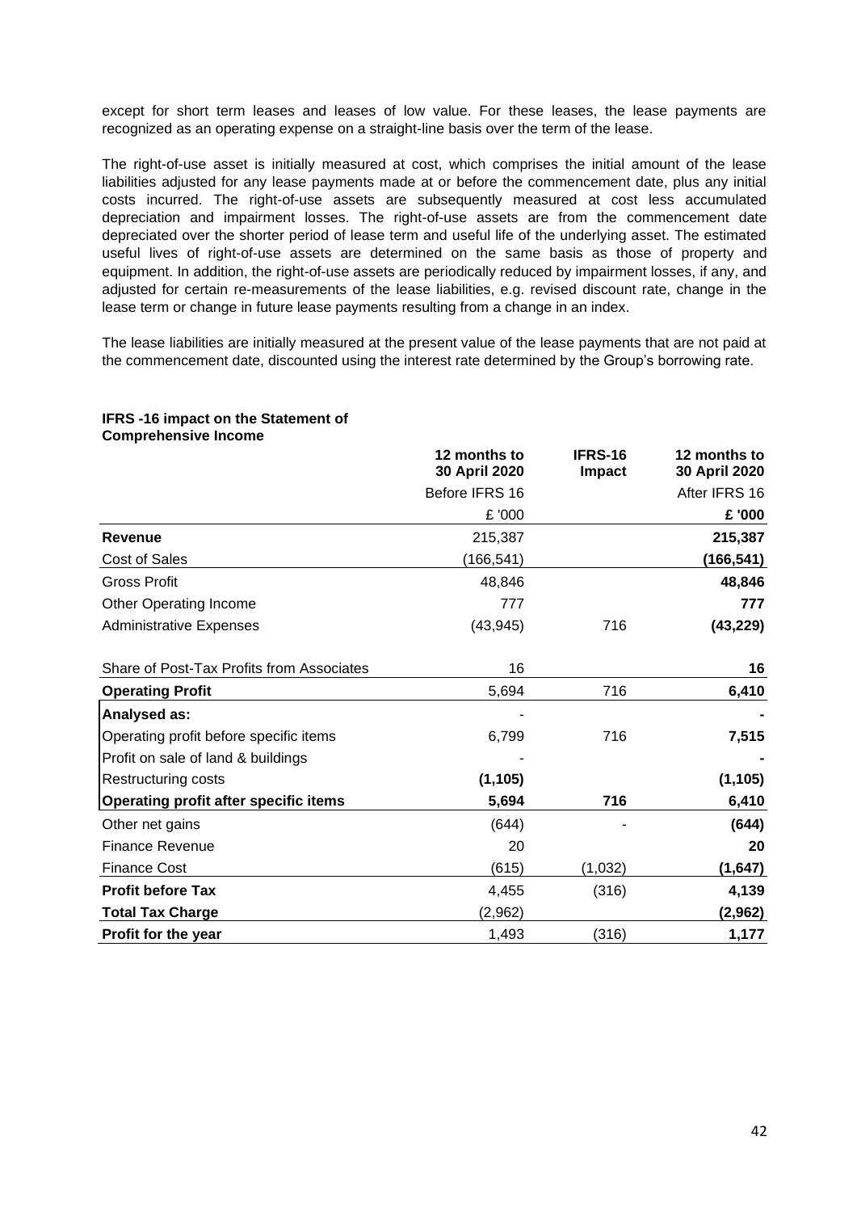except for short term leases and leases of low value. For these leases, the lease payments are recognized as an operating expense on a straight-line basis over the term of the lease.

The right-of-use asset is initially measured at cost, which comprises the initial amount of the lease liabilities adjusted for any lease payments made at or before the commencement date, plus any initial costs incurred. The right-of-use assets are subsequently measured at cost less accumulated depreciation and impairment losses. The right-of-use assets are from the commencement date depreciated over the shorter period of lease term and useful life of the underlying asset. The estimated useful lives of right-of-use assets are determined on the same basis as those of property and equipment. In addition, the right-of-use assets are periodically reduced by impairment losses, if any, and adjusted for certain re-measurements of the lease liabilities, e.g. revised discount rate, change in the lease term or change in future lease payments resulting from a change in an index.

The lease liabilities are initially measured at the present value of the lease payments that are not paid at the commencement date, discounted using the interest rate determined by the Group's borrowing rate.

**IFRS -16 impact on the Statement of Comprehensive Income**

| | 12 months to 30 April 2020 | IFRS-16 Impact | 12 months to 30 April 2020 |
|---|---|---|---|
| | Before IFRS 16 | | After IFRS 16 |
| | £ '000 | | **£ '000** |
| **Revenue** | 215,387 | | **215,387** |
| Cost of Sales | (166,541) | | **(166,541)** |
| Gross Profit | 48,846 | | **48,846** |
| Other Operating Income | 777 | | **777** |
| Administrative Expenses | (43,945) | 716 | **(43,229)** |
| Share of Post-Tax Profits from Associates | 16 | | **16** |
| **Operating Profit** | 5,694 | 716 | **6,410** |
| **Analysed as:** | - | | **-** |
| Operating profit before specific items | 6,799 | 716 | **7,515** |
| Profit on sale of land & buildings | - | | **-** |
| Restructuring costs | **(1,105)** | | **(1,105)** |
| **Operating profit after specific items** | **5,694** | **716** | **6,410** |
| Other net gains | (644) | - | **(644)** |
| Finance Revenue | 20 | | **20** |
| Finance Cost | (615) | (1,032) | **(1,647)** |
| **Profit before Tax** | 4,455 | (316) | **4,139** |
| **Total Tax Charge** | (2,962) | | **(2,962)** |
| **Profit for the year** | 1,493 | (316) | **1,177** |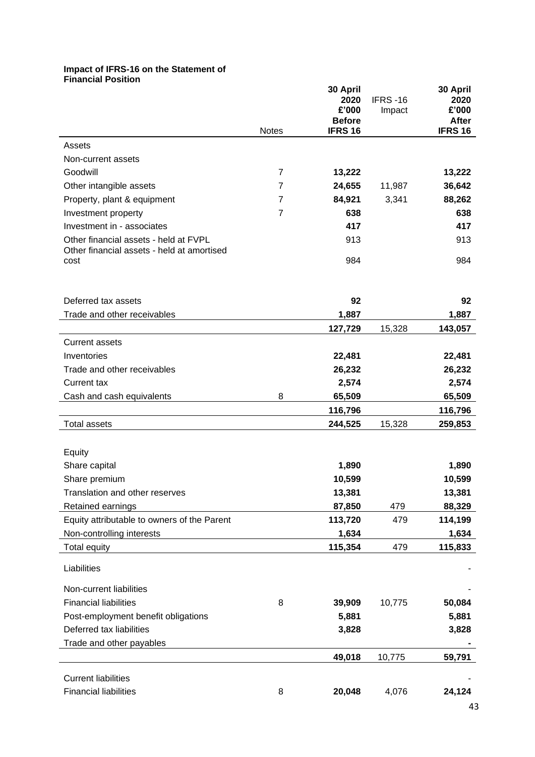**Impact of IFRS-16 on the Statement of Financial Position**

| | Notes | 30 April 2020 £'000 Before IFRS 16 | IFRS -16 Impact | 30 April 2020 £'000 After IFRS 16 |
|---|---|---|---|---|
| Assets | | | | |
| Non-current assets | | | | |
| Goodwill | 7 | **13,222** | | **13,222** |
| Other intangible assets | 7 | **24,655** | 11,987 | **36,642** |
| Property, plant & equipment | 7 | **84,921** | 3,341 | **88,262** |
| Investment property | 7 | **638** | | **638** |
| Investment in - associates | | **417** | | **417** |
| Other financial assets - held at FVPL | | 913 | | 913 |
| Other financial assets - held at amortised cost | | 984 | | 984 |
| Deferred tax assets | | **92** | | **92** |
| Trade and other receivables | | **1,887** | | **1,887** |
| | | **127,729** | 15,328 | **143,057** |
| Current assets | | | | |
| Inventories | | **22,481** | | **22,481** |
| Trade and other receivables | | **26,232** | | **26,232** |
| Current tax | | **2,574** | | **2,574** |
| Cash and cash equivalents | 8 | **65,509** | | **65,509** |
| | | **116,796** | | **116,796** |
| Total assets | | **244,525** | 15,328 | **259,853** |
| Equity | | | | |
| Share capital | | **1,890** | | **1,890** |
| Share premium | | **10,599** | | **10,599** |
| Translation and other reserves | | **13,381** | | **13,381** |
| Retained earnings | | **87,850** | 479 | **88,329** |
| Equity attributable to owners of the Parent | | **113,720** | 479 | **114,199** |
| Non-controlling interests | | **1,634** | | **1,634** |
| Total equity | | **115,354** | 479 | **115,833** |
| Liabilities | | | | - |
| Non-current liabilities | | | | - |
| Financial liabilities | 8 | **39,909** | 10,775 | **50,084** |
| Post-employment benefit obligations | | **5,881** | | **5,881** |
| Deferred tax liabilities | | **3,828** | | **3,828** |
| Trade and other payables | | | | **-** |
| | | **49,018** | 10,775 | **59,791** |
| Current liabilities | | | | - |
| Financial liabilities | 8 | **20,048** | 4,076 | **24,124** |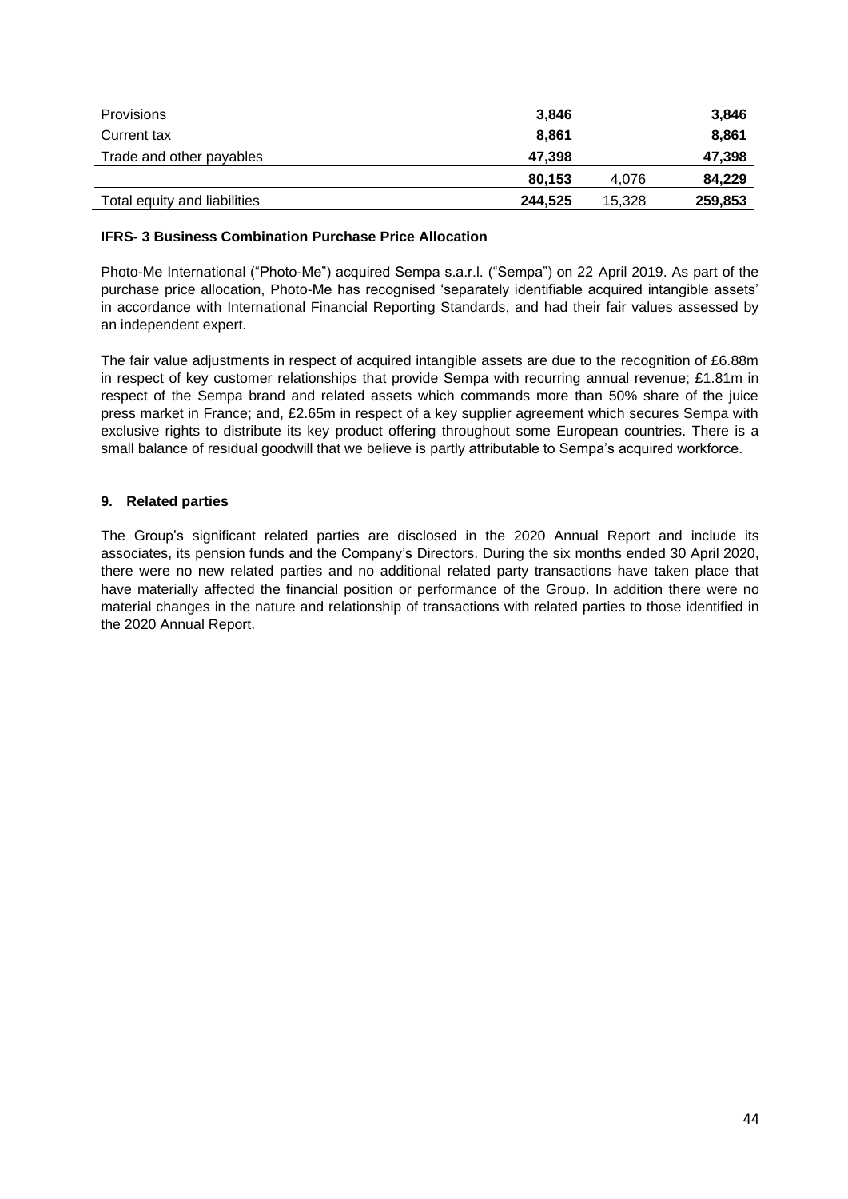| | | | |
|---|---|---|---|
| Provisions | **3,846** | | **3,846** |
| Current tax | **8,861** | | **8,861** |
| Trade and other payables | **47,398** | | **47,398** |
| | **80,153** | 4,076 | **84,229** |
| Total equity and liabilities | **244,525** | 15,328 | **259,853** |

**IFRS- 3 Business Combination Purchase Price Allocation**

Photo-Me International ("Photo-Me") acquired Sempa s.a.r.l. ("Sempa") on 22 April 2019. As part of the purchase price allocation, Photo-Me has recognised 'separately identifiable acquired intangible assets' in accordance with International Financial Reporting Standards, and had their fair values assessed by an independent expert.

The fair value adjustments in respect of acquired intangible assets are due to the recognition of £6.88m in respect of key customer relationships that provide Sempa with recurring annual revenue; £1.81m in respect of the Sempa brand and related assets which commands more than 50% share of the juice press market in France; and, £2.65m in respect of a key supplier agreement which secures Sempa with exclusive rights to distribute its key product offering throughout some European countries. There is a small balance of residual goodwill that we believe is partly attributable to Sempa's acquired workforce.

**9. Related parties**

The Group's significant related parties are disclosed in the 2020 Annual Report and include its associates, its pension funds and the Company's Directors. During the six months ended 30 April 2020, there were no new related parties and no additional related party transactions have taken place that have materially affected the financial position or performance of the Group. In addition there were no material changes in the nature and relationship of transactions with related parties to those identified in the 2020 Annual Report.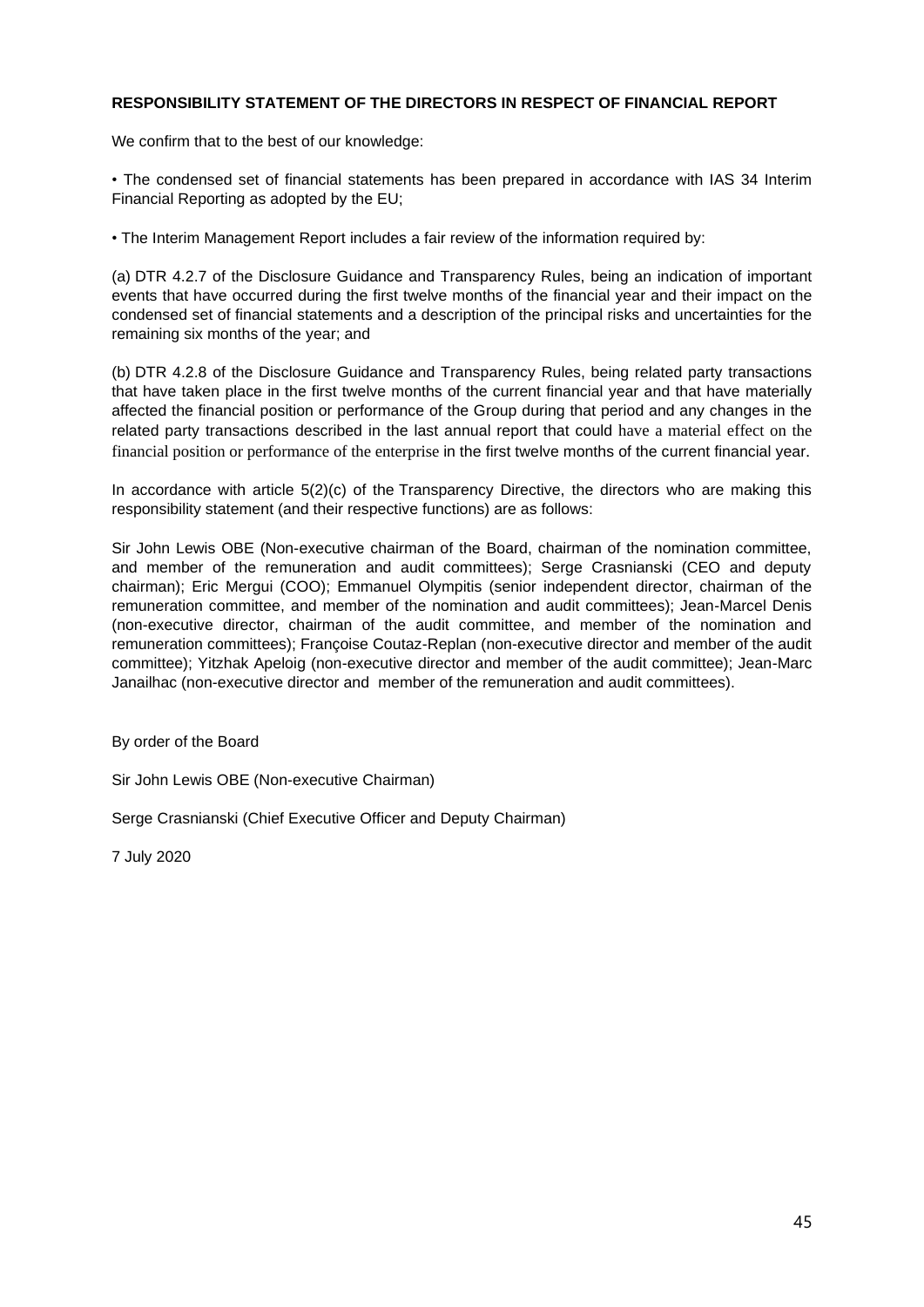**RESPONSIBILITY STATEMENT OF THE DIRECTORS IN RESPECT OF FINANCIAL REPORT**

We confirm that to the best of our knowledge:

• The condensed set of financial statements has been prepared in accordance with IAS 34 Interim Financial Reporting as adopted by the EU;

• The Interim Management Report includes a fair review of the information required by:

(a) DTR 4.2.7 of the Disclosure Guidance and Transparency Rules, being an indication of important events that have occurred during the first twelve months of the financial year and their impact on the condensed set of financial statements and a description of the principal risks and uncertainties for the remaining six months of the year; and

(b) DTR 4.2.8 of the Disclosure Guidance and Transparency Rules, being related party transactions that have taken place in the first twelve months of the current financial year and that have materially affected the financial position or performance of the Group during that period and any changes in the related party transactions described in the last annual report that could have a material effect on the financial position or performance of the enterprise in the first twelve months of the current financial year.

In accordance with article 5(2)(c) of the Transparency Directive, the directors who are making this responsibility statement (and their respective functions) are as follows:

Sir John Lewis OBE (Non-executive chairman of the Board, chairman of the nomination committee, and member of the remuneration and audit committees); Serge Crasnianski (CEO and deputy chairman); Eric Mergui (COO); Emmanuel Olympitis (senior independent director, chairman of the remuneration committee, and member of the nomination and audit committees); Jean-Marcel Denis (non-executive director, chairman of the audit committee, and member of the nomination and remuneration committees); Françoise Coutaz-Replan (non-executive director and member of the audit committee); Yitzhak Apeloig (non-executive director and member of the audit committee); Jean-Marc Janailhac (non-executive director and member of the remuneration and audit committees).

By order of the Board

Sir John Lewis OBE (Non-executive Chairman)

Serge Crasnianski (Chief Executive Officer and Deputy Chairman)

7 July 2020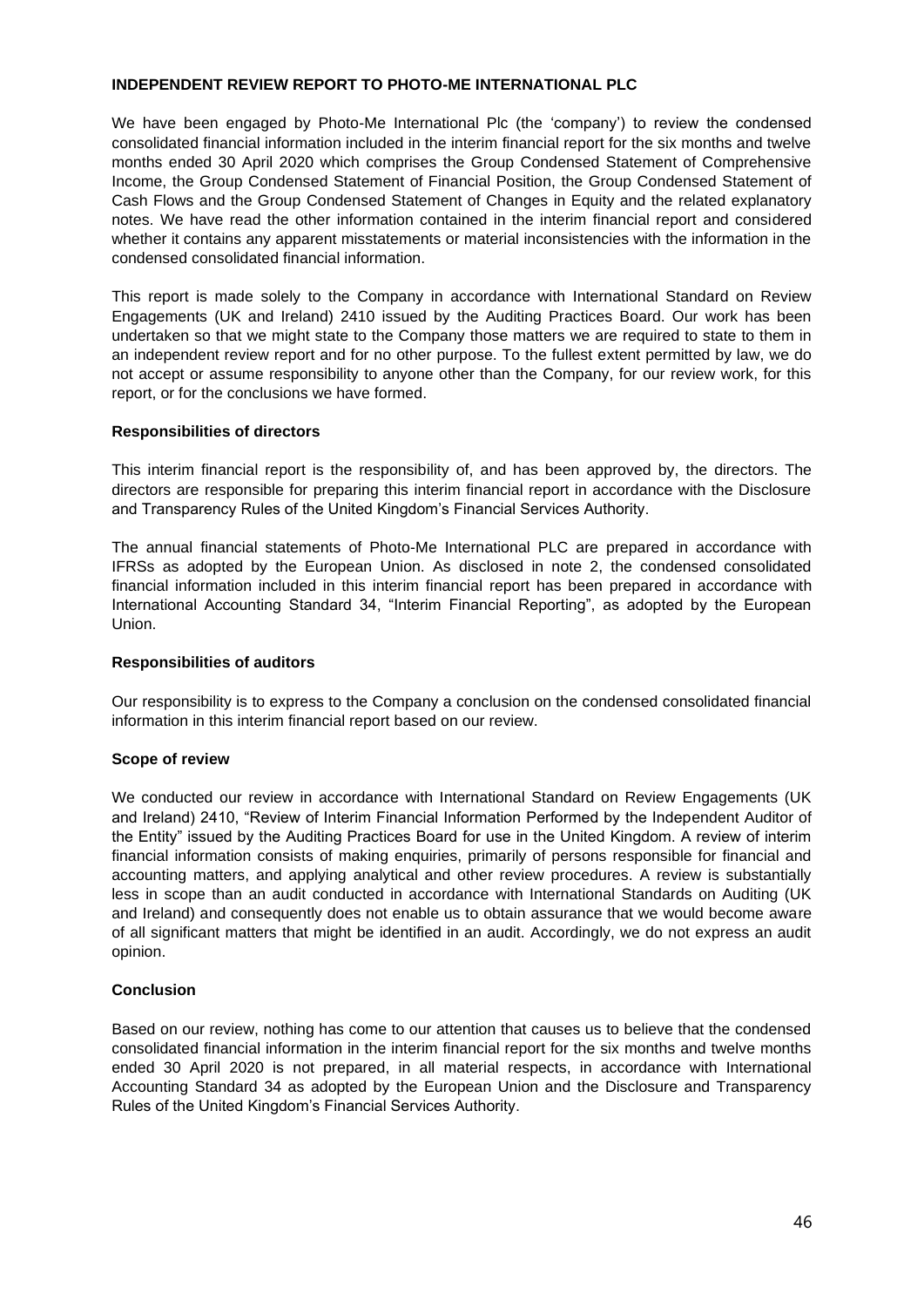## INDEPENDENT REVIEW REPORT TO PHOTO-ME INTERNATIONAL PLC

We have been engaged by Photo-Me International Plc (the 'company') to review the condensed consolidated financial information included in the interim financial report for the six months and twelve months ended 30 April 2020 which comprises the Group Condensed Statement of Comprehensive Income, the Group Condensed Statement of Financial Position, the Group Condensed Statement of Cash Flows and the Group Condensed Statement of Changes in Equity and the related explanatory notes. We have read the other information contained in the interim financial report and considered whether it contains any apparent misstatements or material inconsistencies with the information in the condensed consolidated financial information.

This report is made solely to the Company in accordance with International Standard on Review Engagements (UK and Ireland) 2410 issued by the Auditing Practices Board. Our work has been undertaken so that we might state to the Company those matters we are required to state to them in an independent review report and for no other purpose. To the fullest extent permitted by law, we do not accept or assume responsibility to anyone other than the Company, for our review work, for this report, or for the conclusions we have formed.

### Responsibilities of directors

This interim financial report is the responsibility of, and has been approved by, the directors. The directors are responsible for preparing this interim financial report in accordance with the Disclosure and Transparency Rules of the United Kingdom's Financial Services Authority.

The annual financial statements of Photo-Me International PLC are prepared in accordance with IFRSs as adopted by the European Union. As disclosed in note 2, the condensed consolidated financial information included in this interim financial report has been prepared in accordance with International Accounting Standard 34, "Interim Financial Reporting", as adopted by the European Union.

### Responsibilities of auditors

Our responsibility is to express to the Company a conclusion on the condensed consolidated financial information in this interim financial report based on our review.

### Scope of review

We conducted our review in accordance with International Standard on Review Engagements (UK and Ireland) 2410, "Review of Interim Financial Information Performed by the Independent Auditor of the Entity" issued by the Auditing Practices Board for use in the United Kingdom. A review of interim financial information consists of making enquiries, primarily of persons responsible for financial and accounting matters, and applying analytical and other review procedures. A review is substantially less in scope than an audit conducted in accordance with International Standards on Auditing (UK and Ireland) and consequently does not enable us to obtain assurance that we would become aware of all significant matters that might be identified in an audit. Accordingly, we do not express an audit opinion.

### Conclusion

Based on our review, nothing has come to our attention that causes us to believe that the condensed consolidated financial information in the interim financial report for the six months and twelve months ended 30 April 2020 is not prepared, in all material respects, in accordance with International Accounting Standard 34 as adopted by the European Union and the Disclosure and Transparency Rules of the United Kingdom's Financial Services Authority.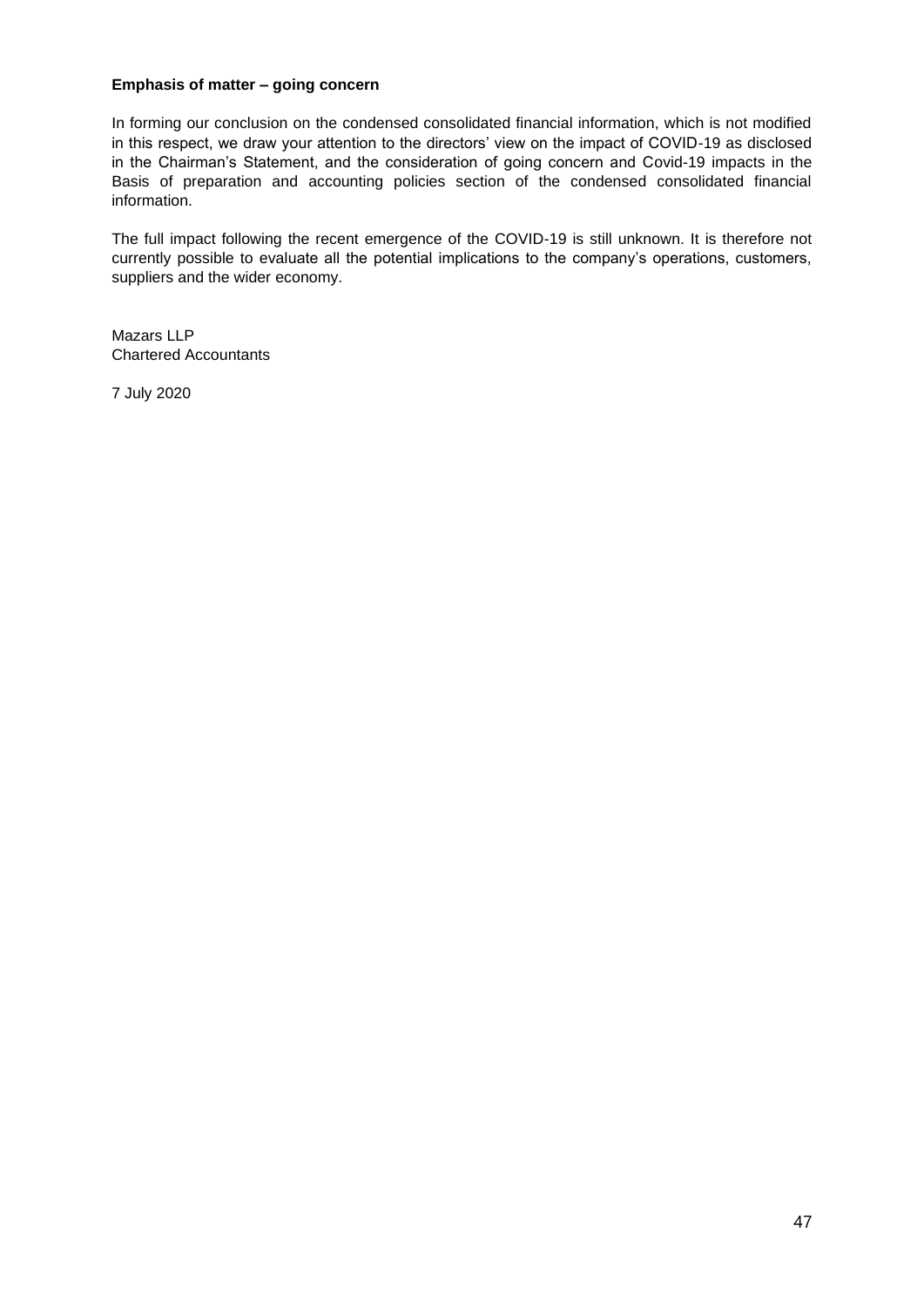**Emphasis of matter – going concern**

In forming our conclusion on the condensed consolidated financial information, which is not modified in this respect, we draw your attention to the directors' view on the impact of COVID-19 as disclosed in the Chairman's Statement, and the consideration of going concern and Covid-19 impacts in the Basis of preparation and accounting policies section of the condensed consolidated financial information.

The full impact following the recent emergence of the COVID-19 is still unknown. It is therefore not currently possible to evaluate all the potential implications to the company's operations, customers, suppliers and the wider economy.

Mazars LLP
Chartered Accountants

7 July 2020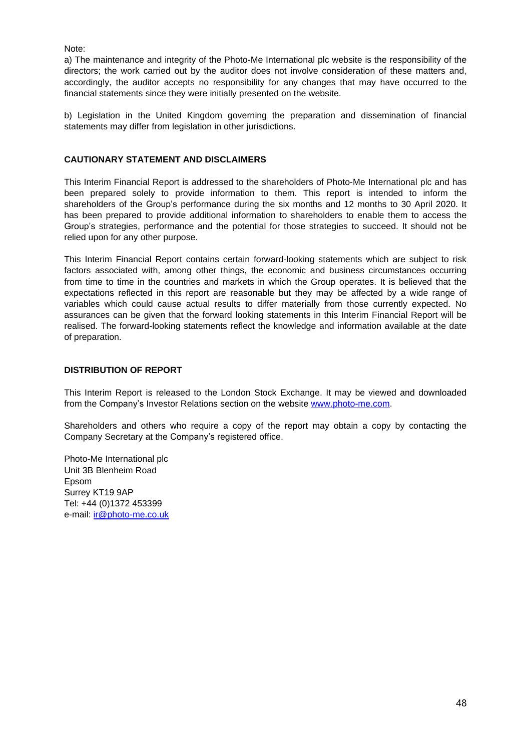Note:

a) The maintenance and integrity of the Photo-Me International plc website is the responsibility of the directors; the work carried out by the auditor does not involve consideration of these matters and, accordingly, the auditor accepts no responsibility for any changes that may have occurred to the financial statements since they were initially presented on the website.

b) Legislation in the United Kingdom governing the preparation and dissemination of financial statements may differ from legislation in other jurisdictions.

**CAUTIONARY STATEMENT AND DISCLAIMERS**

This Interim Financial Report is addressed to the shareholders of Photo-Me International plc and has been prepared solely to provide information to them. This report is intended to inform the shareholders of the Group's performance during the six months and 12 months to 30 April 2020. It has been prepared to provide additional information to shareholders to enable them to access the Group's strategies, performance and the potential for those strategies to succeed. It should not be relied upon for any other purpose.

This Interim Financial Report contains certain forward-looking statements which are subject to risk factors associated with, among other things, the economic and business circumstances occurring from time to time in the countries and markets in which the Group operates. It is believed that the expectations reflected in this report are reasonable but they may be affected by a wide range of variables which could cause actual results to differ materially from those currently expected. No assurances can be given that the forward looking statements in this Interim Financial Report will be realised. The forward-looking statements reflect the knowledge and information available at the date of preparation.

**DISTRIBUTION OF REPORT**

This Interim Report is released to the London Stock Exchange. It may be viewed and downloaded from the Company's Investor Relations section on the website [www.photo-me.com](http://www.photo-me.com).

Shareholders and others who require a copy of the report may obtain a copy by contacting the Company Secretary at the Company's registered office.

Photo-Me International plc
Unit 3B Blenheim Road
Epsom
Surrey KT19 9AP
Tel: +44 (0)1372 453399
e-mail: [ir@photo-me.co.uk](mailto:ir@photo-me.co.uk)